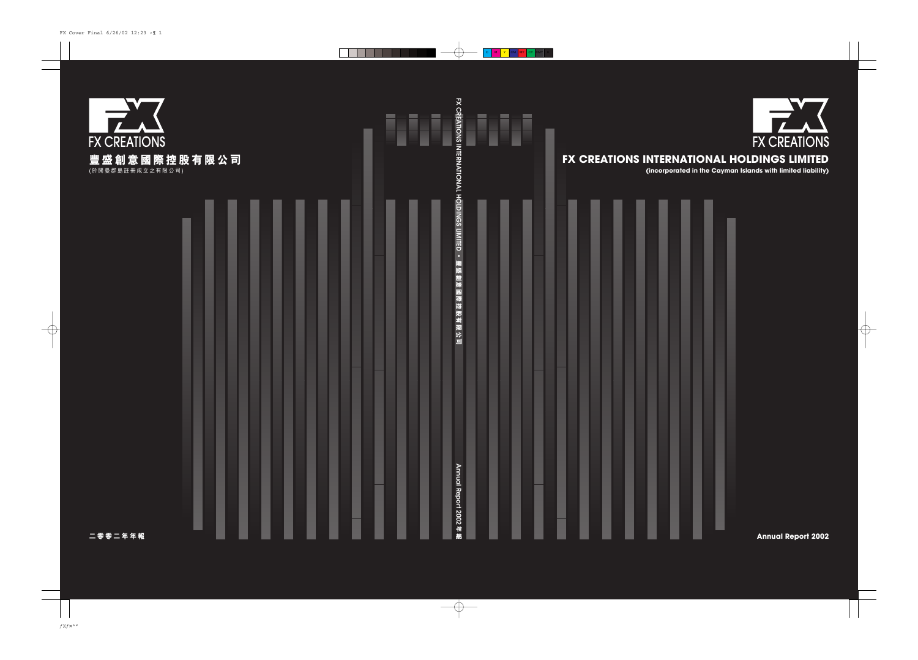FX CREATIONS

# 豐盛創意國際控股有限公司

(於開曼群島註冊成立之有限公司)

二零零二年年報

FX CREATIONS INTERNATIONAL HOLDINGS LIMITED • 豐盛創意國際控股有限公司

Annual Report 2002 年報

FX CREATIONS

# FX CREATIONS INTERNATIONAL HOLDINGS LIMITED

**(incorporated in the Cayman Islands with limited liability)**

**Annual Report 2002**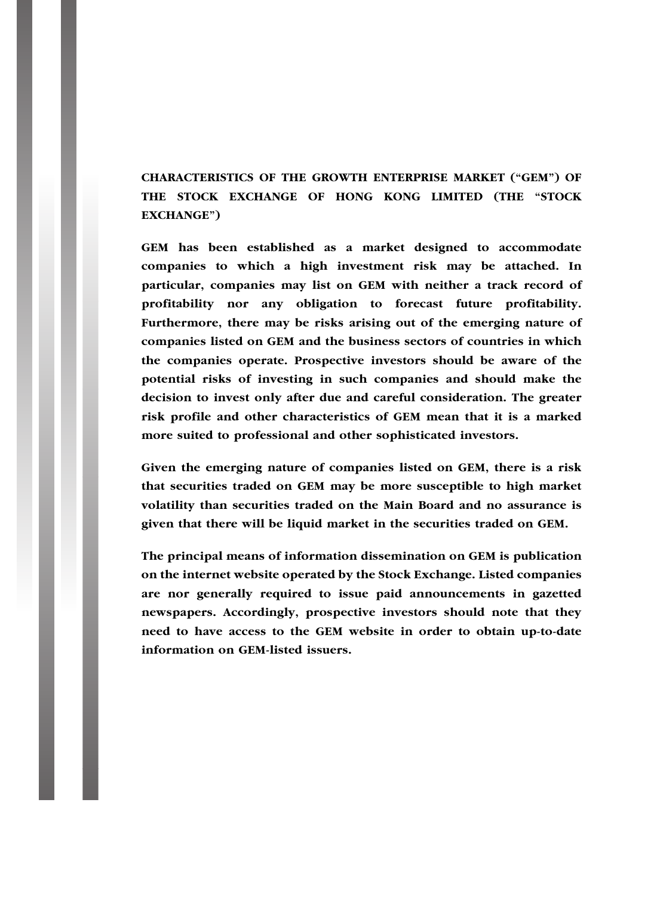**CHARACTERISTICS OF THE GROWTH ENTERPRISE MARKET ("GEM") OF THE STOCK EXCHANGE OF HONG KONG LIMITED (THE "STOCK EXCHANGE")**

**GEM has been established as a market designed to accommodate companies to which a high investment risk may be attached. In particular, companies may list on GEM with neither a track record of profitability nor any obligation to forecast future profitability. Furthermore, there may be risks arising out of the emerging nature of companies listed on GEM and the business sectors of countries in which the companies operate. Prospective investors should be aware of the potential risks of investing in such companies and should make the decision to invest only after due and careful consideration. The greater risk profile and other characteristics of GEM mean that it is a marked more suited to professional and other sophisticated investors.**

**Given the emerging nature of companies listed on GEM, there is a risk that securities traded on GEM may be more susceptible to high market volatility than securities traded on the Main Board and no assurance is given that there will be liquid market in the securities traded on GEM.**

**The principal means of information dissemination on GEM is publication on the internet website operated by the Stock Exchange. Listed companies are nor generally required to issue paid announcements in gazetted newspapers. Accordingly, prospective investors should note that they need to have access to the GEM website in order to obtain up-to-date information on GEM-listed issuers.**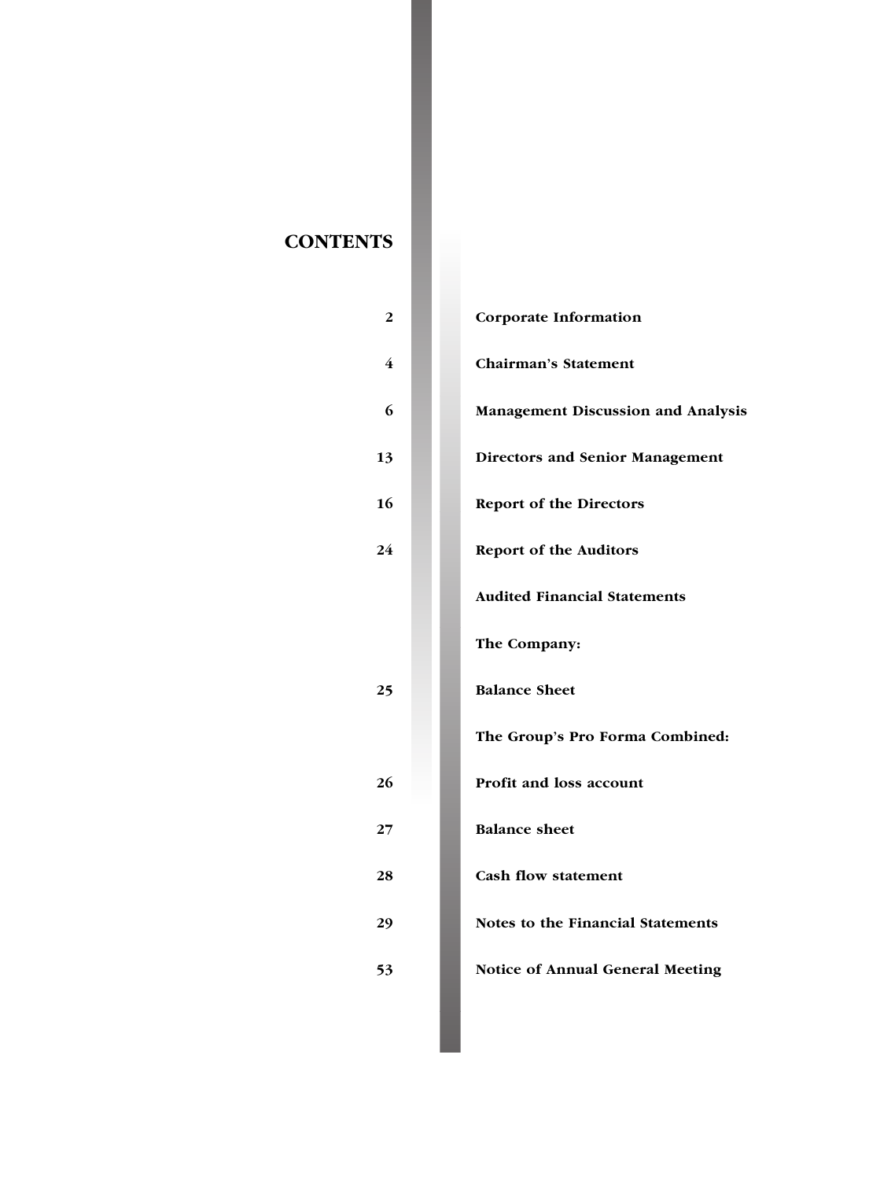# CONTENTS

| | |
|---|---|
| 2 | **Corporate Information** |
| 4 | **Chairman's Statement** |
| 6 | **Management Discussion and Analysis** |
| 13 | **Directors and Senior Management** |
| 16 | **Report of the Directors** |
| 24 | **Report of the Auditors** |
| | **Audited Financial Statements** |
| | **The Company:** |
| 25 | **Balance Sheet** |
| | **The Group's Pro Forma Combined:** |
| 26 | **Profit and loss account** |
| 27 | **Balance sheet** |
| 28 | **Cash flow statement** |
| 29 | **Notes to the Financial Statements** |
| 53 | **Notice of Annual General Meeting** |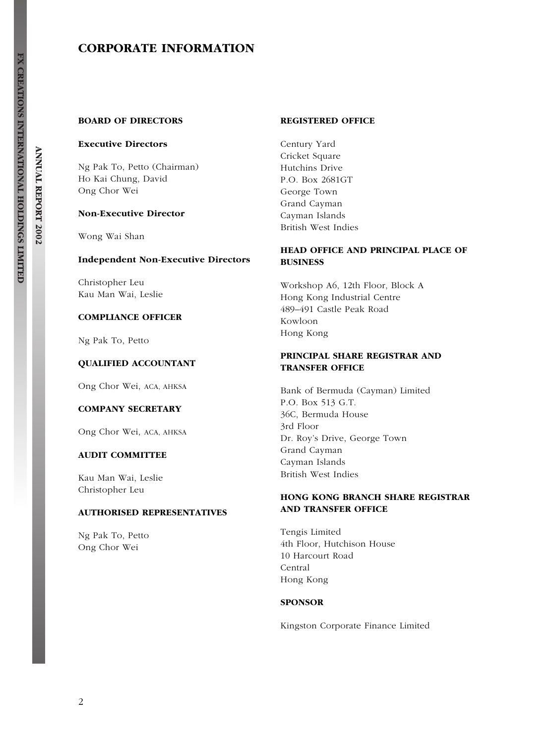# CORPORATE INFORMATION

## BOARD OF DIRECTORS

### Executive Directors

Ng Pak To, Petto (Chairman)
Ho Kai Chung, David
Ong Chor Wei

### Non-Executive Director

Wong Wai Shan

### Independent Non-Executive Directors

Christopher Leu
Kau Man Wai, Leslie

## COMPLIANCE OFFICER

Ng Pak To, Petto

## QUALIFIED ACCOUNTANT

Ong Chor Wei, ACA, AHKSA

## COMPANY SECRETARY

Ong Chor Wei, ACA, AHKSA

## AUDIT COMMITTEE

Kau Man Wai, Leslie
Christopher Leu

## AUTHORISED REPRESENTATIVES

Ng Pak To, Petto
Ong Chor Wei

## REGISTERED OFFICE

Century Yard
Cricket Square
Hutchins Drive
P.O. Box 2681GT
George Town
Grand Cayman
Cayman Islands
British West Indies

## HEAD OFFICE AND PRINCIPAL PLACE OF BUSINESS

Workshop A6, 12th Floor, Block A
Hong Kong Industrial Centre
489–491 Castle Peak Road
Kowloon
Hong Kong

## PRINCIPAL SHARE REGISTRAR AND TRANSFER OFFICE

Bank of Bermuda (Cayman) Limited
P.O. Box 513 G.T.
36C, Bermuda House
3rd Floor
Dr. Roy's Drive, George Town
Grand Cayman
Cayman Islands
British West Indies

## HONG KONG BRANCH SHARE REGISTRAR AND TRANSFER OFFICE

Tengis Limited
4th Floor, Hutchison House
10 Harcourt Road
Central
Hong Kong

## SPONSOR

Kingston Corporate Finance Limited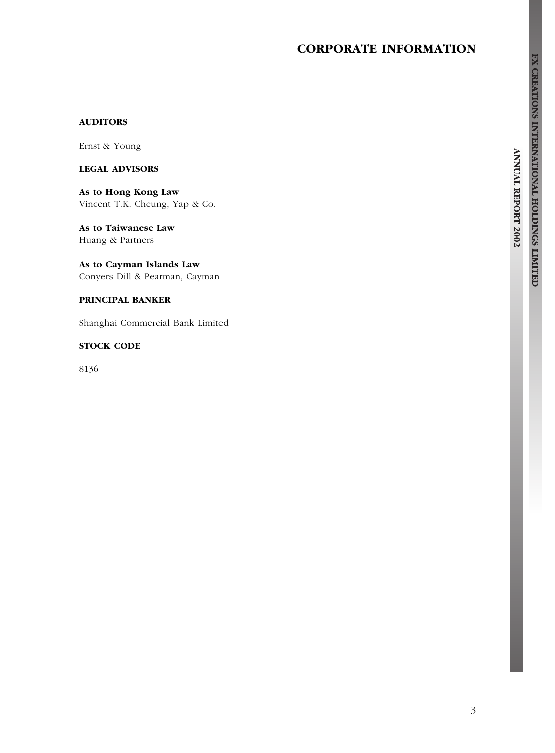# CORPORATE INFORMATION

**AUDITORS**

Ernst & Young

**LEGAL ADVISORS**

**As to Hong Kong Law**
Vincent T.K. Cheung, Yap & Co.

**As to Taiwanese Law**
Huang & Partners

**As to Cayman Islands Law**
Conyers Dill & Pearman, Cayman

**PRINCIPAL BANKER**

Shanghai Commercial Bank Limited

**STOCK CODE**

8136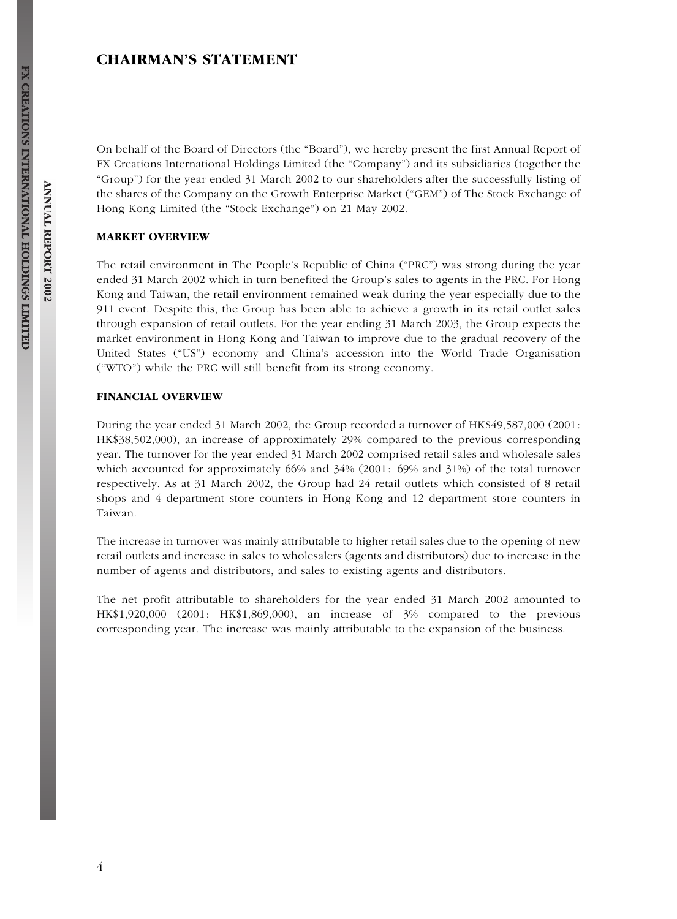# CHAIRMAN'S STATEMENT

On behalf of the Board of Directors (the "Board"), we hereby present the first Annual Report of FX Creations International Holdings Limited (the "Company") and its subsidiaries (together the "Group") for the year ended 31 March 2002 to our shareholders after the successfully listing of the shares of the Company on the Growth Enterprise Market ("GEM") of The Stock Exchange of Hong Kong Limited (the "Stock Exchange") on 21 May 2002.

## MARKET OVERVIEW

The retail environment in The People's Republic of China ("PRC") was strong during the year ended 31 March 2002 which in turn benefited the Group's sales to agents in the PRC. For Hong Kong and Taiwan, the retail environment remained weak during the year especially due to the 911 event. Despite this, the Group has been able to achieve a growth in its retail outlet sales through expansion of retail outlets. For the year ending 31 March 2003, the Group expects the market environment in Hong Kong and Taiwan to improve due to the gradual recovery of the United States ("US") economy and China's accession into the World Trade Organisation ("WTO") while the PRC will still benefit from its strong economy.

## FINANCIAL OVERVIEW

During the year ended 31 March 2002, the Group recorded a turnover of HK$49,587,000 (2001: HK$38,502,000), an increase of approximately 29% compared to the previous corresponding year. The turnover for the year ended 31 March 2002 comprised retail sales and wholesale sales which accounted for approximately 66% and 34% (2001: 69% and 31%) of the total turnover respectively. As at 31 March 2002, the Group had 24 retail outlets which consisted of 8 retail shops and 4 department store counters in Hong Kong and 12 department store counters in Taiwan.

The increase in turnover was mainly attributable to higher retail sales due to the opening of new retail outlets and increase in sales to wholesalers (agents and distributors) due to increase in the number of agents and distributors, and sales to existing agents and distributors.

The net profit attributable to shareholders for the year ended 31 March 2002 amounted to HK$1,920,000 (2001: HK$1,869,000), an increase of 3% compared to the previous corresponding year. The increase was mainly attributable to the expansion of the business.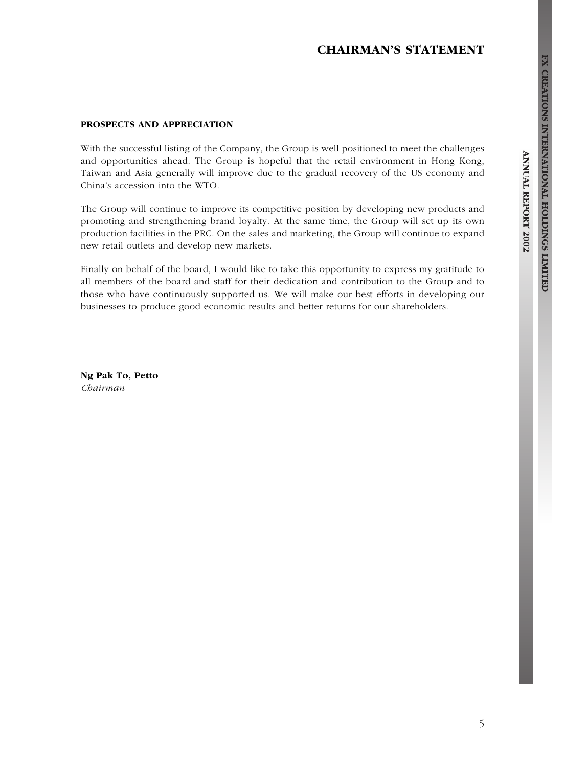# CHAIRMAN'S STATEMENT

## PROSPECTS AND APPRECIATION

With the successful listing of the Company, the Group is well positioned to meet the challenges and opportunities ahead. The Group is hopeful that the retail environment in Hong Kong, Taiwan and Asia generally will improve due to the gradual recovery of the US economy and China's accession into the WTO.

The Group will continue to improve its competitive position by developing new products and promoting and strengthening brand loyalty. At the same time, the Group will set up its own production facilities in the PRC. On the sales and marketing, the Group will continue to expand new retail outlets and develop new markets.

Finally on behalf of the board, I would like to take this opportunity to express my gratitude to all members of the board and staff for their dedication and contribution to the Group and to those who have continuously supported us. We will make our best efforts in developing our businesses to produce good economic results and better returns for our shareholders.

**Ng Pak To, Petto**
*Chairman*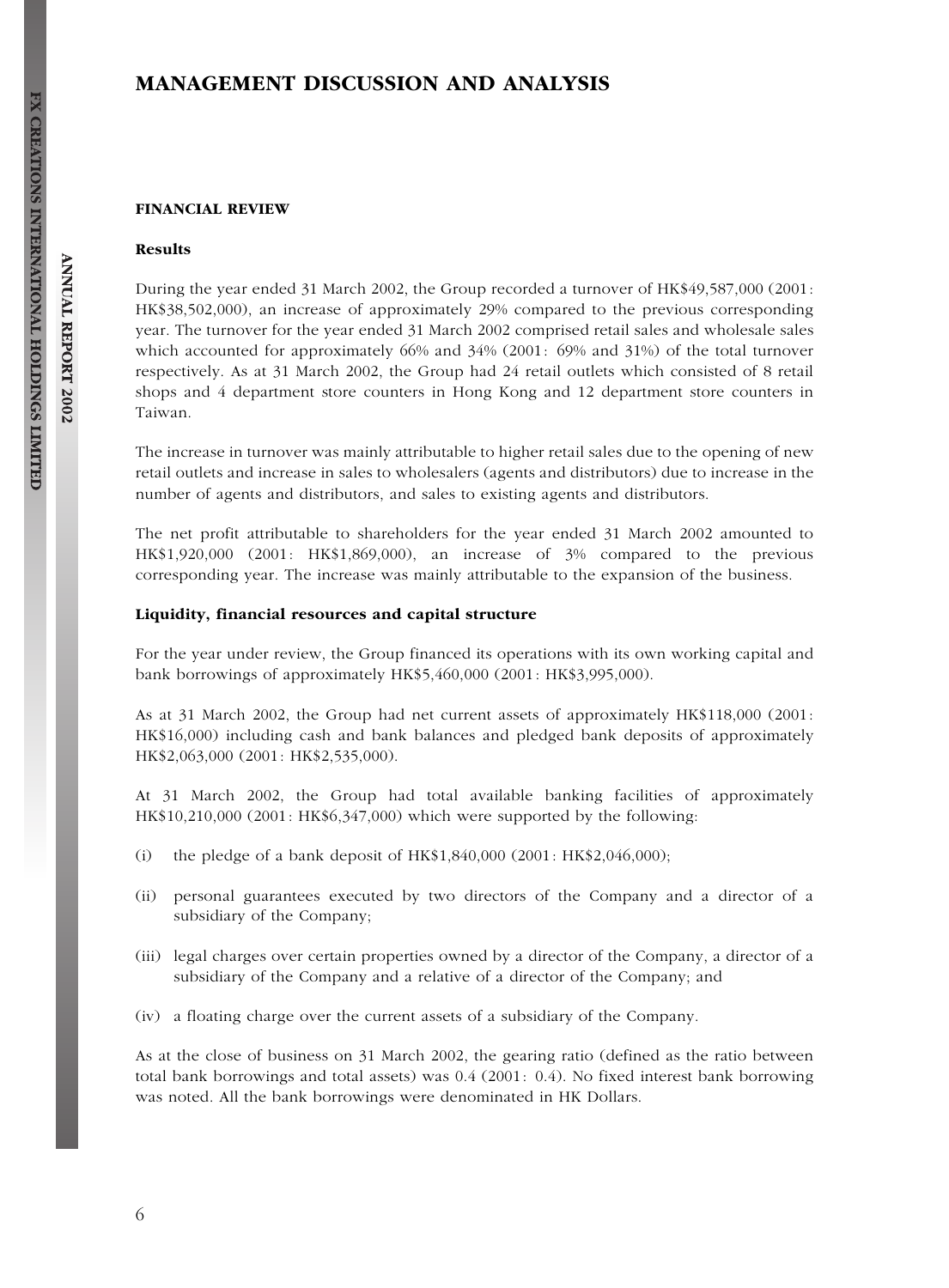# MANAGEMENT DISCUSSION AND ANALYSIS

## FINANCIAL REVIEW

### Results

During the year ended 31 March 2002, the Group recorded a turnover of HK$49,587,000 (2001: HK$38,502,000), an increase of approximately 29% compared to the previous corresponding year. The turnover for the year ended 31 March 2002 comprised retail sales and wholesale sales which accounted for approximately 66% and 34% (2001: 69% and 31%) of the total turnover respectively. As at 31 March 2002, the Group had 24 retail outlets which consisted of 8 retail shops and 4 department store counters in Hong Kong and 12 department store counters in Taiwan.

The increase in turnover was mainly attributable to higher retail sales due to the opening of new retail outlets and increase in sales to wholesalers (agents and distributors) due to increase in the number of agents and distributors, and sales to existing agents and distributors.

The net profit attributable to shareholders for the year ended 31 March 2002 amounted to HK$1,920,000 (2001: HK$1,869,000), an increase of 3% compared to the previous corresponding year. The increase was mainly attributable to the expansion of the business.

### Liquidity, financial resources and capital structure

For the year under review, the Group financed its operations with its own working capital and bank borrowings of approximately HK$5,460,000 (2001: HK$3,995,000).

As at 31 March 2002, the Group had net current assets of approximately HK$118,000 (2001: HK$16,000) including cash and bank balances and pledged bank deposits of approximately HK$2,063,000 (2001: HK$2,535,000).

At 31 March 2002, the Group had total available banking facilities of approximately HK$10,210,000 (2001: HK$6,347,000) which were supported by the following:

(i) the pledge of a bank deposit of HK$1,840,000 (2001: HK$2,046,000);

(ii) personal guarantees executed by two directors of the Company and a director of a subsidiary of the Company;

(iii) legal charges over certain properties owned by a director of the Company, a director of a subsidiary of the Company and a relative of a director of the Company; and

(iv) a floating charge over the current assets of a subsidiary of the Company.

As at the close of business on 31 March 2002, the gearing ratio (defined as the ratio between total bank borrowings and total assets) was 0.4 (2001: 0.4). No fixed interest bank borrowing was noted. All the bank borrowings were denominated in HK Dollars.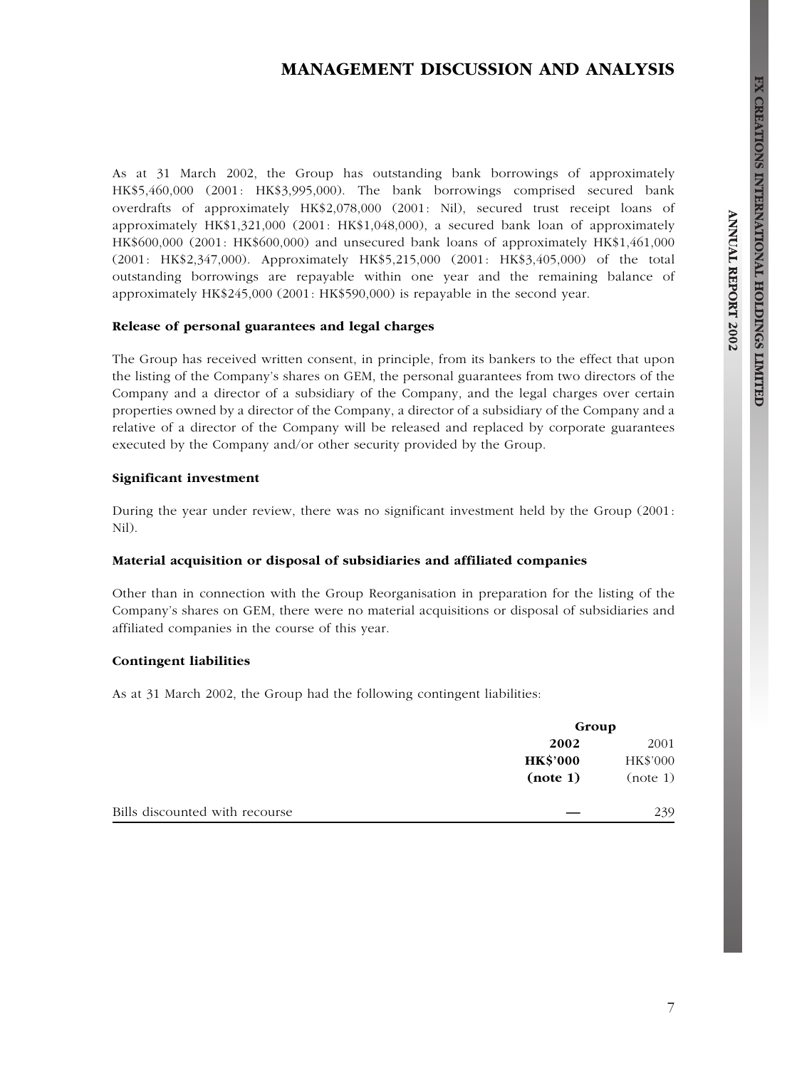# MANAGEMENT DISCUSSION AND ANALYSIS

As at 31 March 2002, the Group has outstanding bank borrowings of approximately HK$5,460,000 (2001: HK$3,995,000). The bank borrowings comprised secured bank overdrafts of approximately HK$2,078,000 (2001: Nil), secured trust receipt loans of approximately HK$1,321,000 (2001: HK$1,048,000), a secured bank loan of approximately HK$600,000 (2001: HK$600,000) and unsecured bank loans of approximately HK$1,461,000 (2001: HK$2,347,000). Approximately HK$5,215,000 (2001: HK$3,405,000) of the total outstanding borrowings are repayable within one year and the remaining balance of approximately HK$245,000 (2001: HK$590,000) is repayable in the second year.

**Release of personal guarantees and legal charges**

The Group has received written consent, in principle, from its bankers to the effect that upon the listing of the Company's shares on GEM, the personal guarantees from two directors of the Company and a director of a subsidiary of the Company, and the legal charges over certain properties owned by a director of the Company, a director of a subsidiary of the Company and a relative of a director of the Company will be released and replaced by corporate guarantees executed by the Company and/or other security provided by the Group.

**Significant investment**

During the year under review, there was no significant investment held by the Group (2001: Nil).

**Material acquisition or disposal of subsidiaries and affiliated companies**

Other than in connection with the Group Reorganisation in preparation for the listing of the Company's shares on GEM, there were no material acquisitions or disposal of subsidiaries and affiliated companies in the course of this year.

**Contingent liabilities**

As at 31 March 2002, the Group had the following contingent liabilities:

| | **Group** | |
|---|---|---|
| | **2002** | 2001 |
| | **HK$'000** | HK$'000 |
| | **(note 1)** | (note 1) |
| Bills discounted with recourse | **—** | 239 |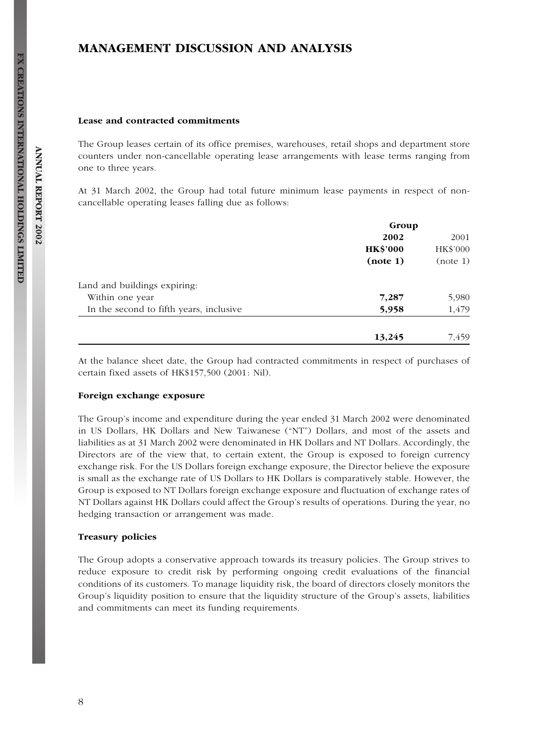# MANAGEMENT DISCUSSION AND ANALYSIS

**Lease and contracted commitments**

The Group leases certain of its office premises, warehouses, retail shops and department store counters under non-cancellable operating lease arrangements with lease terms ranging from one to three years.

At 31 March 2002, the Group had total future minimum lease payments in respect of non-cancellable operating leases falling due as follows:

| | Group | |
|---|---|---|
| | **2002** | 2001 |
| | **HK$'000** | HK$'000 |
| | **(note 1)** | (note 1) |
| Land and buildings expiring: | | |
| Within one year | **7,287** | 5,980 |
| In the second to fifth years, inclusive | **5,958** | 1,479 |
| | **13,245** | 7,459 |

At the balance sheet date, the Group had contracted commitments in respect of purchases of certain fixed assets of HK$157,500 (2001: Nil).

**Foreign exchange exposure**

The Group's income and expenditure during the year ended 31 March 2002 were denominated in US Dollars, HK Dollars and New Taiwanese ("NT") Dollars, and most of the assets and liabilities as at 31 March 2002 were denominated in HK Dollars and NT Dollars. Accordingly, the Directors are of the view that, to certain extent, the Group is exposed to foreign currency exchange risk. For the US Dollars foreign exchange exposure, the Director believe the exposure is small as the exchange rate of US Dollars to HK Dollars is comparatively stable. However, the Group is exposed to NT Dollars foreign exchange exposure and fluctuation of exchange rates of NT Dollars against HK Dollars could affect the Group's results of operations. During the year, no hedging transaction or arrangement was made.

**Treasury policies**

The Group adopts a conservative approach towards its treasury policies. The Group strives to reduce exposure to credit risk by performing ongoing credit evaluations of the financial conditions of its customers. To manage liquidity risk, the board of directors closely monitors the Group's liquidity position to ensure that the liquidity structure of the Group's assets, liabilities and commitments can meet its funding requirements.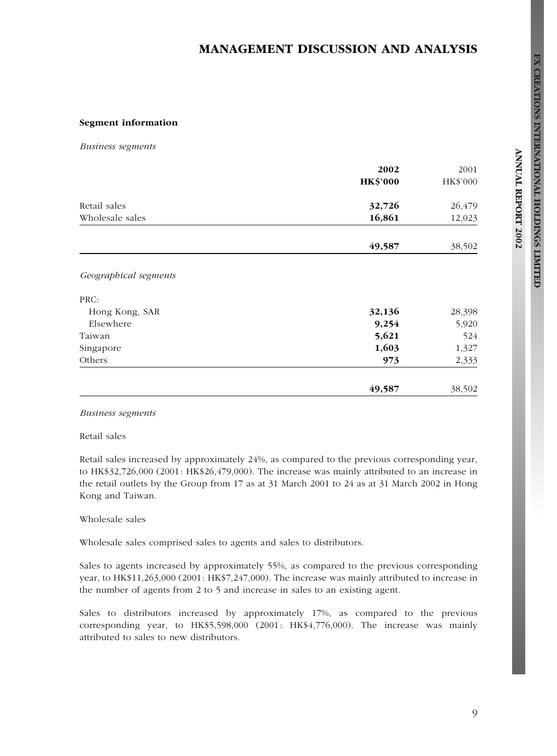# MANAGEMENT DISCUSSION AND ANALYSIS

**Segment information**

*Business segments*

| | **2002** | 2001 |
|---|---|---|
| | **HK$'000** | HK$'000 |
| Retail sales | **32,726** | 26,479 |
| Wholesale sales | **16,861** | 12,023 |
| | **49,587** | 38,502 |

*Geographical segments*

| | **2002** | 2001 |
|---|---|---|
| PRC: | | |
| Hong Kong, SAR | **32,136** | 28,398 |
| Elsewhere | **9,254** | 5,920 |
| Taiwan | **5,621** | 524 |
| Singapore | **1,603** | 1,327 |
| Others | **973** | 2,333 |
| | **49,587** | 38,502 |

*Business segments*

Retail sales

Retail sales increased by approximately 24%, as compared to the previous corresponding year, to HK$32,726,000 (2001: HK$26,479,000). The increase was mainly attributed to an increase in the retail outlets by the Group from 17 as at 31 March 2001 to 24 as at 31 March 2002 in Hong Kong and Taiwan.

Wholesale sales

Wholesale sales comprised sales to agents and sales to distributors.

Sales to agents increased by approximately 55%, as compared to the previous corresponding year, to HK$11,263,000 (2001: HK$7,247,000). The increase was mainly attributed to increase in the number of agents from 2 to 5 and increase in sales to an existing agent.

Sales to distributors increased by approximately 17%, as compared to the previous corresponding year, to HK$5,598,000 (2001: HK$4,776,000). The increase was mainly attributed to sales to new distributors.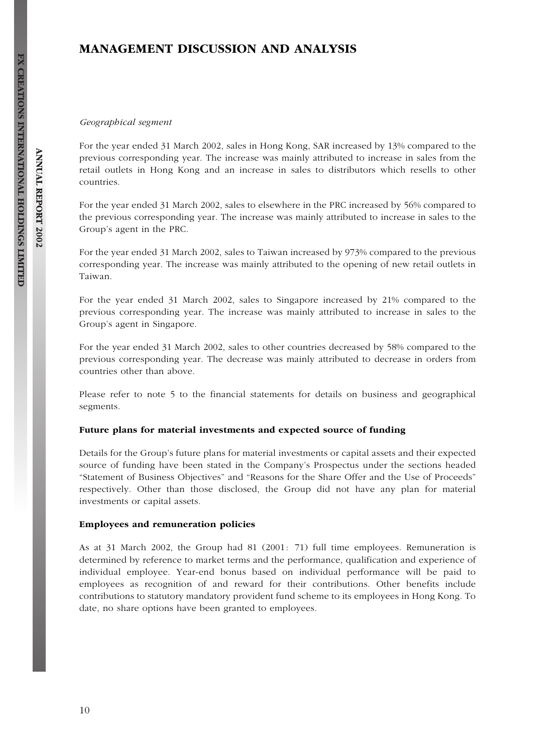# MANAGEMENT DISCUSSION AND ANALYSIS

*Geographical segment*

For the year ended 31 March 2002, sales in Hong Kong, SAR increased by 13% compared to the previous corresponding year. The increase was mainly attributed to increase in sales from the retail outlets in Hong Kong and an increase in sales to distributors which resells to other countries.

For the year ended 31 March 2002, sales to elsewhere in the PRC increased by 56% compared to the previous corresponding year. The increase was mainly attributed to increase in sales to the Group's agent in the PRC.

For the year ended 31 March 2002, sales to Taiwan increased by 973% compared to the previous corresponding year. The increase was mainly attributed to the opening of new retail outlets in Taiwan.

For the year ended 31 March 2002, sales to Singapore increased by 21% compared to the previous corresponding year. The increase was mainly attributed to increase in sales to the Group's agent in Singapore.

For the year ended 31 March 2002, sales to other countries decreased by 58% compared to the previous corresponding year. The decrease was mainly attributed to decrease in orders from countries other than above.

Please refer to note 5 to the financial statements for details on business and geographical segments.

**Future plans for material investments and expected source of funding**

Details for the Group's future plans for material investments or capital assets and their expected source of funding have been stated in the Company's Prospectus under the sections headed "Statement of Business Objectives" and "Reasons for the Share Offer and the Use of Proceeds" respectively. Other than those disclosed, the Group did not have any plan for material investments or capital assets.

**Employees and remuneration policies**

As at 31 March 2002, the Group had 81 (2001: 71) full time employees. Remuneration is determined by reference to market terms and the performance, qualification and experience of individual employee. Year-end bonus based on individual performance will be paid to employees as recognition of and reward for their contributions. Other benefits include contributions to statutory mandatory provident fund scheme to its employees in Hong Kong. To date, no share options have been granted to employees.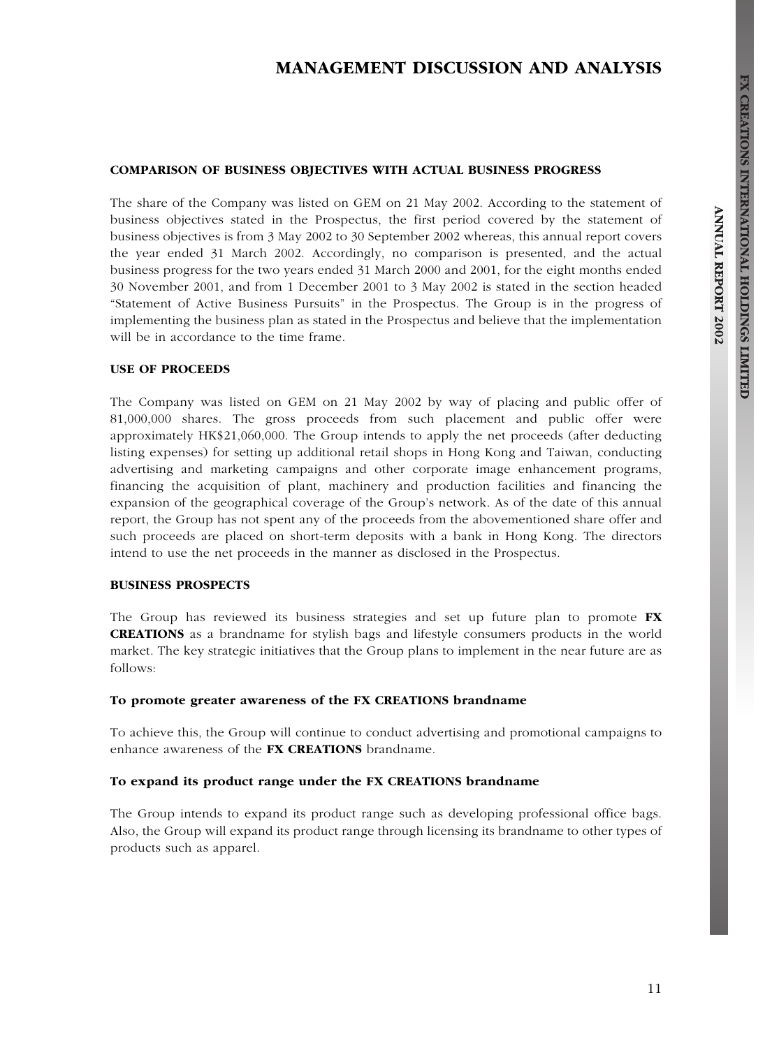# MANAGEMENT DISCUSSION AND ANALYSIS

**COMPARISON OF BUSINESS OBJECTIVES WITH ACTUAL BUSINESS PROGRESS**

The share of the Company was listed on GEM on 21 May 2002. According to the statement of business objectives stated in the Prospectus, the first period covered by the statement of business objectives is from 3 May 2002 to 30 September 2002 whereas, this annual report covers the year ended 31 March 2002. Accordingly, no comparison is presented, and the actual business progress for the two years ended 31 March 2000 and 2001, for the eight months ended 30 November 2001, and from 1 December 2001 to 3 May 2002 is stated in the section headed "Statement of Active Business Pursuits" in the Prospectus. The Group is in the progress of implementing the business plan as stated in the Prospectus and believe that the implementation will be in accordance to the time frame.

**USE OF PROCEEDS**

The Company was listed on GEM on 21 May 2002 by way of placing and public offer of 81,000,000 shares. The gross proceeds from such placement and public offer were approximately HK$21,060,000. The Group intends to apply the net proceeds (after deducting listing expenses) for setting up additional retail shops in Hong Kong and Taiwan, conducting advertising and marketing campaigns and other corporate image enhancement programs, financing the acquisition of plant, machinery and production facilities and financing the expansion of the geographical coverage of the Group's network. As of the date of this annual report, the Group has not spent any of the proceeds from the abovementioned share offer and such proceeds are placed on short-term deposits with a bank in Hong Kong. The directors intend to use the net proceeds in the manner as disclosed in the Prospectus.

**BUSINESS PROSPECTS**

The Group has reviewed its business strategies and set up future plan to promote **FX CREATIONS** as a brandname for stylish bags and lifestyle consumers products in the world market. The key strategic initiatives that the Group plans to implement in the near future are as follows:

**To promote greater awareness of the FX CREATIONS brandname**

To achieve this, the Group will continue to conduct advertising and promotional campaigns to enhance awareness of the **FX CREATIONS** brandname.

**To expand its product range under the FX CREATIONS brandname**

The Group intends to expand its product range such as developing professional office bags. Also, the Group will expand its product range through licensing its brandname to other types of products such as apparel.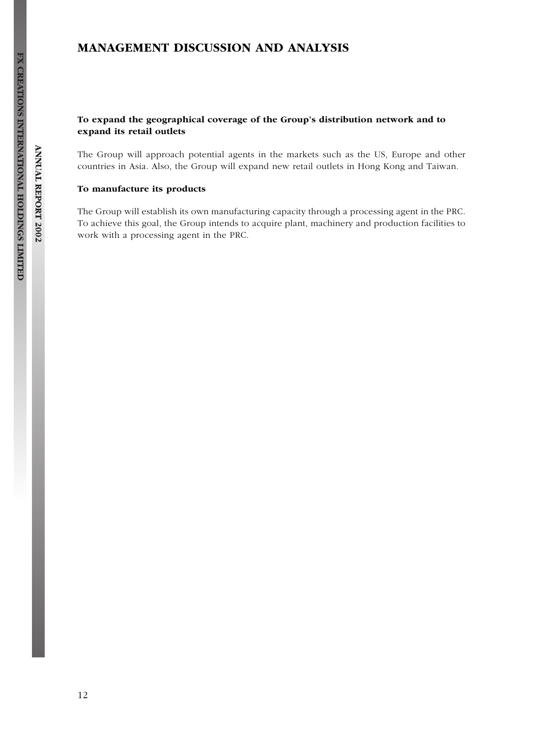# MANAGEMENT DISCUSSION AND ANALYSIS

**To expand the geographical coverage of the Group's distribution network and to expand its retail outlets**

The Group will approach potential agents in the markets such as the US, Europe and other countries in Asia. Also, the Group will expand new retail outlets in Hong Kong and Taiwan.

**To manufacture its products**

The Group will establish its own manufacturing capacity through a processing agent in the PRC. To achieve this goal, the Group intends to acquire plant, machinery and production facilities to work with a processing agent in the PRC.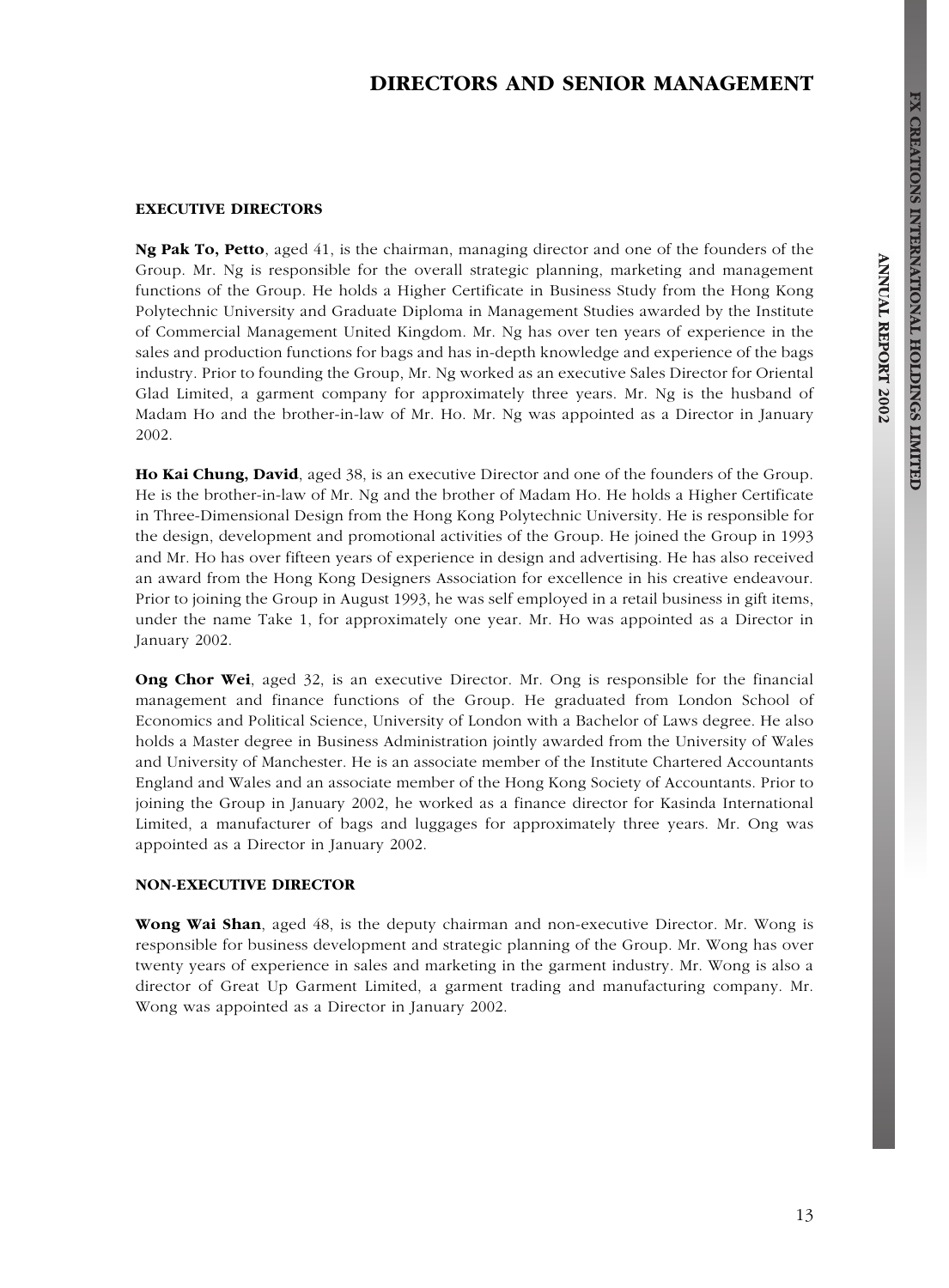# DIRECTORS AND SENIOR MANAGEMENT

## EXECUTIVE DIRECTORS

**Ng Pak To, Petto**, aged 41, is the chairman, managing director and one of the founders of the Group. Mr. Ng is responsible for the overall strategic planning, marketing and management functions of the Group. He holds a Higher Certificate in Business Study from the Hong Kong Polytechnic University and Graduate Diploma in Management Studies awarded by the Institute of Commercial Management United Kingdom. Mr. Ng has over ten years of experience in the sales and production functions for bags and has in-depth knowledge and experience of the bags industry. Prior to founding the Group, Mr. Ng worked as an executive Sales Director for Oriental Glad Limited, a garment company for approximately three years. Mr. Ng is the husband of Madam Ho and the brother-in-law of Mr. Ho. Mr. Ng was appointed as a Director in January 2002.

**Ho Kai Chung, David**, aged 38, is an executive Director and one of the founders of the Group. He is the brother-in-law of Mr. Ng and the brother of Madam Ho. He holds a Higher Certificate in Three-Dimensional Design from the Hong Kong Polytechnic University. He is responsible for the design, development and promotional activities of the Group. He joined the Group in 1993 and Mr. Ho has over fifteen years of experience in design and advertising. He has also received an award from the Hong Kong Designers Association for excellence in his creative endeavour. Prior to joining the Group in August 1993, he was self employed in a retail business in gift items, under the name Take 1, for approximately one year. Mr. Ho was appointed as a Director in January 2002.

**Ong Chor Wei**, aged 32, is an executive Director. Mr. Ong is responsible for the financial management and finance functions of the Group. He graduated from London School of Economics and Political Science, University of London with a Bachelor of Laws degree. He also holds a Master degree in Business Administration jointly awarded from the University of Wales and University of Manchester. He is an associate member of the Institute Chartered Accountants England and Wales and an associate member of the Hong Kong Society of Accountants. Prior to joining the Group in January 2002, he worked as a finance director for Kasinda International Limited, a manufacturer of bags and luggages for approximately three years. Mr. Ong was appointed as a Director in January 2002.

## NON-EXECUTIVE DIRECTOR

**Wong Wai Shan**, aged 48, is the deputy chairman and non-executive Director. Mr. Wong is responsible for business development and strategic planning of the Group. Mr. Wong has over twenty years of experience in sales and marketing in the garment industry. Mr. Wong is also a director of Great Up Garment Limited, a garment trading and manufacturing company. Mr. Wong was appointed as a Director in January 2002.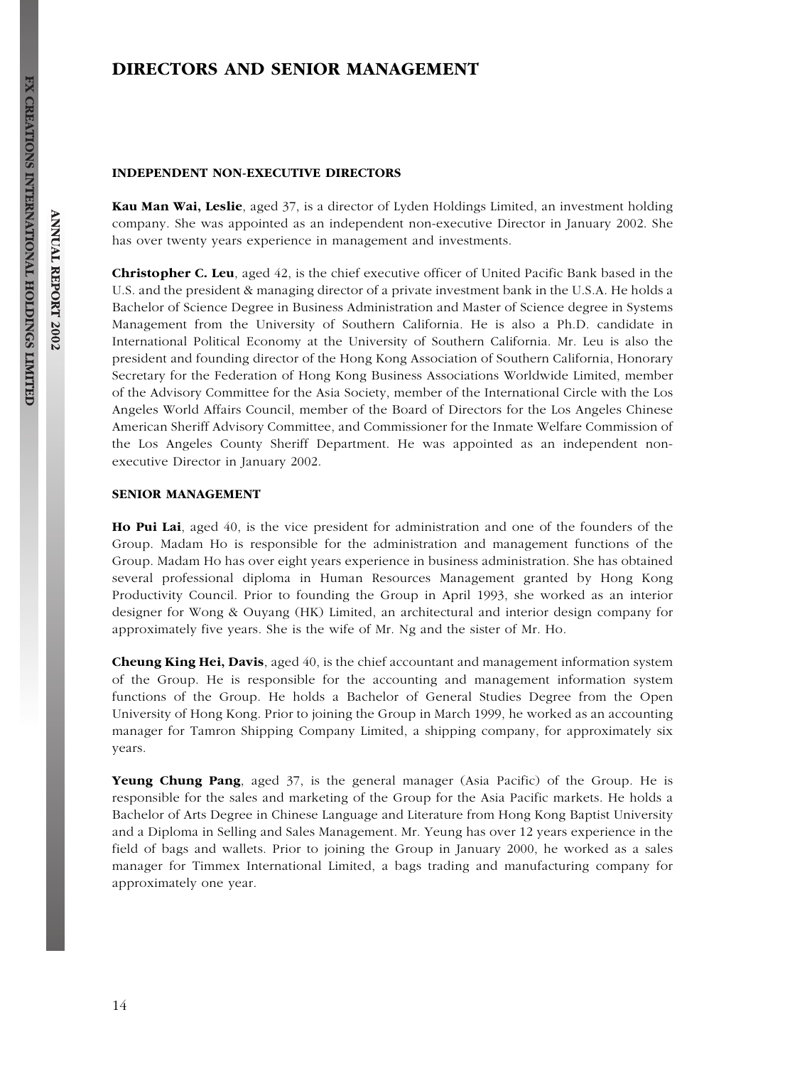# DIRECTORS AND SENIOR MANAGEMENT

### INDEPENDENT NON-EXECUTIVE DIRECTORS

**Kau Man Wai, Leslie**, aged 37, is a director of Lyden Holdings Limited, an investment holding company. She was appointed as an independent non-executive Director in January 2002. She has over twenty years experience in management and investments.

**Christopher C. Leu**, aged 42, is the chief executive officer of United Pacific Bank based in the U.S. and the president & managing director of a private investment bank in the U.S.A. He holds a Bachelor of Science Degree in Business Administration and Master of Science degree in Systems Management from the University of Southern California. He is also a Ph.D. candidate in International Political Economy at the University of Southern California. Mr. Leu is also the president and founding director of the Hong Kong Association of Southern California, Honorary Secretary for the Federation of Hong Kong Business Associations Worldwide Limited, member of the Advisory Committee for the Asia Society, member of the International Circle with the Los Angeles World Affairs Council, member of the Board of Directors for the Los Angeles Chinese American Sheriff Advisory Committee, and Commissioner for the Inmate Welfare Commission of the Los Angeles County Sheriff Department. He was appointed as an independent non-executive Director in January 2002.

### SENIOR MANAGEMENT

**Ho Pui Lai**, aged 40, is the vice president for administration and one of the founders of the Group. Madam Ho is responsible for the administration and management functions of the Group. Madam Ho has over eight years experience in business administration. She has obtained several professional diploma in Human Resources Management granted by Hong Kong Productivity Council. Prior to founding the Group in April 1993, she worked as an interior designer for Wong & Ouyang (HK) Limited, an architectural and interior design company for approximately five years. She is the wife of Mr. Ng and the sister of Mr. Ho.

**Cheung King Hei, Davis**, aged 40, is the chief accountant and management information system of the Group. He is responsible for the accounting and management information system functions of the Group. He holds a Bachelor of General Studies Degree from the Open University of Hong Kong. Prior to joining the Group in March 1999, he worked as an accounting manager for Tamron Shipping Company Limited, a shipping company, for approximately six years.

**Yeung Chung Pang**, aged 37, is the general manager (Asia Pacific) of the Group. He is responsible for the sales and marketing of the Group for the Asia Pacific markets. He holds a Bachelor of Arts Degree in Chinese Language and Literature from Hong Kong Baptist University and a Diploma in Selling and Sales Management. Mr. Yeung has over 12 years experience in the field of bags and wallets. Prior to joining the Group in January 2000, he worked as a sales manager for Timmex International Limited, a bags trading and manufacturing company for approximately one year.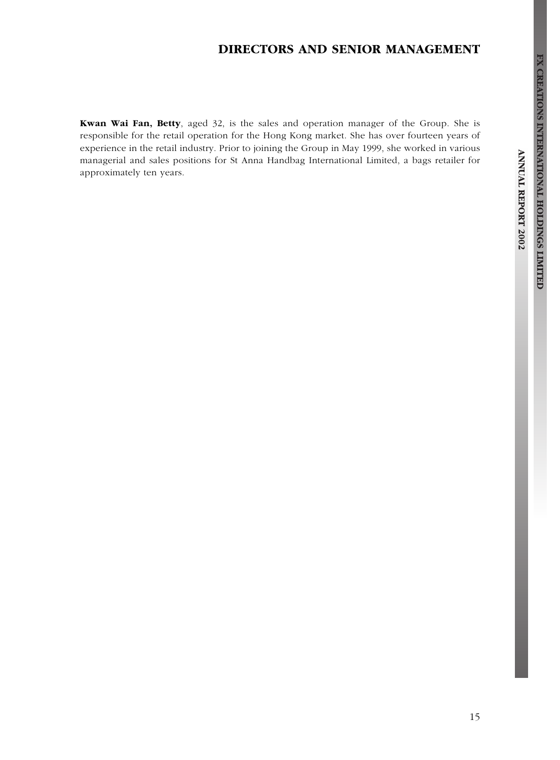# DIRECTORS AND SENIOR MANAGEMENT

**Kwan Wai Fan, Betty**, aged 32, is the sales and operation manager of the Group. She is responsible for the retail operation for the Hong Kong market. She has over fourteen years of experience in the retail industry. Prior to joining the Group in May 1999, she worked in various managerial and sales positions for St Anna Handbag International Limited, a bags retailer for approximately ten years.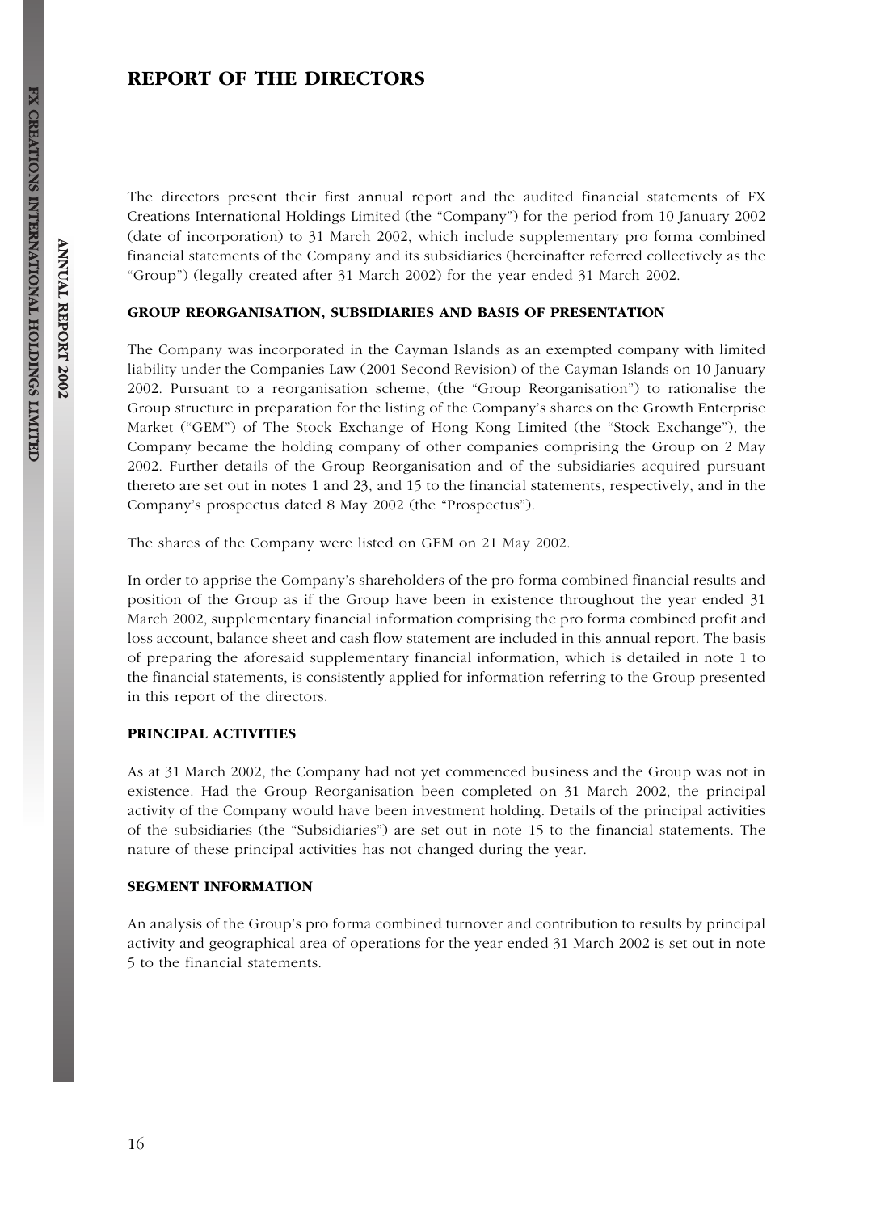# REPORT OF THE DIRECTORS

The directors present their first annual report and the audited financial statements of FX Creations International Holdings Limited (the "Company") for the period from 10 January 2002 (date of incorporation) to 31 March 2002, which include supplementary pro forma combined financial statements of the Company and its subsidiaries (hereinafter referred collectively as the "Group") (legally created after 31 March 2002) for the year ended 31 March 2002.

## GROUP REORGANISATION, SUBSIDIARIES AND BASIS OF PRESENTATION

The Company was incorporated in the Cayman Islands as an exempted company with limited liability under the Companies Law (2001 Second Revision) of the Cayman Islands on 10 January 2002. Pursuant to a reorganisation scheme, (the "Group Reorganisation") to rationalise the Group structure in preparation for the listing of the Company's shares on the Growth Enterprise Market ("GEM") of The Stock Exchange of Hong Kong Limited (the "Stock Exchange"), the Company became the holding company of other companies comprising the Group on 2 May 2002. Further details of the Group Reorganisation and of the subsidiaries acquired pursuant thereto are set out in notes 1 and 23, and 15 to the financial statements, respectively, and in the Company's prospectus dated 8 May 2002 (the "Prospectus").

The shares of the Company were listed on GEM on 21 May 2002.

In order to apprise the Company's shareholders of the pro forma combined financial results and position of the Group as if the Group have been in existence throughout the year ended 31 March 2002, supplementary financial information comprising the pro forma combined profit and loss account, balance sheet and cash flow statement are included in this annual report. The basis of preparing the aforesaid supplementary financial information, which is detailed in note 1 to the financial statements, is consistently applied for information referring to the Group presented in this report of the directors.

## PRINCIPAL ACTIVITIES

As at 31 March 2002, the Company had not yet commenced business and the Group was not in existence. Had the Group Reorganisation been completed on 31 March 2002, the principal activity of the Company would have been investment holding. Details of the principal activities of the subsidiaries (the "Subsidiaries") are set out in note 15 to the financial statements. The nature of these principal activities has not changed during the year.

## SEGMENT INFORMATION

An analysis of the Group's pro forma combined turnover and contribution to results by principal activity and geographical area of operations for the year ended 31 March 2002 is set out in note 5 to the financial statements.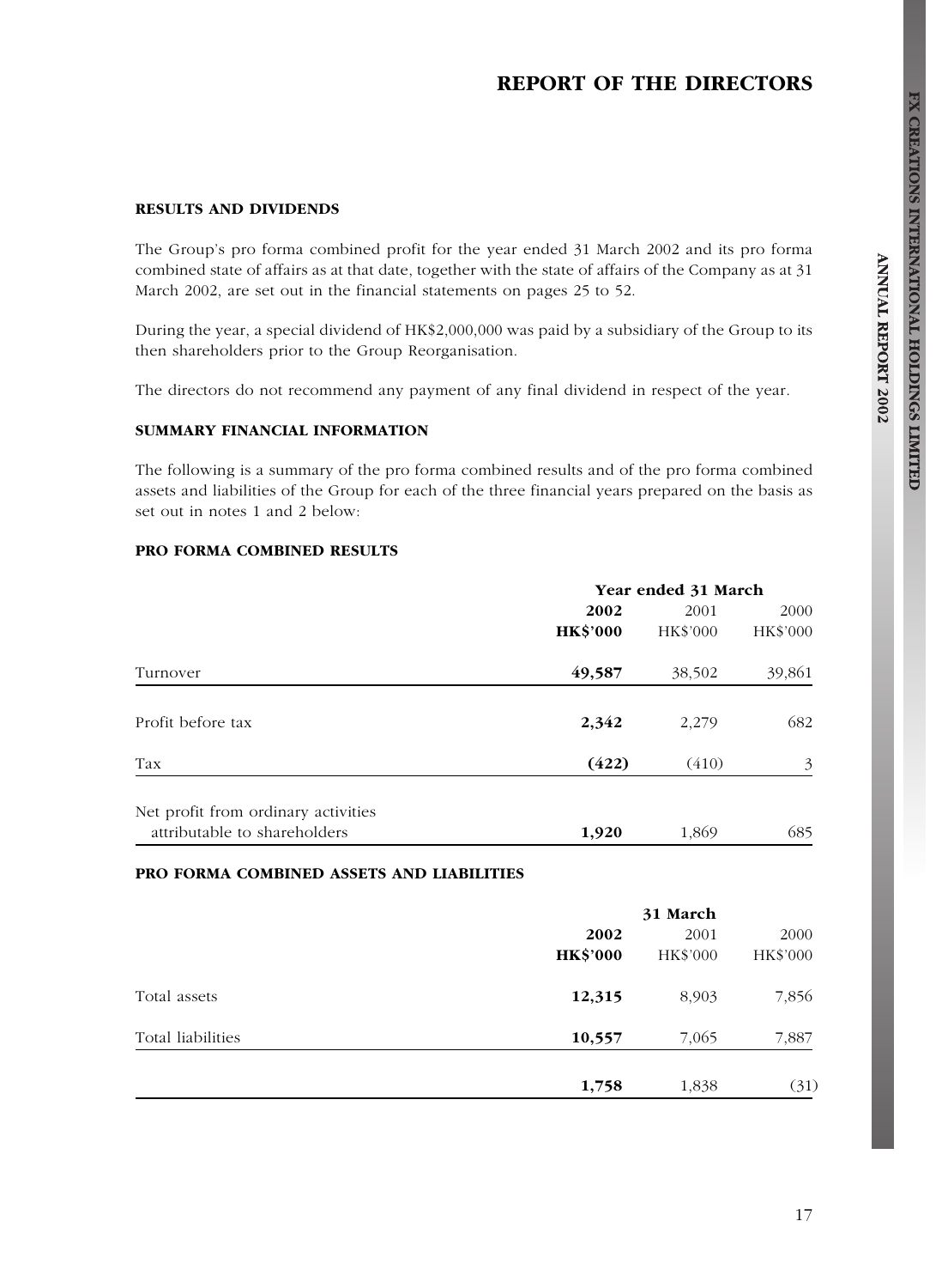# REPORT OF THE DIRECTORS

## RESULTS AND DIVIDENDS

The Group's pro forma combined profit for the year ended 31 March 2002 and its pro forma combined state of affairs as at that date, together with the state of affairs of the Company as at 31 March 2002, are set out in the financial statements on pages 25 to 52.

During the year, a special dividend of HK$2,000,000 was paid by a subsidiary of the Group to its then shareholders prior to the Group Reorganisation.

The directors do not recommend any payment of any final dividend in respect of the year.

## SUMMARY FINANCIAL INFORMATION

The following is a summary of the pro forma combined results and of the pro forma combined assets and liabilities of the Group for each of the three financial years prepared on the basis as set out in notes 1 and 2 below:

### PRO FORMA COMBINED RESULTS

| | Year ended 31 March | | |
|---|---|---|---|
| | **2002** | 2001 | 2000 |
| | **HK$'000** | HK$'000 | HK$'000 |
| Turnover | **49,587** | 38,502 | 39,861 |
| Profit before tax | **2,342** | 2,279 | 682 |
| Tax | **(422)** | (410) | 3 |
| Net profit from ordinary activities attributable to shareholders | **1,920** | 1,869 | 685 |

### PRO FORMA COMBINED ASSETS AND LIABILITIES

| | 31 March | | |
|---|---|---|---|
| | **2002** | 2001 | 2000 |
| | **HK$'000** | HK$'000 | HK$'000 |
| Total assets | **12,315** | 8,903 | 7,856 |
| Total liabilities | **10,557** | 7,065 | 7,887 |
| | **1,758** | 1,838 | (31) |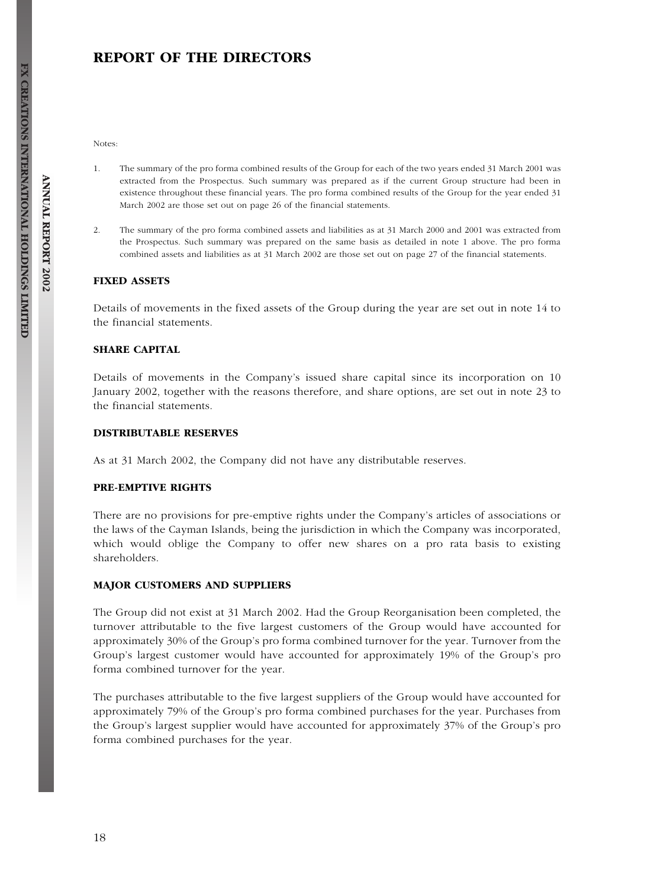# REPORT OF THE DIRECTORS

Notes:

1. The summary of the pro forma combined results of the Group for each of the two years ended 31 March 2001 was extracted from the Prospectus. Such summary was prepared as if the current Group structure had been in existence throughout these financial years. The pro forma combined results of the Group for the year ended 31 March 2002 are those set out on page 26 of the financial statements.

2. The summary of the pro forma combined assets and liabilities as at 31 March 2000 and 2001 was extracted from the Prospectus. Such summary was prepared on the same basis as detailed in note 1 above. The pro forma combined assets and liabilities as at 31 March 2002 are those set out on page 27 of the financial statements.

## FIXED ASSETS

Details of movements in the fixed assets of the Group during the year are set out in note 14 to the financial statements.

## SHARE CAPITAL

Details of movements in the Company's issued share capital since its incorporation on 10 January 2002, together with the reasons therefore, and share options, are set out in note 23 to the financial statements.

## DISTRIBUTABLE RESERVES

As at 31 March 2002, the Company did not have any distributable reserves.

## PRE-EMPTIVE RIGHTS

There are no provisions for pre-emptive rights under the Company's articles of associations or the laws of the Cayman Islands, being the jurisdiction in which the Company was incorporated, which would oblige the Company to offer new shares on a pro rata basis to existing shareholders.

## MAJOR CUSTOMERS AND SUPPLIERS

The Group did not exist at 31 March 2002. Had the Group Reorganisation been completed, the turnover attributable to the five largest customers of the Group would have accounted for approximately 30% of the Group's pro forma combined turnover for the year. Turnover from the Group's largest customer would have accounted for approximately 19% of the Group's pro forma combined turnover for the year.

The purchases attributable to the five largest suppliers of the Group would have accounted for approximately 79% of the Group's pro forma combined purchases for the year. Purchases from the Group's largest supplier would have accounted for approximately 37% of the Group's pro forma combined purchases for the year.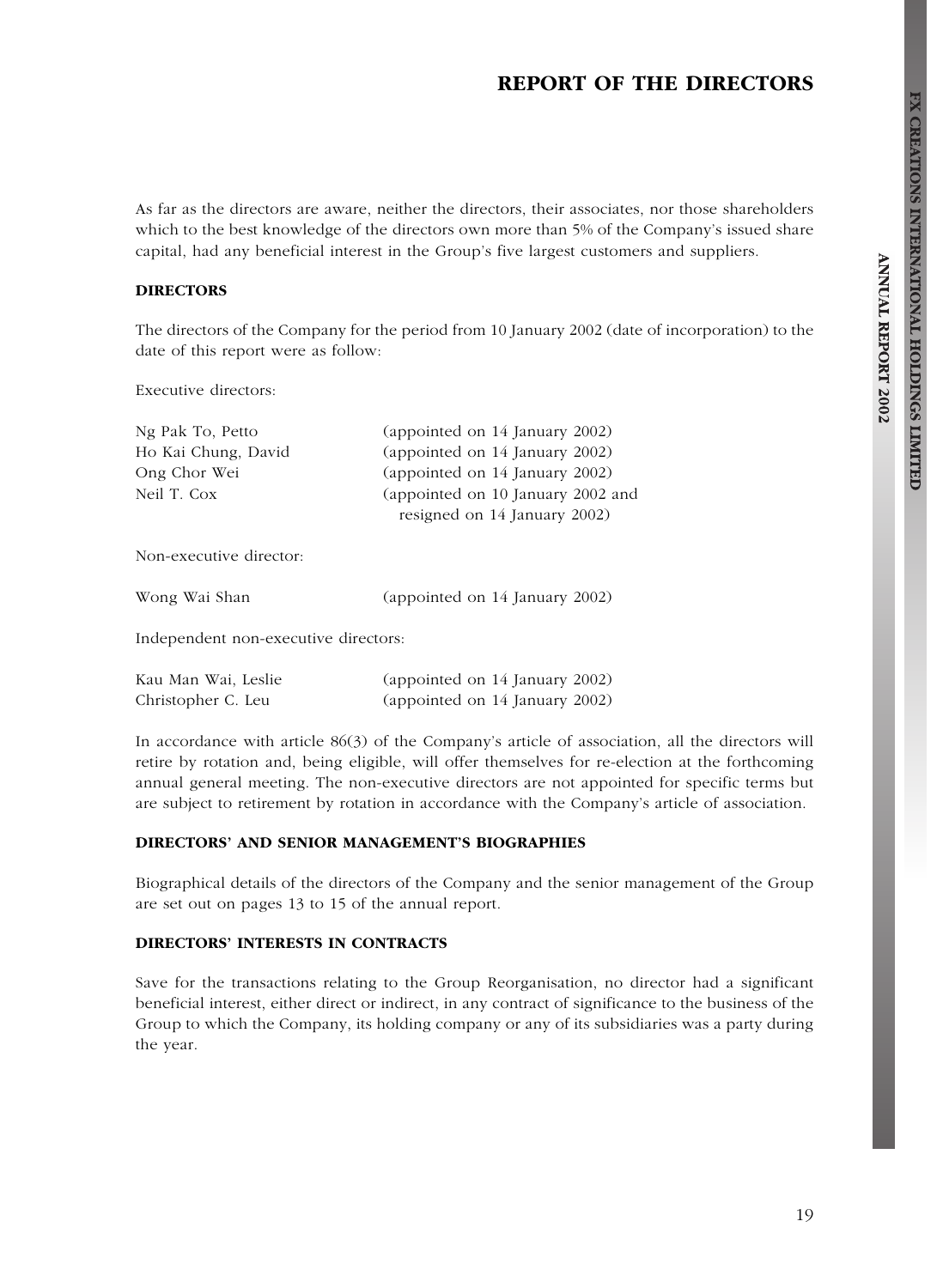# REPORT OF THE DIRECTORS

As far as the directors are aware, neither the directors, their associates, nor those shareholders which to the best knowledge of the directors own more than 5% of the Company's issued share capital, had any beneficial interest in the Group's five largest customers and suppliers.

**DIRECTORS**

The directors of the Company for the period from 10 January 2002 (date of incorporation) to the date of this report were as follow:

Executive directors:

| | |
|---|---|
| Ng Pak To, Petto | (appointed on 14 January 2002) |
| Ho Kai Chung, David | (appointed on 14 January 2002) |
| Ong Chor Wei | (appointed on 14 January 2002) |
| Neil T. Cox | (appointed on 10 January 2002 and resigned on 14 January 2002) |

Non-executive director:

| | |
|---|---|
| Wong Wai Shan | (appointed on 14 January 2002) |

Independent non-executive directors:

| | |
|---|---|
| Kau Man Wai, Leslie | (appointed on 14 January 2002) |
| Christopher C. Leu | (appointed on 14 January 2002) |

In accordance with article 86(3) of the Company's article of association, all the directors will retire by rotation and, being eligible, will offer themselves for re-election at the forthcoming annual general meeting. The non-executive directors are not appointed for specific terms but are subject to retirement by rotation in accordance with the Company's article of association.

**DIRECTORS' AND SENIOR MANAGEMENT'S BIOGRAPHIES**

Biographical details of the directors of the Company and the senior management of the Group are set out on pages 13 to 15 of the annual report.

**DIRECTORS' INTERESTS IN CONTRACTS**

Save for the transactions relating to the Group Reorganisation, no director had a significant beneficial interest, either direct or indirect, in any contract of significance to the business of the Group to which the Company, its holding company or any of its subsidiaries was a party during the year.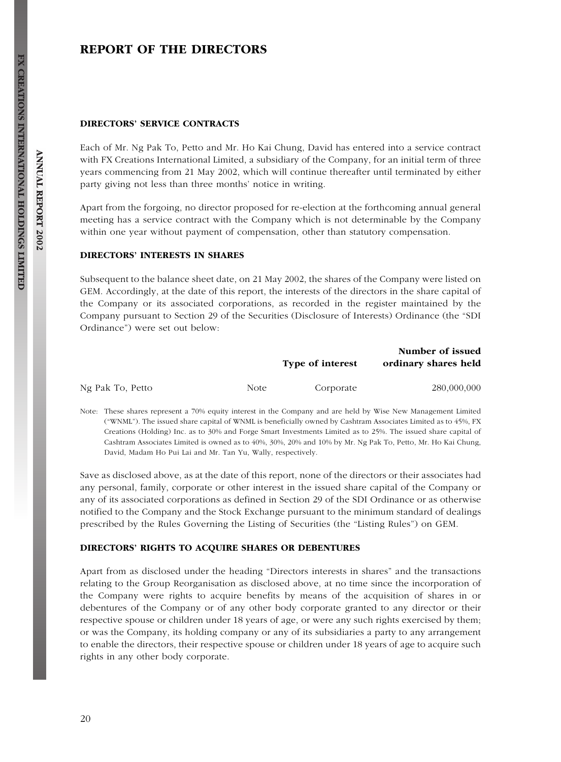## REPORT OF THE DIRECTORS

### DIRECTORS' SERVICE CONTRACTS

Each of Mr. Ng Pak To, Petto and Mr. Ho Kai Chung, David has entered into a service contract with FX Creations International Limited, a subsidiary of the Company, for an initial term of three years commencing from 21 May 2002, which will continue thereafter until terminated by either party giving not less than three months' notice in writing.

Apart from the forgoing, no director proposed for re-election at the forthcoming annual general meeting has a service contract with the Company which is not determinable by the Company within one year without payment of compensation, other than statutory compensation.

### DIRECTORS' INTERESTS IN SHARES

Subsequent to the balance sheet date, on 21 May 2002, the shares of the Company were listed on GEM. Accordingly, at the date of this report, the interests of the directors in the share capital of the Company or its associated corporations, as recorded in the register maintained by the Company pursuant to Section 29 of the Securities (Disclosure of Interests) Ordinance (the "SDI Ordinance") were set out below:

| | | Type of interest | Number of issued ordinary shares held |
|---|---|---|---|
| Ng Pak To, Petto | Note | Corporate | 280,000,000 |

Note: These shares represent a 70% equity interest in the Company and are held by Wise New Management Limited ("WNML"). The issued share capital of WNML is beneficially owned by Cashtram Associates Limited as to 45%, FX Creations (Holding) Inc. as to 30% and Forge Smart Investments Limited as to 25%. The issued share capital of Cashtram Associates Limited is owned as to 40%, 30%, 20% and 10% by Mr. Ng Pak To, Petto, Mr. Ho Kai Chung, David, Madam Ho Pui Lai and Mr. Tan Yu, Wally, respectively.

Save as disclosed above, as at the date of this report, none of the directors or their associates had any personal, family, corporate or other interest in the issued share capital of the Company or any of its associated corporations as defined in Section 29 of the SDI Ordinance or as otherwise notified to the Company and the Stock Exchange pursuant to the minimum standard of dealings prescribed by the Rules Governing the Listing of Securities (the "Listing Rules") on GEM.

### DIRECTORS' RIGHTS TO ACQUIRE SHARES OR DEBENTURES

Apart from as disclosed under the heading "Directors interests in shares" and the transactions relating to the Group Reorganisation as disclosed above, at no time since the incorporation of the Company were rights to acquire benefits by means of the acquisition of shares in or debentures of the Company or of any other body corporate granted to any director or their respective spouse or children under 18 years of age, or were any such rights exercised by them; or was the Company, its holding company or any of its subsidiaries a party to any arrangement to enable the directors, their respective spouse or children under 18 years of age to acquire such rights in any other body corporate.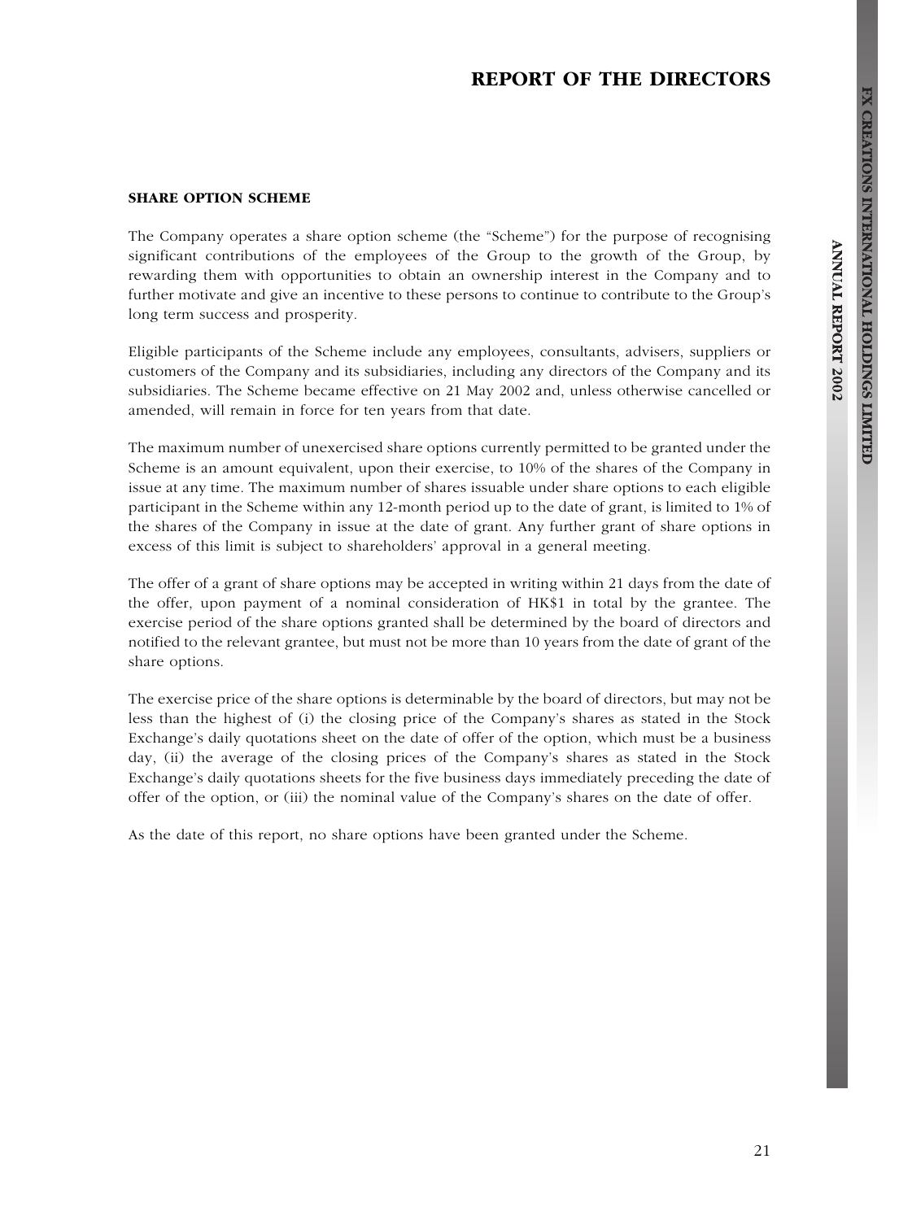## SHARE OPTION SCHEME

The Company operates a share option scheme (the "Scheme") for the purpose of recognising significant contributions of the employees of the Group to the growth of the Group, by rewarding them with opportunities to obtain an ownership interest in the Company and to further motivate and give an incentive to these persons to continue to contribute to the Group's long term success and prosperity.

Eligible participants of the Scheme include any employees, consultants, advisers, suppliers or customers of the Company and its subsidiaries, including any directors of the Company and its subsidiaries. The Scheme became effective on 21 May 2002 and, unless otherwise cancelled or amended, will remain in force for ten years from that date.

The maximum number of unexercised share options currently permitted to be granted under the Scheme is an amount equivalent, upon their exercise, to 10% of the shares of the Company in issue at any time. The maximum number of shares issuable under share options to each eligible participant in the Scheme within any 12-month period up to the date of grant, is limited to 1% of the shares of the Company in issue at the date of grant. Any further grant of share options in excess of this limit is subject to shareholders' approval in a general meeting.

The offer of a grant of share options may be accepted in writing within 21 days from the date of the offer, upon payment of a nominal consideration of HK$1 in total by the grantee. The exercise period of the share options granted shall be determined by the board of directors and notified to the relevant grantee, but must not be more than 10 years from the date of grant of the share options.

The exercise price of the share options is determinable by the board of directors, but may not be less than the highest of (i) the closing price of the Company's shares as stated in the Stock Exchange's daily quotations sheet on the date of offer of the option, which must be a business day, (ii) the average of the closing prices of the Company's shares as stated in the Stock Exchange's daily quotations sheets for the five business days immediately preceding the date of offer of the option, or (iii) the nominal value of the Company's shares on the date of offer.

As the date of this report, no share options have been granted under the Scheme.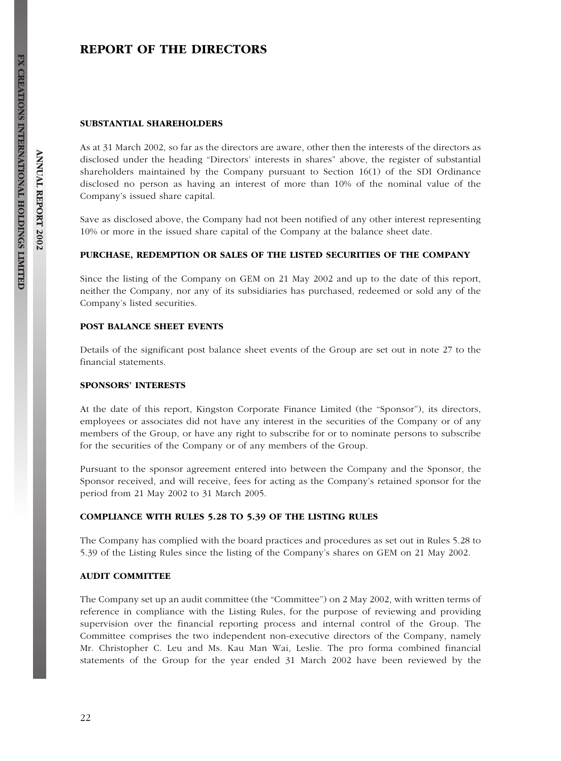# REPORT OF THE DIRECTORS

### SUBSTANTIAL SHAREHOLDERS

As at 31 March 2002, so far as the directors are aware, other then the interests of the directors as disclosed under the heading "Directors' interests in shares" above, the register of substantial shareholders maintained by the Company pursuant to Section 16(1) of the SDI Ordinance disclosed no person as having an interest of more than 10% of the nominal value of the Company's issued share capital.

Save as disclosed above, the Company had not been notified of any other interest representing 10% or more in the issued share capital of the Company at the balance sheet date.

### PURCHASE, REDEMPTION OR SALES OF THE LISTED SECURITIES OF THE COMPANY

Since the listing of the Company on GEM on 21 May 2002 and up to the date of this report, neither the Company, nor any of its subsidiaries has purchased, redeemed or sold any of the Company's listed securities.

### POST BALANCE SHEET EVENTS

Details of the significant post balance sheet events of the Group are set out in note 27 to the financial statements.

### SPONSORS' INTERESTS

At the date of this report, Kingston Corporate Finance Limited (the "Sponsor"), its directors, employees or associates did not have any interest in the securities of the Company or of any members of the Group, or have any right to subscribe for or to nominate persons to subscribe for the securities of the Company or of any members of the Group.

Pursuant to the sponsor agreement entered into between the Company and the Sponsor, the Sponsor received, and will receive, fees for acting as the Company's retained sponsor for the period from 21 May 2002 to 31 March 2005.

### COMPLIANCE WITH RULES 5.28 TO 5.39 OF THE LISTING RULES

The Company has complied with the board practices and procedures as set out in Rules 5.28 to 5.39 of the Listing Rules since the listing of the Company's shares on GEM on 21 May 2002.

### AUDIT COMMITTEE

The Company set up an audit committee (the "Committee") on 2 May 2002, with written terms of reference in compliance with the Listing Rules, for the purpose of reviewing and providing supervision over the financial reporting process and internal control of the Group. The Committee comprises the two independent non-executive directors of the Company, namely Mr. Christopher C. Leu and Ms. Kau Man Wai, Leslie. The pro forma combined financial statements of the Group for the year ended 31 March 2002 have been reviewed by the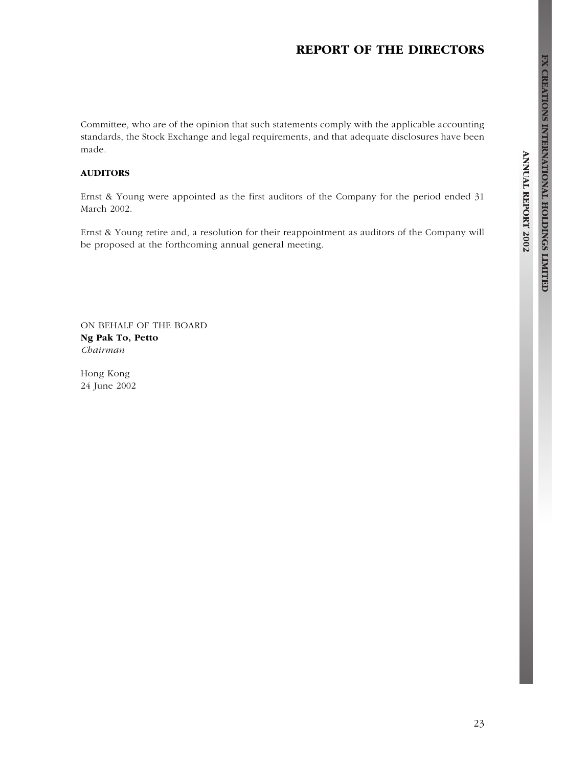Committee, who are of the opinion that such statements comply with the applicable accounting standards, the Stock Exchange and legal requirements, and that adequate disclosures have been made.

**AUDITORS**

Ernst & Young were appointed as the first auditors of the Company for the period ended 31 March 2002.

Ernst & Young retire and, a resolution for their reappointment as auditors of the Company will be proposed at the forthcoming annual general meeting.

ON BEHALF OF THE BOARD
**Ng Pak To, Petto**
*Chairman*

Hong Kong
24 June 2002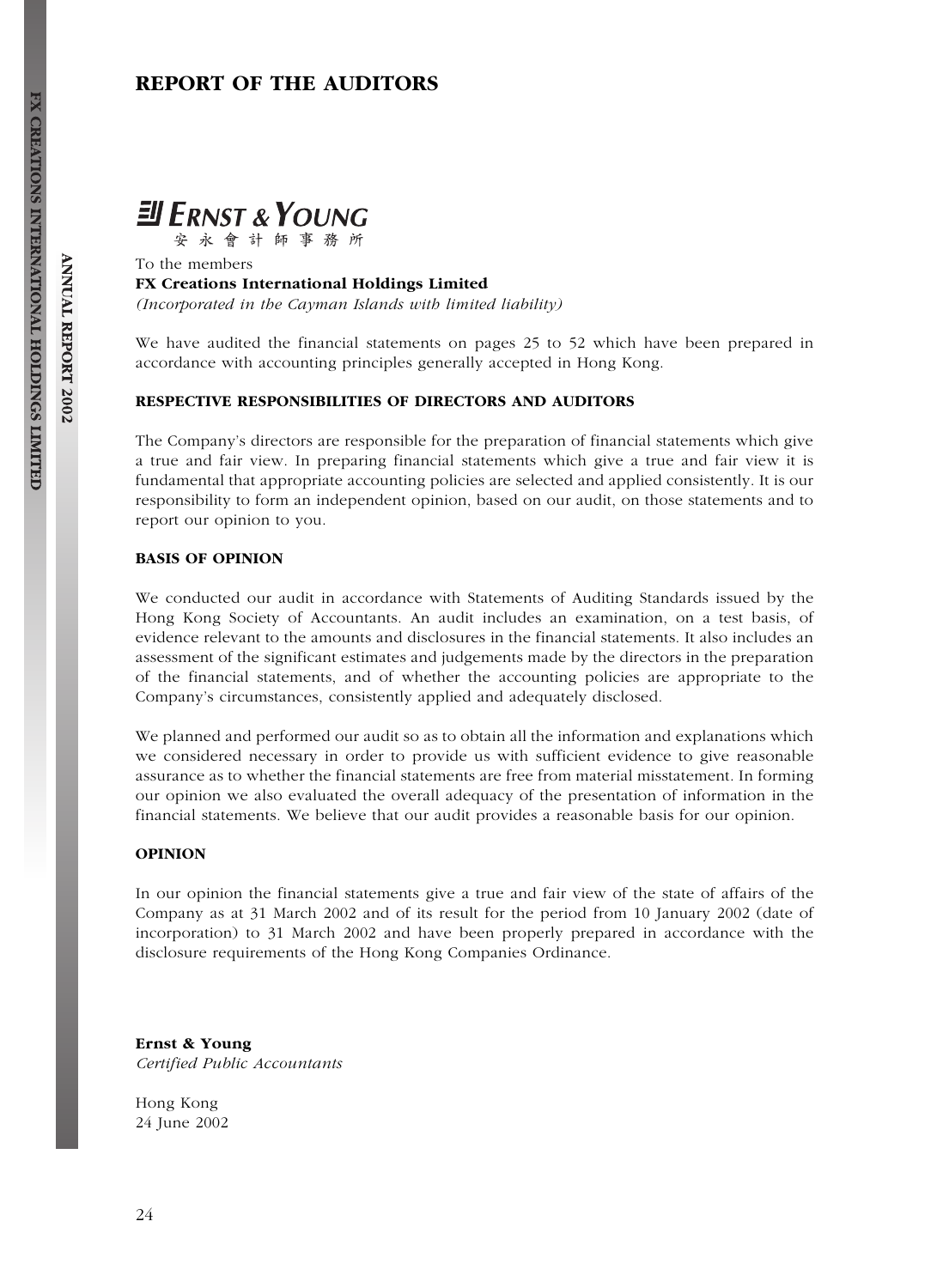# REPORT OF THE AUDITORS

**ERNST & YOUNG**
安永會計師事務所

To the members
**FX Creations International Holdings Limited**
*(Incorporated in the Cayman Islands with limited liability)*

We have audited the financial statements on pages 25 to 52 which have been prepared in accordance with accounting principles generally accepted in Hong Kong.

## RESPECTIVE RESPONSIBILITIES OF DIRECTORS AND AUDITORS

The Company's directors are responsible for the preparation of financial statements which give a true and fair view. In preparing financial statements which give a true and fair view it is fundamental that appropriate accounting policies are selected and applied consistently. It is our responsibility to form an independent opinion, based on our audit, on those statements and to report our opinion to you.

## BASIS OF OPINION

We conducted our audit in accordance with Statements of Auditing Standards issued by the Hong Kong Society of Accountants. An audit includes an examination, on a test basis, of evidence relevant to the amounts and disclosures in the financial statements. It also includes an assessment of the significant estimates and judgements made by the directors in the preparation of the financial statements, and of whether the accounting policies are appropriate to the Company's circumstances, consistently applied and adequately disclosed.

We planned and performed our audit so as to obtain all the information and explanations which we considered necessary in order to provide us with sufficient evidence to give reasonable assurance as to whether the financial statements are free from material misstatement. In forming our opinion we also evaluated the overall adequacy of the presentation of information in the financial statements. We believe that our audit provides a reasonable basis for our opinion.

## OPINION

In our opinion the financial statements give a true and fair view of the state of affairs of the Company as at 31 March 2002 and of its result for the period from 10 January 2002 (date of incorporation) to 31 March 2002 and have been properly prepared in accordance with the disclosure requirements of the Hong Kong Companies Ordinance.

**Ernst & Young**
*Certified Public Accountants*

Hong Kong
24 June 2002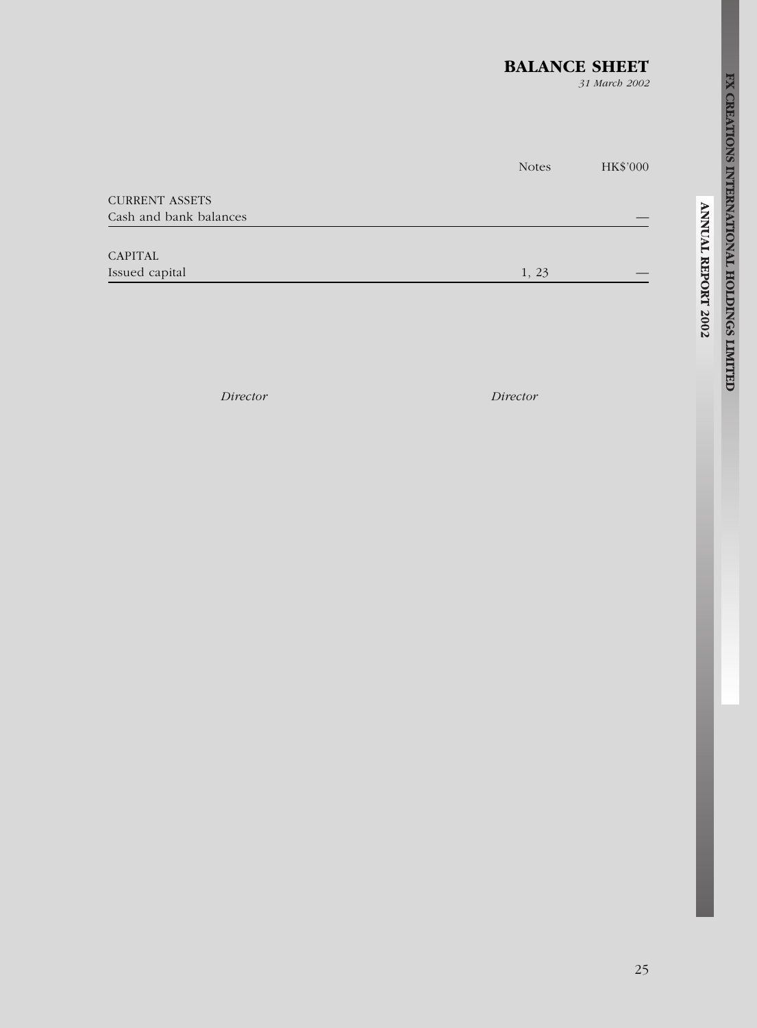# BALANCE SHEET

*31 March 2002*

| | Notes | HK$'000 |
|---|---|---|
| CURRENT ASSETS | | |
| Cash and bank balances | | — |
| CAPITAL | | |
| Issued capital | 1, 23 | — |

*Director* *Director*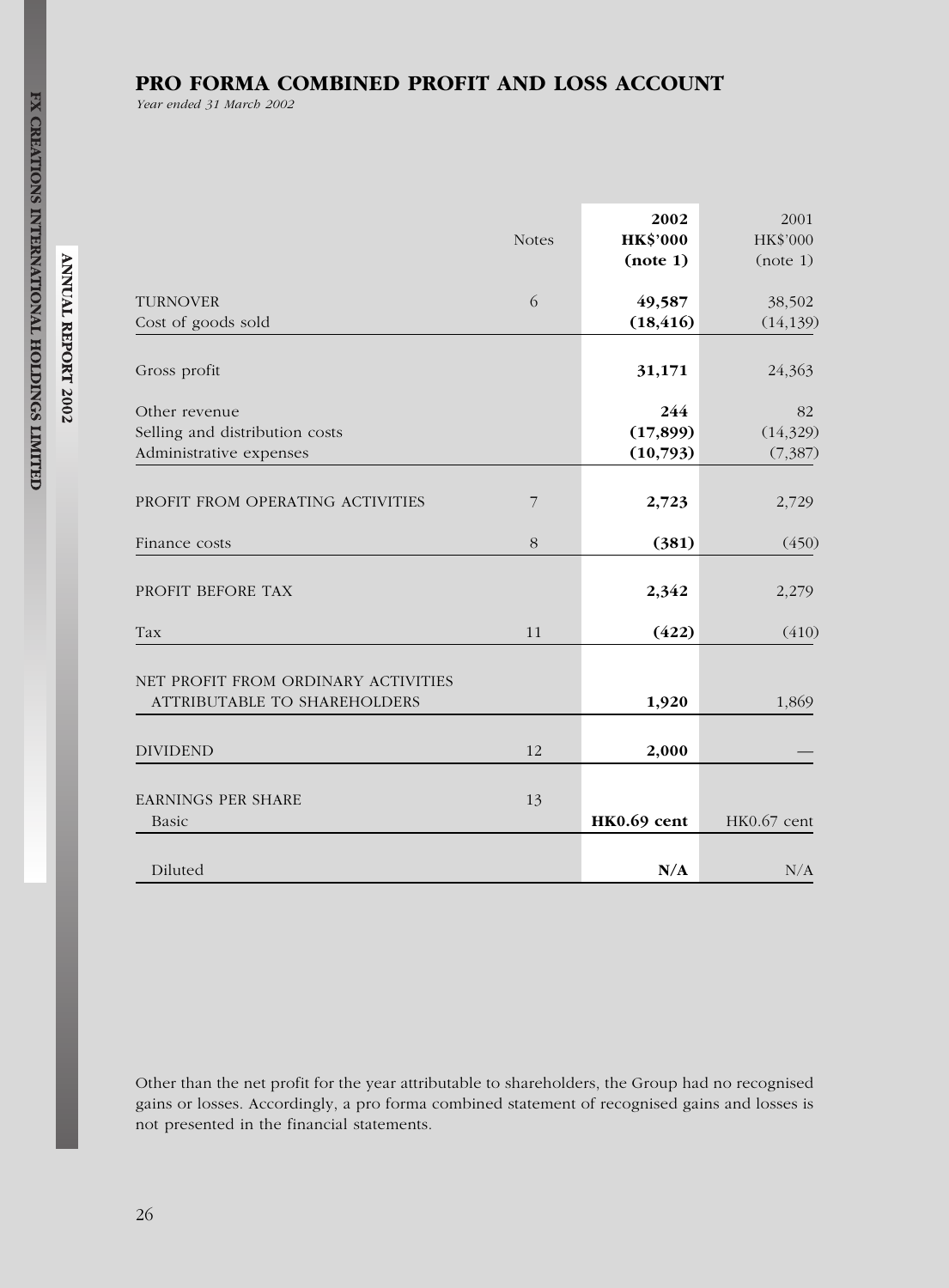# PRO FORMA COMBINED PROFIT AND LOSS ACCOUNT

*Year ended 31 March 2002*

| | Notes | **2002** **HK$'000** **(note 1)** | 2001 HK$'000 (note 1) |
|---|---|---|---|
| TURNOVER | 6 | **49,587** | 38,502 |
| Cost of goods sold | | **(18,416)** | (14,139) |
| Gross profit | | **31,171** | 24,363 |
| Other revenue | | **244** | 82 |
| Selling and distribution costs | | **(17,899)** | (14,329) |
| Administrative expenses | | **(10,793)** | (7,387) |
| PROFIT FROM OPERATING ACTIVITIES | 7 | **2,723** | 2,729 |
| Finance costs | 8 | **(381)** | (450) |
| PROFIT BEFORE TAX | | **2,342** | 2,279 |
| Tax | 11 | **(422)** | (410) |
| NET PROFIT FROM ORDINARY ACTIVITIES ATTRIBUTABLE TO SHAREHOLDERS | | **1,920** | 1,869 |
| DIVIDEND | 12 | **2,000** | — |
| EARNINGS PER SHARE | 13 | | |
| Basic | | **HK0.69 cent** | HK0.67 cent |
| Diluted | | **N/A** | N/A |

Other than the net profit for the year attributable to shareholders, the Group had no recognised gains or losses. Accordingly, a pro forma combined statement of recognised gains and losses is not presented in the financial statements.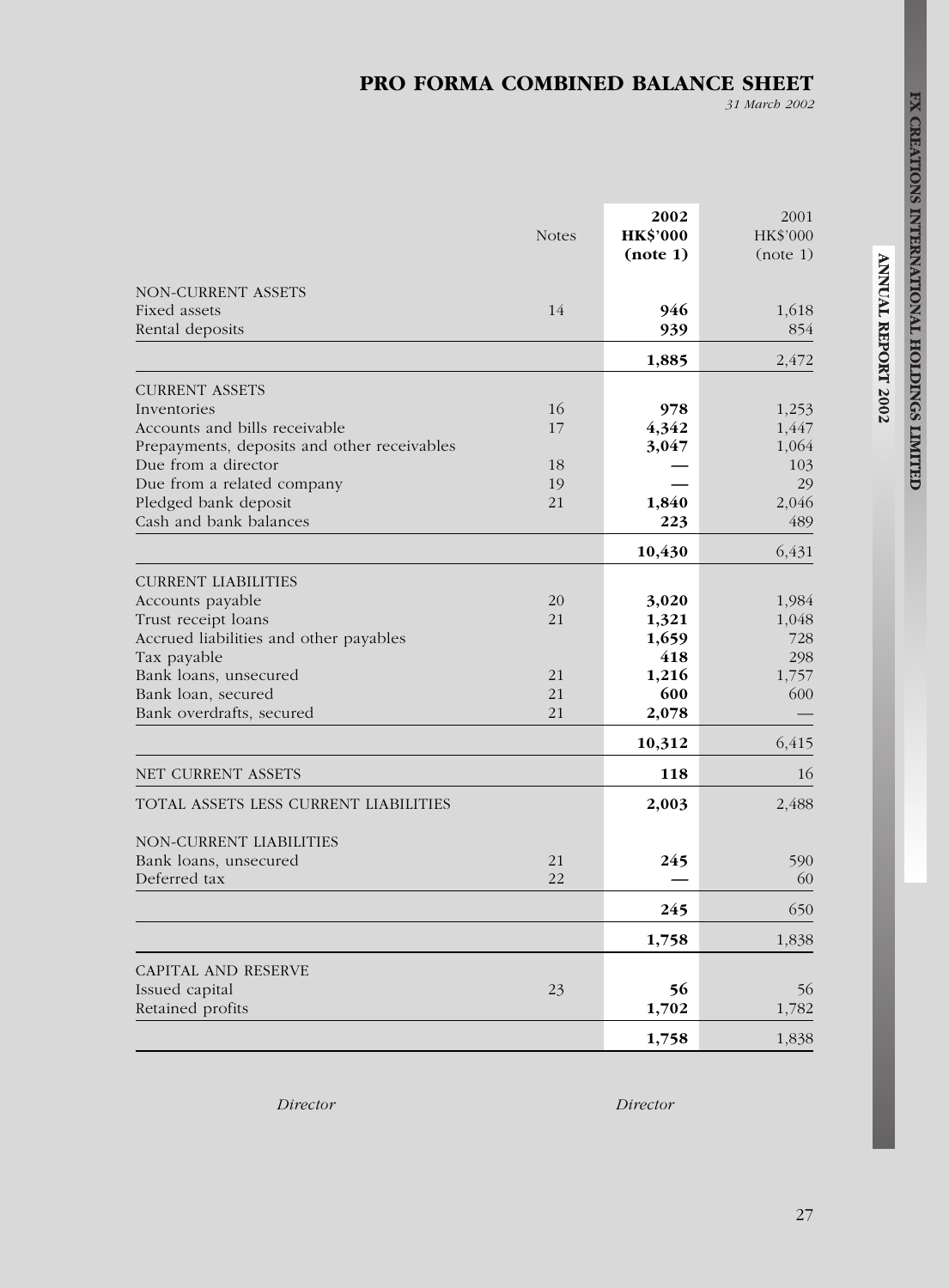# PRO FORMA COMBINED BALANCE SHEET

*31 March 2002*

| | Notes | 2002 HK$'000 (note 1) | 2001 HK$'000 (note 1) |
|---|---|---|---|
| NON-CURRENT ASSETS | | | |
| Fixed assets | 14 | **946** | 1,618 |
| Rental deposits | | **939** | 854 |
| | | **1,885** | 2,472 |
| CURRENT ASSETS | | | |
| Inventories | 16 | **978** | 1,253 |
| Accounts and bills receivable | 17 | **4,342** | 1,447 |
| Prepayments, deposits and other receivables | | **3,047** | 1,064 |
| Due from a director | 18 | **—** | 103 |
| Due from a related company | 19 | **—** | 29 |
| Pledged bank deposit | 21 | **1,840** | 2,046 |
| Cash and bank balances | | **223** | 489 |
| | | **10,430** | 6,431 |
| CURRENT LIABILITIES | | | |
| Accounts payable | 20 | **3,020** | 1,984 |
| Trust receipt loans | 21 | **1,321** | 1,048 |
| Accrued liabilities and other payables | | **1,659** | 728 |
| Tax payable | | **418** | 298 |
| Bank loans, unsecured | 21 | **1,216** | 1,757 |
| Bank loan, secured | 21 | **600** | 600 |
| Bank overdrafts, secured | 21 | **2,078** | — |
| | | **10,312** | 6,415 |
| NET CURRENT ASSETS | | **118** | 16 |
| TOTAL ASSETS LESS CURRENT LIABILITIES | | **2,003** | 2,488 |
| NON-CURRENT LIABILITIES | | | |
| Bank loans, unsecured | 21 | **245** | 590 |
| Deferred tax | 22 | **—** | 60 |
| | | **245** | 650 |
| | | **1,758** | 1,838 |
| CAPITAL AND RESERVE | | | |
| Issued capital | 23 | **56** | 56 |
| Retained profits | | **1,702** | 1,782 |
| | | **1,758** | 1,838 |

*Director* *Director*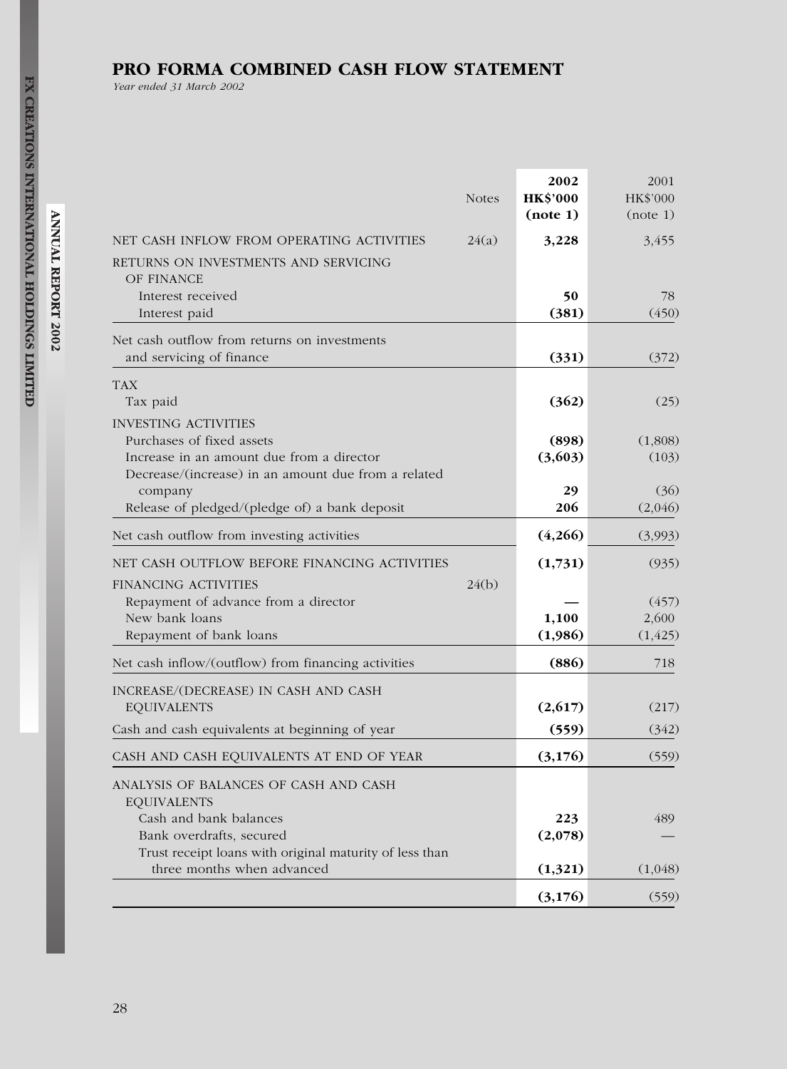# PRO FORMA COMBINED CASH FLOW STATEMENT

*Year ended 31 March 2002*

| | Notes | 2002 HK$'000 (note 1) | 2001 HK$'000 (note 1) |
|---|---|---|---|
| NET CASH INFLOW FROM OPERATING ACTIVITIES | 24(a) | **3,228** | 3,455 |
| RETURNS ON INVESTMENTS AND SERVICING OF FINANCE | | | |
| Interest received | | **50** | 78 |
| Interest paid | | **(381)** | (450) |
| Net cash outflow from returns on investments and servicing of finance | | **(331)** | (372) |
| TAX | | | |
| Tax paid | | **(362)** | (25) |
| INVESTING ACTIVITIES | | | |
| Purchases of fixed assets | | **(898)** | (1,808) |
| Increase in an amount due from a director | | **(3,603)** | (103) |
| Decrease/(increase) in an amount due from a related company | | **29** | (36) |
| Release of pledged/(pledge of) a bank deposit | | **206** | (2,046) |
| Net cash outflow from investing activities | | **(4,266)** | (3,993) |
| NET CASH OUTFLOW BEFORE FINANCING ACTIVITIES | | **(1,731)** | (935) |
| FINANCING ACTIVITIES | 24(b) | | |
| Repayment of advance from a director | | **—** | (457) |
| New bank loans | | **1,100** | 2,600 |
| Repayment of bank loans | | **(1,986)** | (1,425) |
| Net cash inflow/(outflow) from financing activities | | **(886)** | 718 |
| INCREASE/(DECREASE) IN CASH AND CASH EQUIVALENTS | | **(2,617)** | (217) |
| Cash and cash equivalents at beginning of year | | **(559)** | (342) |
| CASH AND CASH EQUIVALENTS AT END OF YEAR | | **(3,176)** | (559) |
| ANALYSIS OF BALANCES OF CASH AND CASH EQUIVALENTS | | | |
| Cash and bank balances | | **223** | 489 |
| Bank overdrafts, secured | | **(2,078)** | — |
| Trust receipt loans with original maturity of less than three months when advanced | | **(1,321)** | (1,048) |
| | | **(3,176)** | (559) |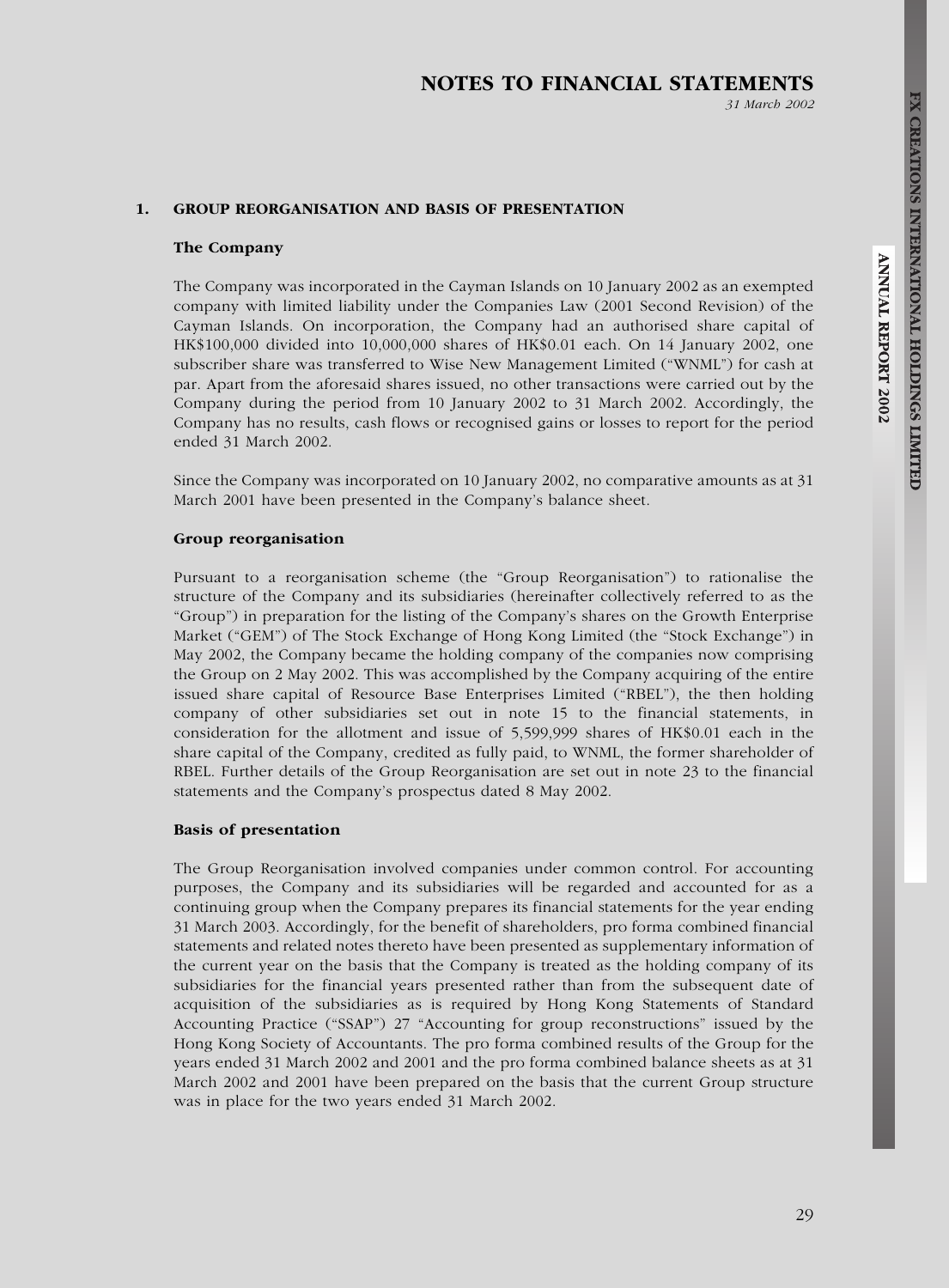# NOTES TO FINANCIAL STATEMENTS

*31 March 2002*

## 1. GROUP REORGANISATION AND BASIS OF PRESENTATION

### The Company

The Company was incorporated in the Cayman Islands on 10 January 2002 as an exempted company with limited liability under the Companies Law (2001 Second Revision) of the Cayman Islands. On incorporation, the Company had an authorised share capital of HK$100,000 divided into 10,000,000 shares of HK$0.01 each. On 14 January 2002, one subscriber share was transferred to Wise New Management Limited ("WNML") for cash at par. Apart from the aforesaid shares issued, no other transactions were carried out by the Company during the period from 10 January 2002 to 31 March 2002. Accordingly, the Company has no results, cash flows or recognised gains or losses to report for the period ended 31 March 2002.

Since the Company was incorporated on 10 January 2002, no comparative amounts as at 31 March 2001 have been presented in the Company's balance sheet.

### Group reorganisation

Pursuant to a reorganisation scheme (the "Group Reorganisation") to rationalise the structure of the Company and its subsidiaries (hereinafter collectively referred to as the "Group") in preparation for the listing of the Company's shares on the Growth Enterprise Market ("GEM") of The Stock Exchange of Hong Kong Limited (the "Stock Exchange") in May 2002, the Company became the holding company of the companies now comprising the Group on 2 May 2002. This was accomplished by the Company acquiring of the entire issued share capital of Resource Base Enterprises Limited ("RBEL"), the then holding company of other subsidiaries set out in note 15 to the financial statements, in consideration for the allotment and issue of 5,599,999 shares of HK$0.01 each in the share capital of the Company, credited as fully paid, to WNML, the former shareholder of RBEL. Further details of the Group Reorganisation are set out in note 23 to the financial statements and the Company's prospectus dated 8 May 2002.

### Basis of presentation

The Group Reorganisation involved companies under common control. For accounting purposes, the Company and its subsidiaries will be regarded and accounted for as a continuing group when the Company prepares its financial statements for the year ending 31 March 2003. Accordingly, for the benefit of shareholders, pro forma combined financial statements and related notes thereto have been presented as supplementary information of the current year on the basis that the Company is treated as the holding company of its subsidiaries for the financial years presented rather than from the subsequent date of acquisition of the subsidiaries as is required by Hong Kong Statements of Standard Accounting Practice ("SSAP") 27 "Accounting for group reconstructions" issued by the Hong Kong Society of Accountants. The pro forma combined results of the Group for the years ended 31 March 2002 and 2001 and the pro forma combined balance sheets as at 31 March 2002 and 2001 have been prepared on the basis that the current Group structure was in place for the two years ended 31 March 2002.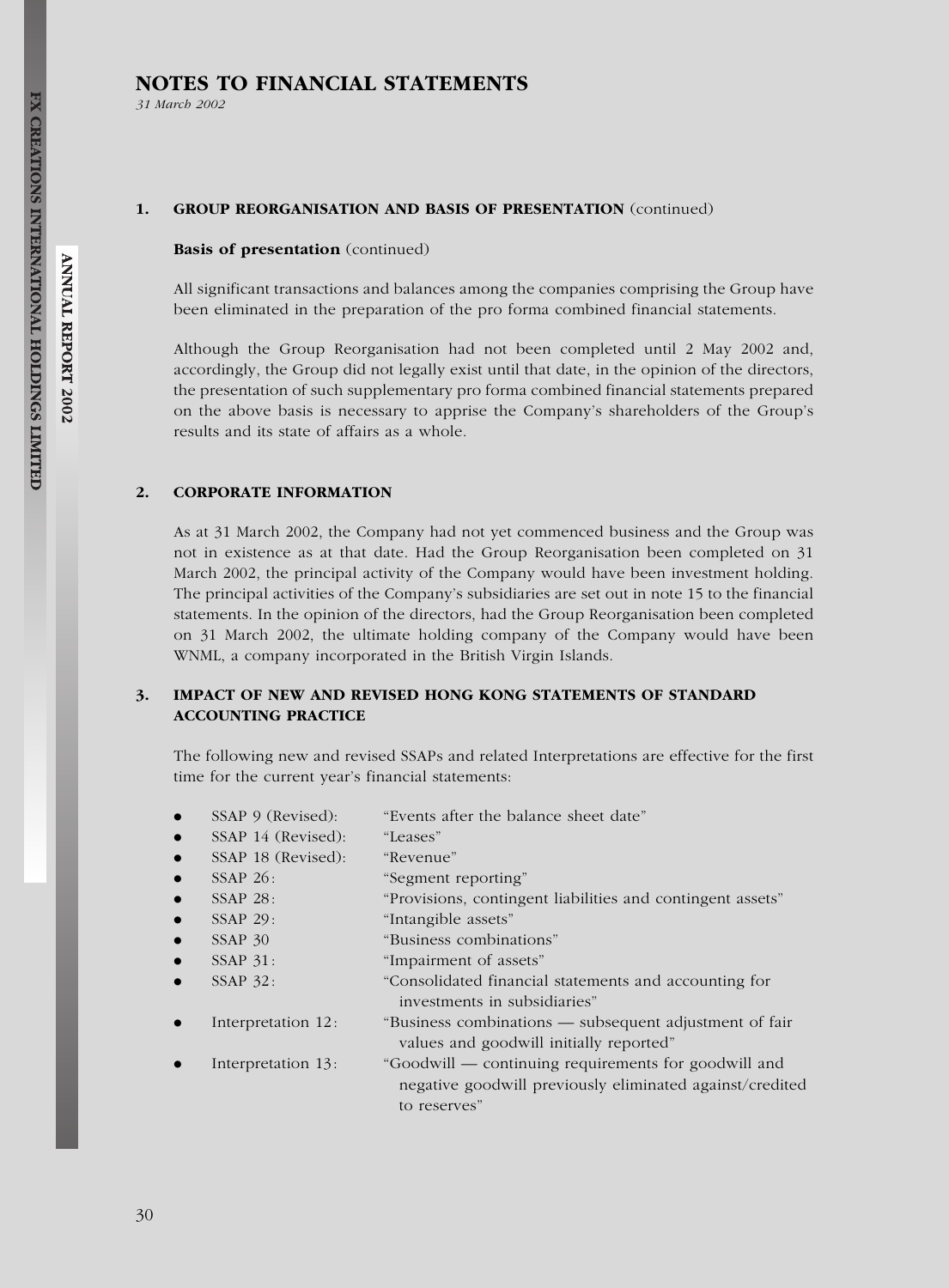# NOTES TO FINANCIAL STATEMENTS

*31 March 2002*

## 1. GROUP REORGANISATION AND BASIS OF PRESENTATION (continued)

**Basis of presentation** (continued)

All significant transactions and balances among the companies comprising the Group have been eliminated in the preparation of the pro forma combined financial statements.

Although the Group Reorganisation had not been completed until 2 May 2002 and, accordingly, the Group did not legally exist until that date, in the opinion of the directors, the presentation of such supplementary pro forma combined financial statements prepared on the above basis is necessary to apprise the Company's shareholders of the Group's results and its state of affairs as a whole.

## 2. CORPORATE INFORMATION

As at 31 March 2002, the Company had not yet commenced business and the Group was not in existence as at that date. Had the Group Reorganisation been completed on 31 March 2002, the principal activity of the Company would have been investment holding. The principal activities of the Company's subsidiaries are set out in note 15 to the financial statements. In the opinion of the directors, had the Group Reorganisation been completed on 31 March 2002, the ultimate holding company of the Company would have been WNML, a company incorporated in the British Virgin Islands.

## 3. IMPACT OF NEW AND REVISED HONG KONG STATEMENTS OF STANDARD ACCOUNTING PRACTICE

The following new and revised SSAPs and related Interpretations are effective for the first time for the current year's financial statements:

- SSAP 9 (Revised): "Events after the balance sheet date"
- SSAP 14 (Revised): "Leases"
- SSAP 18 (Revised): "Revenue"
- SSAP 26: "Segment reporting"
- SSAP 28: "Provisions, contingent liabilities and contingent assets"
- SSAP 29: "Intangible assets"
- SSAP 30 "Business combinations"
- SSAP 31: "Impairment of assets"
- SSAP 32: "Consolidated financial statements and accounting for investments in subsidiaries"
- Interpretation 12: "Business combinations — subsequent adjustment of fair values and goodwill initially reported"
- Interpretation 13: "Goodwill — continuing requirements for goodwill and negative goodwill previously eliminated against/credited to reserves"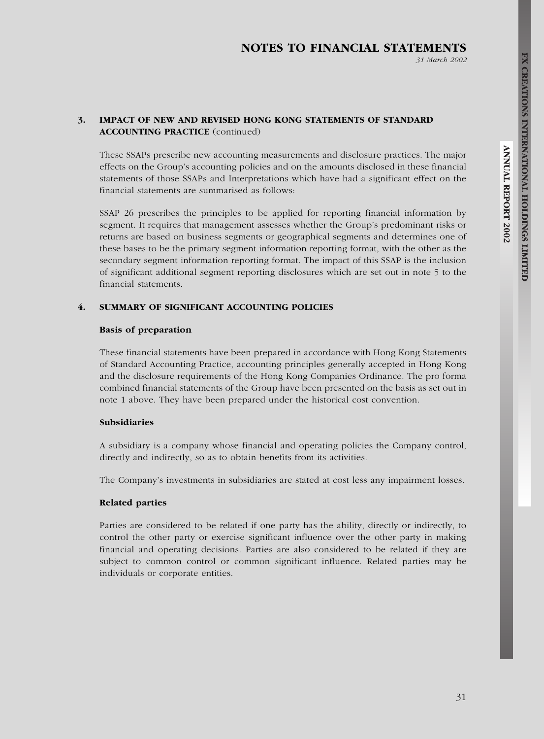## 3. IMPACT OF NEW AND REVISED HONG KONG STATEMENTS OF STANDARD ACCOUNTING PRACTICE (continued)

These SSAPs prescribe new accounting measurements and disclosure practices. The major effects on the Group's accounting policies and on the amounts disclosed in these financial statements of those SSAPs and Interpretations which have had a significant effect on the financial statements are summarised as follows:

SSAP 26 prescribes the principles to be applied for reporting financial information by segment. It requires that management assesses whether the Group's predominant risks or returns are based on business segments or geographical segments and determines one of these bases to be the primary segment information reporting format, with the other as the secondary segment information reporting format. The impact of this SSAP is the inclusion of significant additional segment reporting disclosures which are set out in note 5 to the financial statements.

## 4. SUMMARY OF SIGNIFICANT ACCOUNTING POLICIES

### Basis of preparation

These financial statements have been prepared in accordance with Hong Kong Statements of Standard Accounting Practice, accounting principles generally accepted in Hong Kong and the disclosure requirements of the Hong Kong Companies Ordinance. The pro forma combined financial statements of the Group have been presented on the basis as set out in note 1 above. They have been prepared under the historical cost convention.

### Subsidiaries

A subsidiary is a company whose financial and operating policies the Company control, directly and indirectly, so as to obtain benefits from its activities.

The Company's investments in subsidiaries are stated at cost less any impairment losses.

### Related parties

Parties are considered to be related if one party has the ability, directly or indirectly, to control the other party or exercise significant influence over the other party in making financial and operating decisions. Parties are also considered to be related if they are subject to common control or common significant influence. Related parties may be individuals or corporate entities.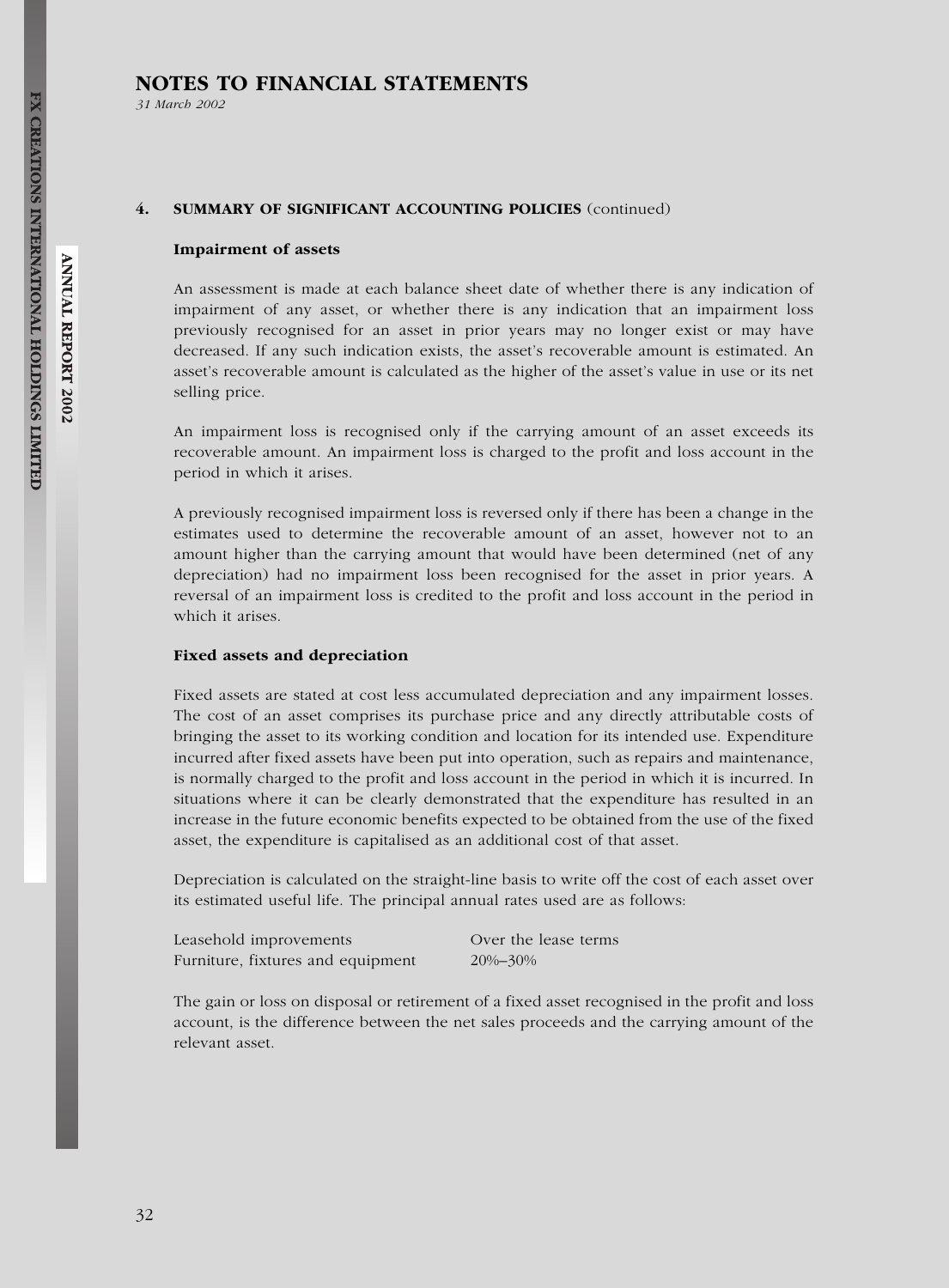# NOTES TO FINANCIAL STATEMENTS

*31 March 2002*

## 4. SUMMARY OF SIGNIFICANT ACCOUNTING POLICIES (continued)

### Impairment of assets

An assessment is made at each balance sheet date of whether there is any indication of impairment of any asset, or whether there is any indication that an impairment loss previously recognised for an asset in prior years may no longer exist or may have decreased. If any such indication exists, the asset's recoverable amount is estimated. An asset's recoverable amount is calculated as the higher of the asset's value in use or its net selling price.

An impairment loss is recognised only if the carrying amount of an asset exceeds its recoverable amount. An impairment loss is charged to the profit and loss account in the period in which it arises.

A previously recognised impairment loss is reversed only if there has been a change in the estimates used to determine the recoverable amount of an asset, however not to an amount higher than the carrying amount that would have been determined (net of any depreciation) had no impairment loss been recognised for the asset in prior years. A reversal of an impairment loss is credited to the profit and loss account in the period in which it arises.

### Fixed assets and depreciation

Fixed assets are stated at cost less accumulated depreciation and any impairment losses. The cost of an asset comprises its purchase price and any directly attributable costs of bringing the asset to its working condition and location for its intended use. Expenditure incurred after fixed assets have been put into operation, such as repairs and maintenance, is normally charged to the profit and loss account in the period in which it is incurred. In situations where it can be clearly demonstrated that the expenditure has resulted in an increase in the future economic benefits expected to be obtained from the use of the fixed asset, the expenditure is capitalised as an additional cost of that asset.

Depreciation is calculated on the straight-line basis to write off the cost of each asset over its estimated useful life. The principal annual rates used are as follows:

| | |
|---|---|
| Leasehold improvements | Over the lease terms |
| Furniture, fixtures and equipment | 20%–30% |

The gain or loss on disposal or retirement of a fixed asset recognised in the profit and loss account, is the difference between the net sales proceeds and the carrying amount of the relevant asset.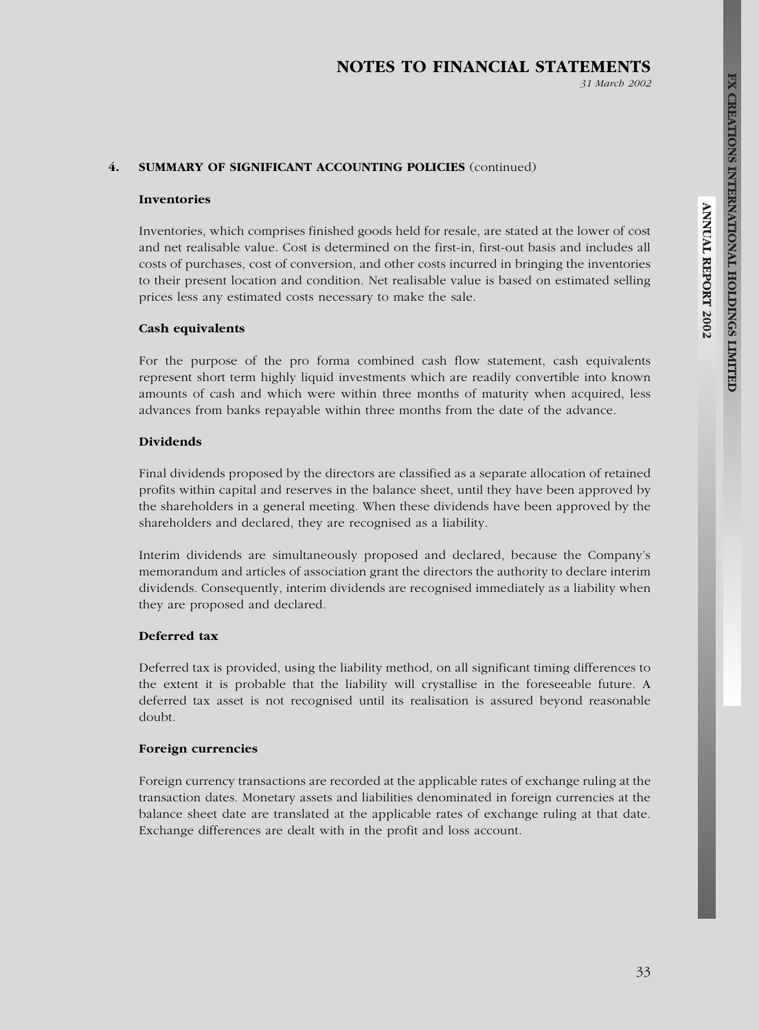# NOTES TO FINANCIAL STATEMENTS

*31 March 2002*

## 4. SUMMARY OF SIGNIFICANT ACCOUNTING POLICIES (continued)

### Inventories

Inventories, which comprises finished goods held for resale, are stated at the lower of cost and net realisable value. Cost is determined on the first-in, first-out basis and includes all costs of purchases, cost of conversion, and other costs incurred in bringing the inventories to their present location and condition. Net realisable value is based on estimated selling prices less any estimated costs necessary to make the sale.

### Cash equivalents

For the purpose of the pro forma combined cash flow statement, cash equivalents represent short term highly liquid investments which are readily convertible into known amounts of cash and which were within three months of maturity when acquired, less advances from banks repayable within three months from the date of the advance.

### Dividends

Final dividends proposed by the directors are classified as a separate allocation of retained profits within capital and reserves in the balance sheet, until they have been approved by the shareholders in a general meeting. When these dividends have been approved by the shareholders and declared, they are recognised as a liability.

Interim dividends are simultaneously proposed and declared, because the Company's memorandum and articles of association grant the directors the authority to declare interim dividends. Consequently, interim dividends are recognised immediately as a liability when they are proposed and declared.

### Deferred tax

Deferred tax is provided, using the liability method, on all significant timing differences to the extent it is probable that the liability will crystallise in the foreseeable future. A deferred tax asset is not recognised until its realisation is assured beyond reasonable doubt.

### Foreign currencies

Foreign currency transactions are recorded at the applicable rates of exchange ruling at the transaction dates. Monetary assets and liabilities denominated in foreign currencies at the balance sheet date are translated at the applicable rates of exchange ruling at that date. Exchange differences are dealt with in the profit and loss account.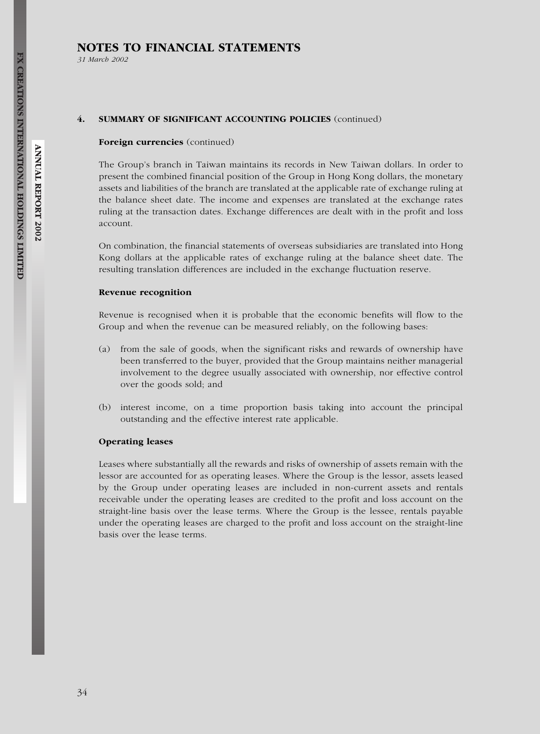# NOTES TO FINANCIAL STATEMENTS

*31 March 2002*

## 4. SUMMARY OF SIGNIFICANT ACCOUNTING POLICIES (continued)

**Foreign currencies** (continued)

The Group's branch in Taiwan maintains its records in New Taiwan dollars. In order to present the combined financial position of the Group in Hong Kong dollars, the monetary assets and liabilities of the branch are translated at the applicable rate of exchange ruling at the balance sheet date. The income and expenses are translated at the exchange rates ruling at the transaction dates. Exchange differences are dealt with in the profit and loss account.

On combination, the financial statements of overseas subsidiaries are translated into Hong Kong dollars at the applicable rates of exchange ruling at the balance sheet date. The resulting translation differences are included in the exchange fluctuation reserve.

**Revenue recognition**

Revenue is recognised when it is probable that the economic benefits will flow to the Group and when the revenue can be measured reliably, on the following bases:

(a) from the sale of goods, when the significant risks and rewards of ownership have been transferred to the buyer, provided that the Group maintains neither managerial involvement to the degree usually associated with ownership, nor effective control over the goods sold; and

(b) interest income, on a time proportion basis taking into account the principal outstanding and the effective interest rate applicable.

**Operating leases**

Leases where substantially all the rewards and risks of ownership of assets remain with the lessor are accounted for as operating leases. Where the Group is the lessor, assets leased by the Group under operating leases are included in non-current assets and rentals receivable under the operating leases are credited to the profit and loss account on the straight-line basis over the lease terms. Where the Group is the lessee, rentals payable under the operating leases are charged to the profit and loss account on the straight-line basis over the lease terms.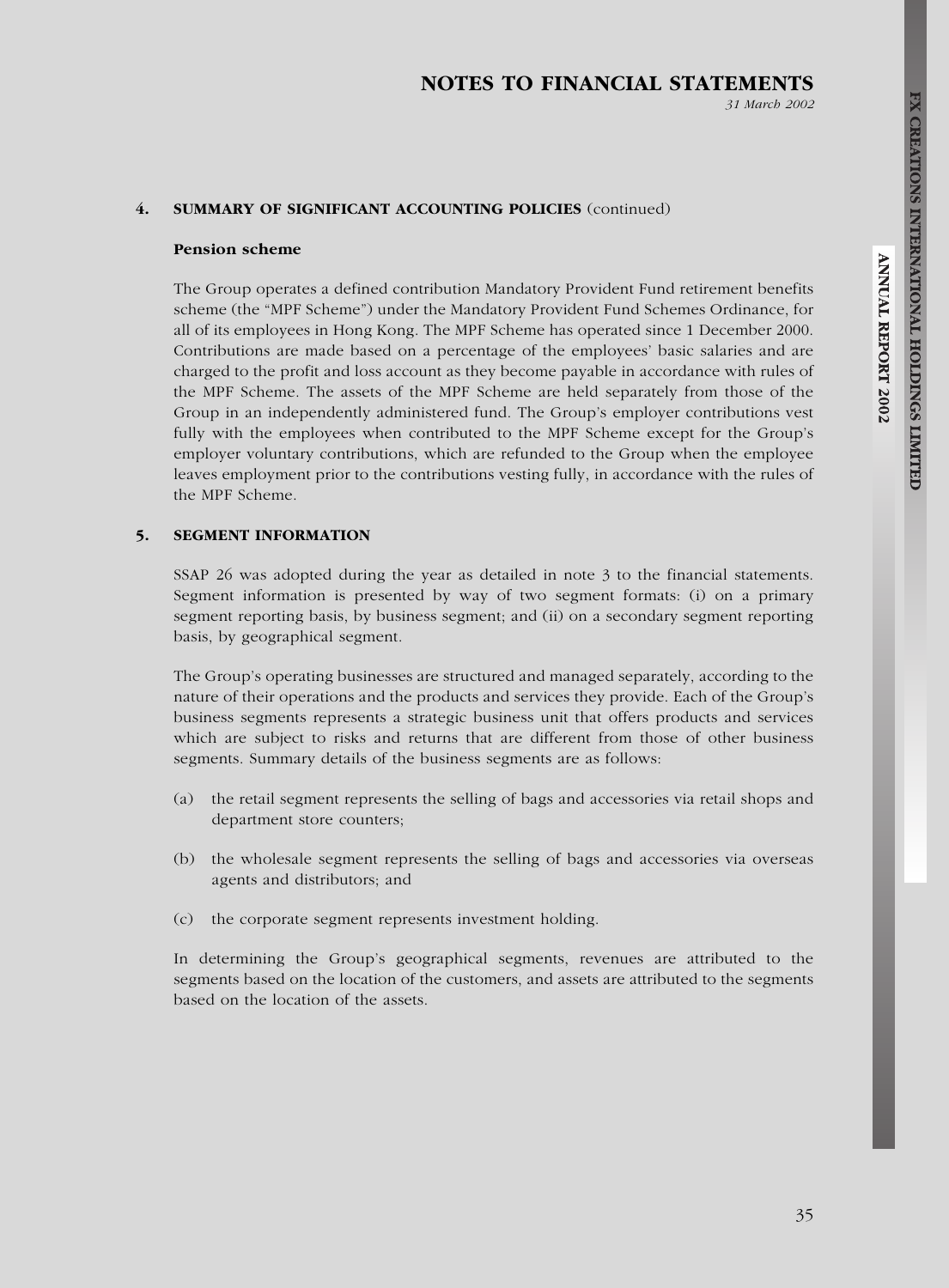# NOTES TO FINANCIAL STATEMENTS

*31 March 2002*

## 4. SUMMARY OF SIGNIFICANT ACCOUNTING POLICIES (continued)

### Pension scheme

The Group operates a defined contribution Mandatory Provident Fund retirement benefits scheme (the "MPF Scheme") under the Mandatory Provident Fund Schemes Ordinance, for all of its employees in Hong Kong. The MPF Scheme has operated since 1 December 2000. Contributions are made based on a percentage of the employees' basic salaries and are charged to the profit and loss account as they become payable in accordance with rules of the MPF Scheme. The assets of the MPF Scheme are held separately from those of the Group in an independently administered fund. The Group's employer contributions vest fully with the employees when contributed to the MPF Scheme except for the Group's employer voluntary contributions, which are refunded to the Group when the employee leaves employment prior to the contributions vesting fully, in accordance with the rules of the MPF Scheme.

## 5. SEGMENT INFORMATION

SSAP 26 was adopted during the year as detailed in note 3 to the financial statements. Segment information is presented by way of two segment formats: (i) on a primary segment reporting basis, by business segment; and (ii) on a secondary segment reporting basis, by geographical segment.

The Group's operating businesses are structured and managed separately, according to the nature of their operations and the products and services they provide. Each of the Group's business segments represents a strategic business unit that offers products and services which are subject to risks and returns that are different from those of other business segments. Summary details of the business segments are as follows:

(a) the retail segment represents the selling of bags and accessories via retail shops and department store counters;

(b) the wholesale segment represents the selling of bags and accessories via overseas agents and distributors; and

(c) the corporate segment represents investment holding.

In determining the Group's geographical segments, revenues are attributed to the segments based on the location of the customers, and assets are attributed to the segments based on the location of the assets.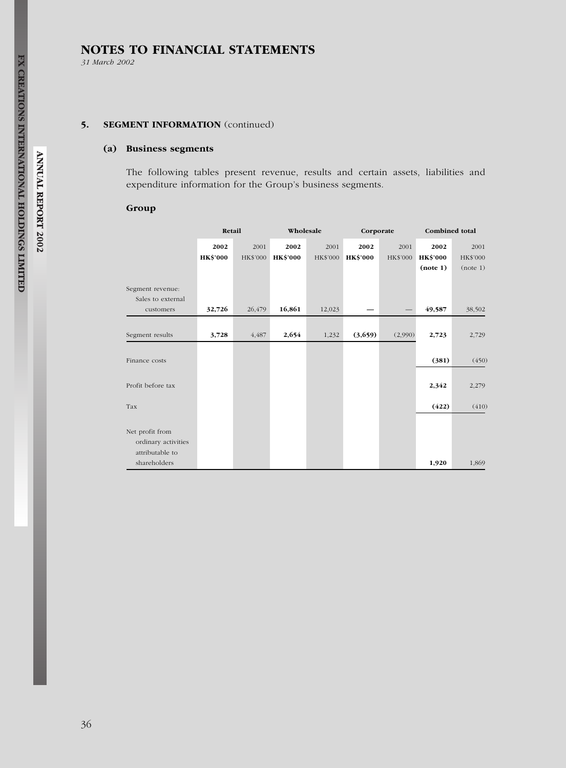# NOTES TO FINANCIAL STATEMENTS

*31 March 2002*

## 5. SEGMENT INFORMATION (continued)

### (a) Business segments

The following tables present revenue, results and certain assets, liabilities and expenditure information for the Group's business segments.

**Group**

| | Retail | | Wholesale | | Corporate | | Combined total | |
|---|---|---|---|---|---|---|---|---|
| | **2002** | 2001 | **2002** | 2001 | **2002** | 2001 | **2002** | 2001 |
| | **HK$'000** | HK$'000 | **HK$'000** | HK$'000 | **HK$'000** | HK$'000 | **HK$'000** | HK$'000 |
| | | | | | | | **(note 1)** | (note 1) |
| Segment revenue: | | | | | | | | |
| Sales to external customers | **32,726** | 26,479 | **16,861** | 12,023 | **—** | — | **49,587** | 38,502 |
| Segment results | **3,728** | 4,487 | **2,654** | 1,232 | **(3,659)** | (2,990) | **2,723** | 2,729 |
| Finance costs | | | | | | | **(381)** | (450) |
| Profit before tax | | | | | | | **2,342** | 2,279 |
| Tax | | | | | | | **(422)** | (410) |
| Net profit from ordinary activities attributable to shareholders | | | | | | | **1,920** | 1,869 |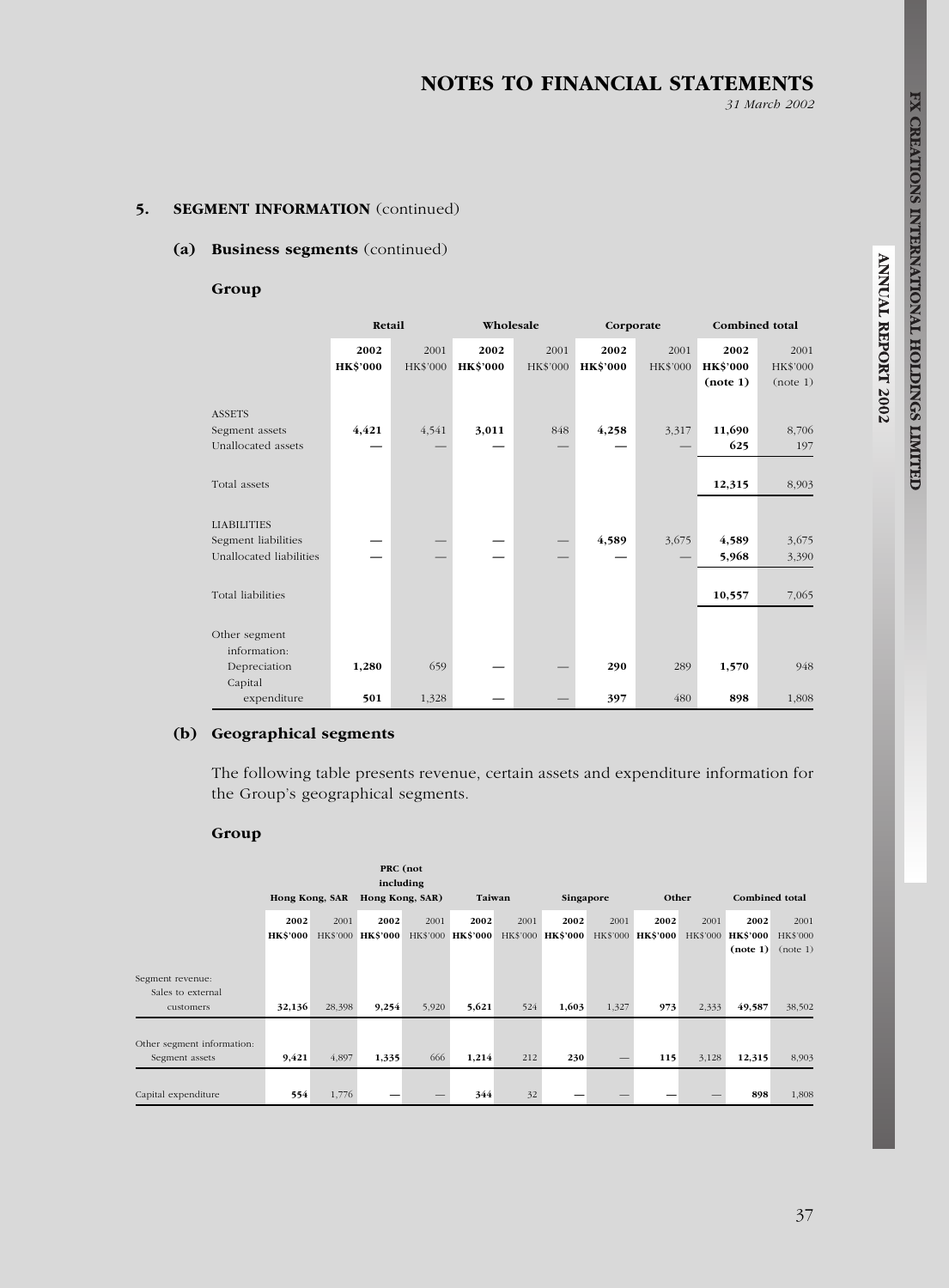## 5. SEGMENT INFORMATION (continued)

### (a) Business segments (continued)

**Group**

| | Retail | | Wholesale | | Corporate | | Combined total | |
|---|---|---|---|---|---|---|---|---|
| | **2002** | 2001 | **2002** | 2001 | **2002** | 2001 | **2002** | 2001 |
| | **HK$'000** | HK$'000 | **HK$'000** | HK$'000 | **HK$'000** | HK$'000 | **HK$'000 (note 1)** | HK$'000 (note 1) |
| ASSETS | | | | | | | | |
| Segment assets | **4,421** | 4,541 | **3,011** | 848 | **4,258** | 3,317 | **11,690** | 8,706 |
| Unallocated assets | **—** | — | **—** | — | **—** | — | **625** | 197 |
| Total assets | | | | | | | **12,315** | 8,903 |
| LIABILITIES | | | | | | | | |
| Segment liabilities | **—** | — | **—** | — | **4,589** | 3,675 | **4,589** | 3,675 |
| Unallocated liabilities | **—** | — | **—** | — | **—** | — | **5,968** | 3,390 |
| Total liabilities | | | | | | | **10,557** | 7,065 |
| Other segment information: | | | | | | | | |
| Depreciation | **1,280** | 659 | **—** | — | **290** | 289 | **1,570** | 948 |
| Capital expenditure | **501** | 1,328 | **—** | — | **397** | 480 | **898** | 1,808 |

### (b) Geographical segments

The following table presents revenue, certain assets and expenditure information for the Group's geographical segments.

**Group**

| | Hong Kong, SAR | | PRC (not including Hong Kong, SAR) | | Taiwan | | Singapore | | Other | | Combined total | |
|---|---|---|---|---|---|---|---|---|---|---|---|---|
| | **2002** | 2001 | **2002** | 2001 | **2002** | 2001 | **2002** | 2001 | **2002** | 2001 | **2002** | 2001 |
| | **HK$'000** | HK$'000 | **HK$'000** | HK$'000 | **HK$'000** | HK$'000 | **HK$'000** | HK$'000 | **HK$'000** | HK$'000 | **HK$'000 (note 1)** | HK$'000 (note 1) |
| Segment revenue: Sales to external customers | **32,136** | 28,398 | **9,254** | 5,920 | **5,621** | 524 | **1,603** | 1,327 | **973** | 2,333 | **49,587** | 38,502 |
| Other segment information: Segment assets | **9,421** | 4,897 | **1,335** | 666 | **1,214** | 212 | **230** | — | **115** | 3,128 | **12,315** | 8,903 |
| Capital expenditure | **554** | 1,776 | **—** | — | **344** | 32 | **—** | — | **—** | — | **898** | 1,808 |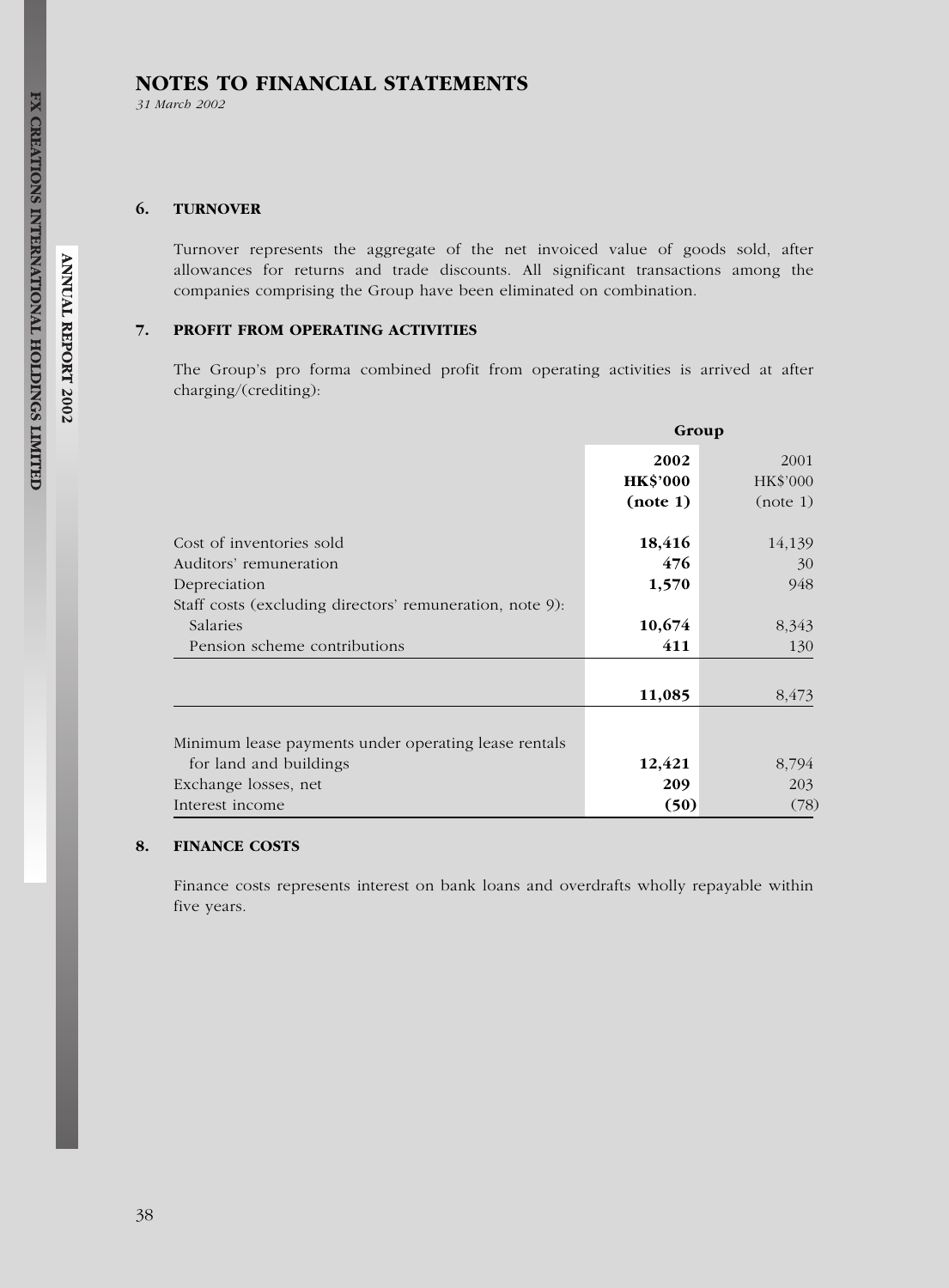# NOTES TO FINANCIAL STATEMENTS

*31 March 2002*

## 6. TURNOVER

Turnover represents the aggregate of the net invoiced value of goods sold, after allowances for returns and trade discounts. All significant transactions among the companies comprising the Group have been eliminated on combination.

## 7. PROFIT FROM OPERATING ACTIVITIES

The Group's pro forma combined profit from operating activities is arrived at after charging/(crediting):

| | Group | |
|---|---|---|
| | **2002** | 2001 |
| | **HK$'000** | HK$'000 |
| | **(note 1)** | (note 1) |
| Cost of inventories sold | **18,416** | 14,139 |
| Auditors' remuneration | **476** | 30 |
| Depreciation | **1,570** | 948 |
| Staff costs (excluding directors' remuneration, note 9): | | |
| Salaries | **10,674** | 8,343 |
| Pension scheme contributions | **411** | 130 |
| | **11,085** | 8,473 |
| Minimum lease payments under operating lease rentals for land and buildings | **12,421** | 8,794 |
| Exchange losses, net | **209** | 203 |
| Interest income | **(50)** | (78) |

## 8. FINANCE COSTS

Finance costs represents interest on bank loans and overdrafts wholly repayable within five years.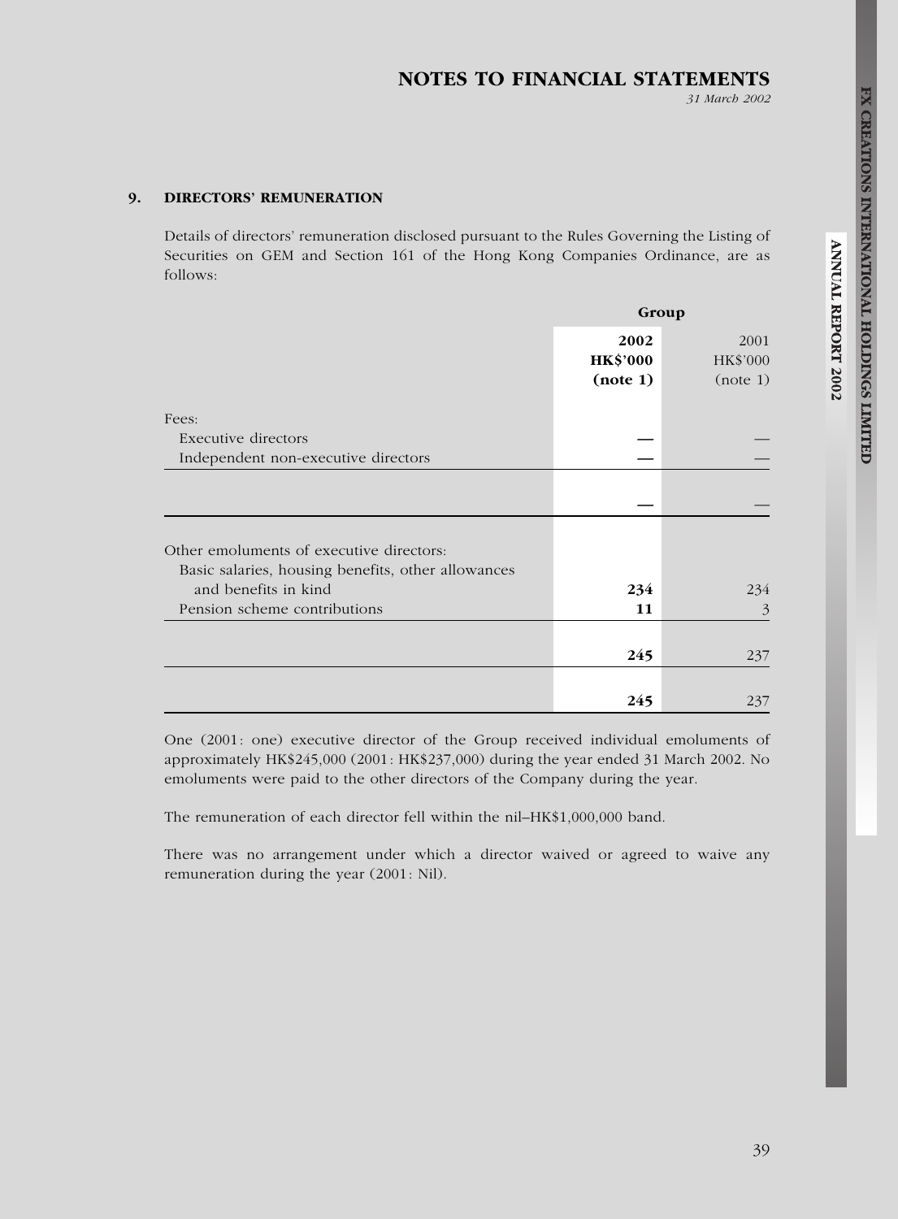## 9. DIRECTORS' REMUNERATION

Details of directors' remuneration disclosed pursuant to the Rules Governing the Listing of Securities on GEM and Section 161 of the Hong Kong Companies Ordinance, are as follows:

| | Group | |
|---|---|---|
| | **2002** | 2001 |
| | **HK$'000** | HK$'000 |
| | **(note 1)** | (note 1) |
| Fees: | | |
| Executive directors | **—** | — |
| Independent non-executive directors | **—** | — |
| | **—** | — |
| Other emoluments of executive directors: | | |
| Basic salaries, housing benefits, other allowances and benefits in kind | **234** | 234 |
| Pension scheme contributions | **11** | 3 |
| | **245** | 237 |
| | **245** | 237 |

One (2001: one) executive director of the Group received individual emoluments of approximately HK$245,000 (2001: HK$237,000) during the year ended 31 March 2002. No emoluments were paid to the other directors of the Company during the year.

The remuneration of each director fell within the nil–HK$1,000,000 band.

There was no arrangement under which a director waived or agreed to waive any remuneration during the year (2001: Nil).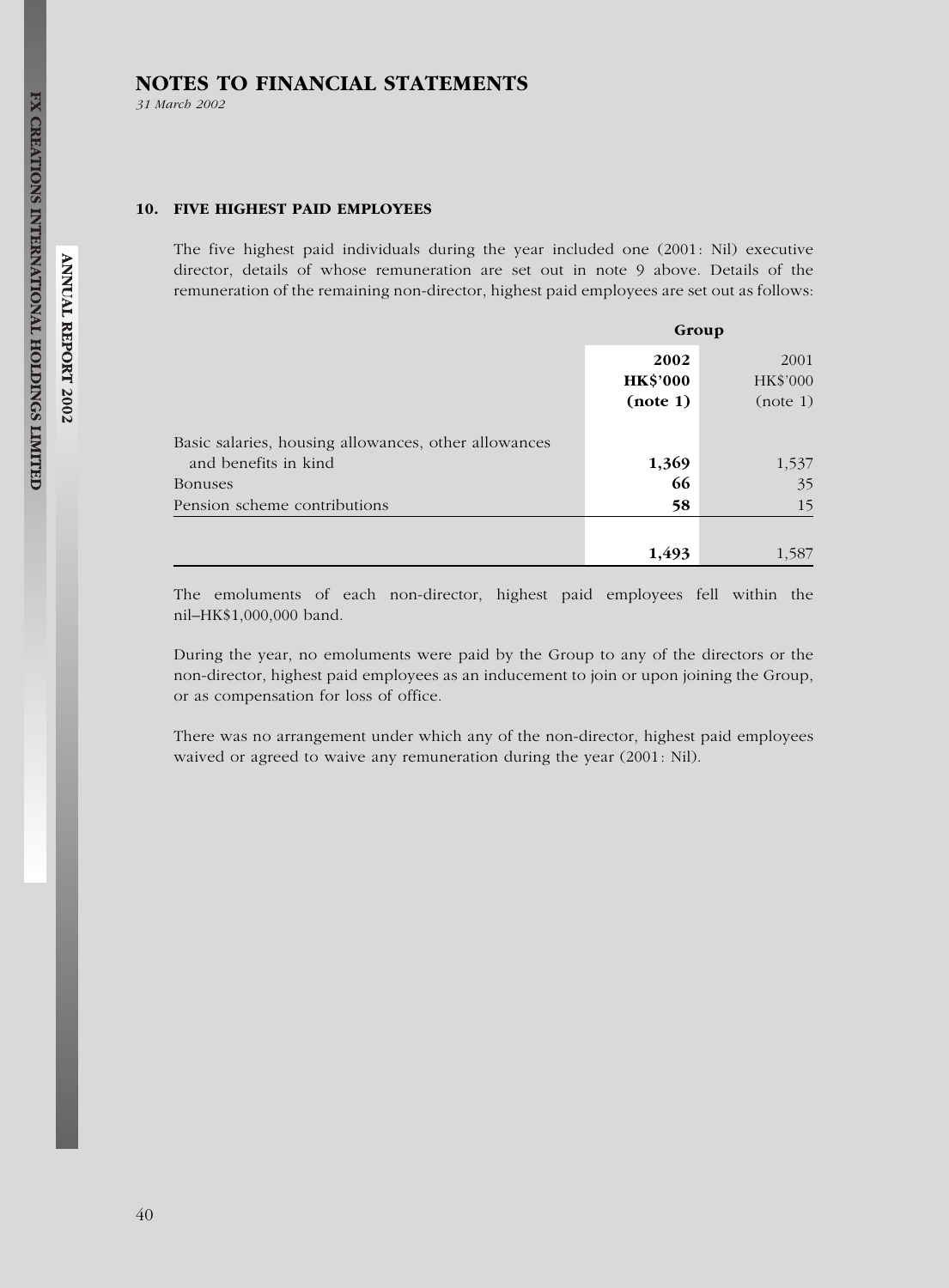# NOTES TO FINANCIAL STATEMENTS

*31 March 2002*

## 10. FIVE HIGHEST PAID EMPLOYEES

The five highest paid individuals during the year included one (2001: Nil) executive director, details of whose remuneration are set out in note 9 above. Details of the remuneration of the remaining non-director, highest paid employees are set out as follows:

| | Group | |
|---|---|---|
| | **2002** | 2001 |
| | **HK$'000** | HK$'000 |
| | **(note 1)** | (note 1) |
| Basic salaries, housing allowances, other allowances and benefits in kind | **1,369** | 1,537 |
| Bonuses | **66** | 35 |
| Pension scheme contributions | **58** | 15 |
| | **1,493** | 1,587 |

The emoluments of each non-director, highest paid employees fell within the nil–HK$1,000,000 band.

During the year, no emoluments were paid by the Group to any of the directors or the non-director, highest paid employees as an inducement to join or upon joining the Group, or as compensation for loss of office.

There was no arrangement under which any of the non-director, highest paid employees waived or agreed to waive any remuneration during the year (2001: Nil).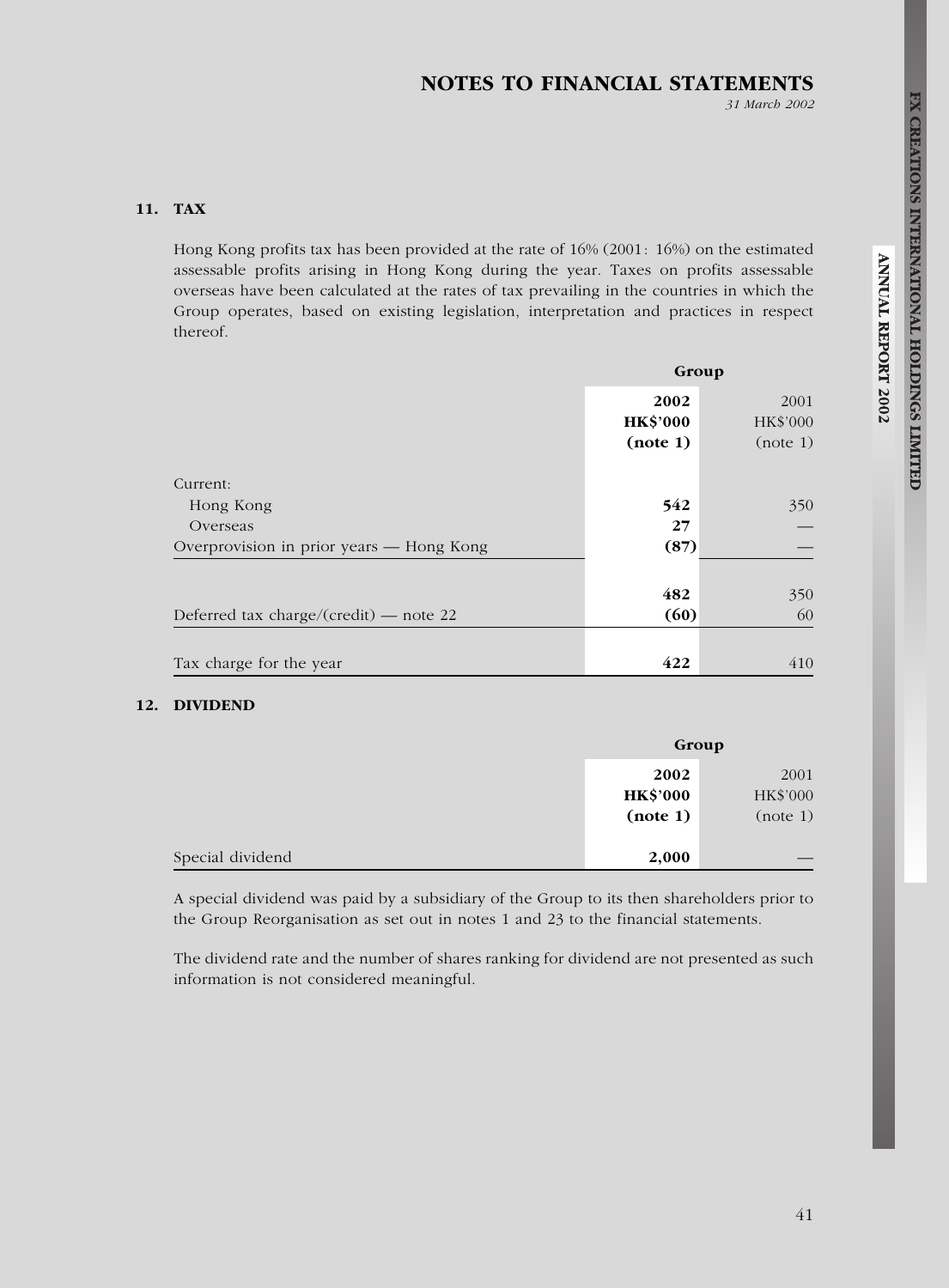# NOTES TO FINANCIAL STATEMENTS

*31 March 2002*

## 11. TAX

Hong Kong profits tax has been provided at the rate of 16% (2001: 16%) on the estimated assessable profits arising in Hong Kong during the year. Taxes on profits assessable overseas have been calculated at the rates of tax prevailing in the countries in which the Group operates, based on existing legislation, interpretation and practices in respect thereof.

| | Group | |
|---|---|---|
| | **2002** | 2001 |
| | **HK$'000** | HK$'000 |
| | **(note 1)** | (note 1) |
| Current: | | |
| Hong Kong | **542** | 350 |
| Overseas | **27** | — |
| Overprovision in prior years — Hong Kong | **(87)** | — |
| | **482** | 350 |
| Deferred tax charge/(credit) — note 22 | **(60)** | 60 |
| Tax charge for the year | **422** | 410 |

## 12. DIVIDEND

| | Group | |
|---|---|---|
| | **2002** | 2001 |
| | **HK$'000** | HK$'000 |
| | **(note 1)** | (note 1) |
| Special dividend | **2,000** | — |

A special dividend was paid by a subsidiary of the Group to its then shareholders prior to the Group Reorganisation as set out in notes 1 and 23 to the financial statements.

The dividend rate and the number of shares ranking for dividend are not presented as such information is not considered meaningful.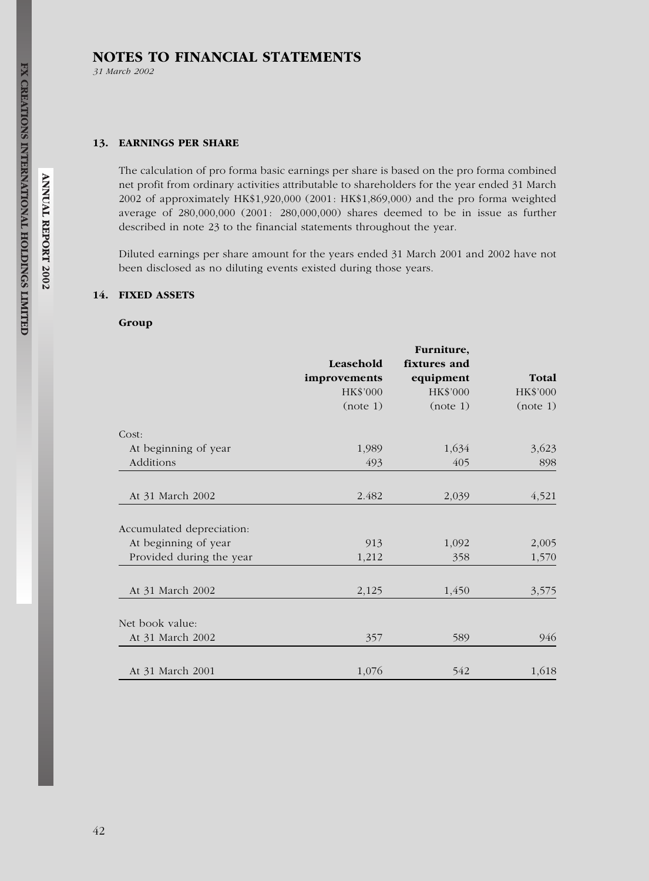# NOTES TO FINANCIAL STATEMENTS

*31 March 2002*

## 13. EARNINGS PER SHARE

The calculation of pro forma basic earnings per share is based on the pro forma combined net profit from ordinary activities attributable to shareholders for the year ended 31 March 2002 of approximately HK$1,920,000 (2001: HK$1,869,000) and the pro forma weighted average of 280,000,000 (2001: 280,000,000) shares deemed to be in issue as further described in note 23 to the financial statements throughout the year.

Diluted earnings per share amount for the years ended 31 March 2001 and 2002 have not been disclosed as no diluting events existed during those years.

## 14. FIXED ASSETS

**Group**

| | Leasehold improvements | Furniture, fixtures and equipment | Total |
|---|---|---|---|
| | HK$'000 | HK$'000 | HK$'000 |
| | (note 1) | (note 1) | (note 1) |
| Cost: | | | |
| At beginning of year | 1,989 | 1,634 | 3,623 |
| Additions | 493 | 405 | 898 |
| At 31 March 2002 | 2.482 | 2,039 | 4,521 |
| Accumulated depreciation: | | | |
| At beginning of year | 913 | 1,092 | 2,005 |
| Provided during the year | 1,212 | 358 | 1,570 |
| At 31 March 2002 | 2,125 | 1,450 | 3,575 |
| Net book value: | | | |
| At 31 March 2002 | 357 | 589 | 946 |
| At 31 March 2001 | 1,076 | 542 | 1,618 |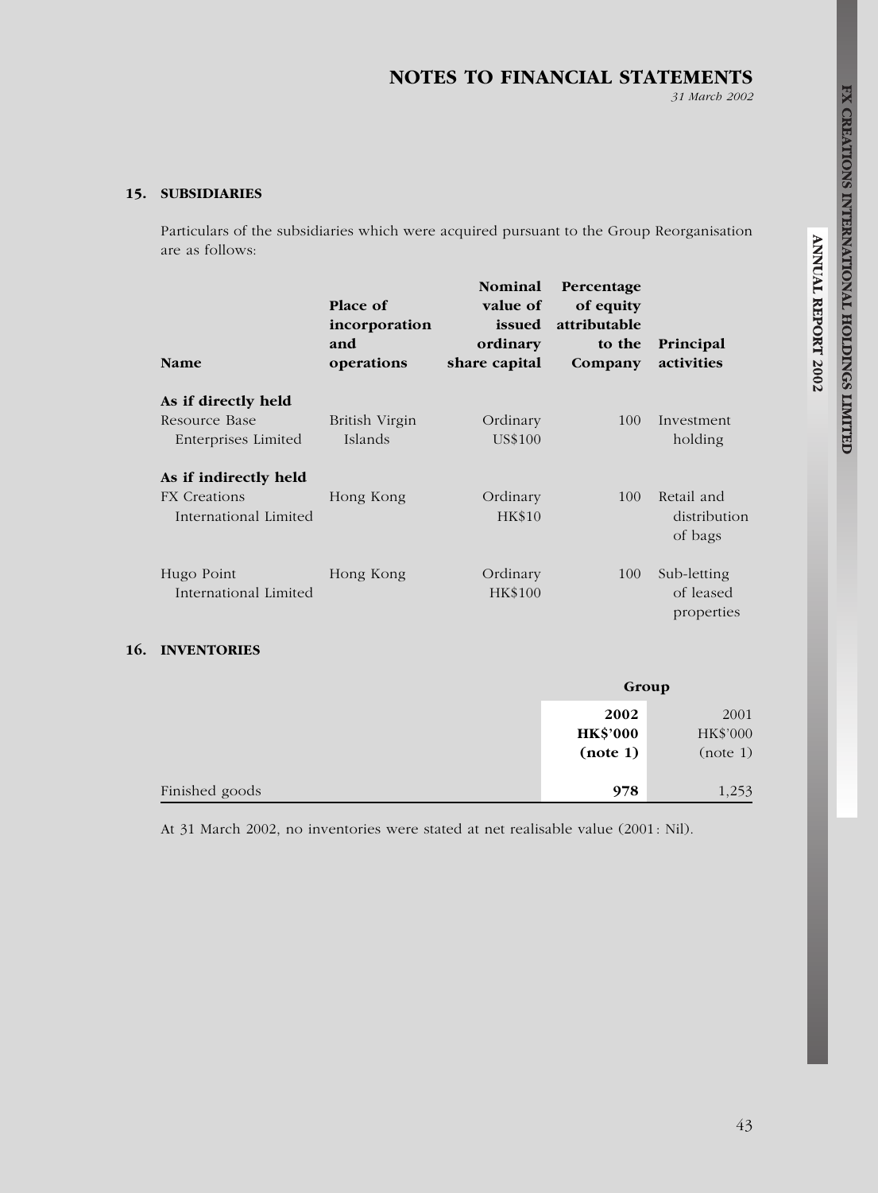# NOTES TO FINANCIAL STATEMENTS

*31 March 2002*

## 15. SUBSIDIARIES

Particulars of the subsidiaries which were acquired pursuant to the Group Reorganisation are as follows:

| Name | Place of incorporation and operations | Nominal value of issued ordinary share capital | Percentage of equity attributable to the Company | Principal activities |
|---|---|---|---|---|
| **As if directly held** | | | | |
| Resource Base Enterprises Limited | British Virgin Islands | Ordinary US$100 | 100 | Investment holding |
| **As if indirectly held** | | | | |
| FX Creations International Limited | Hong Kong | Ordinary HK$10 | 100 | Retail and distribution of bags |
| Hugo Point International Limited | Hong Kong | Ordinary HK$100 | 100 | Sub-letting of leased properties |

## 16. INVENTORIES

| | Group | |
|---|---|---|
| | **2002** | 2001 |
| | **HK$'000** | HK$'000 |
| | **(note 1)** | (note 1) |
| Finished goods | **978** | 1,253 |

At 31 March 2002, no inventories were stated at net realisable value (2001: Nil).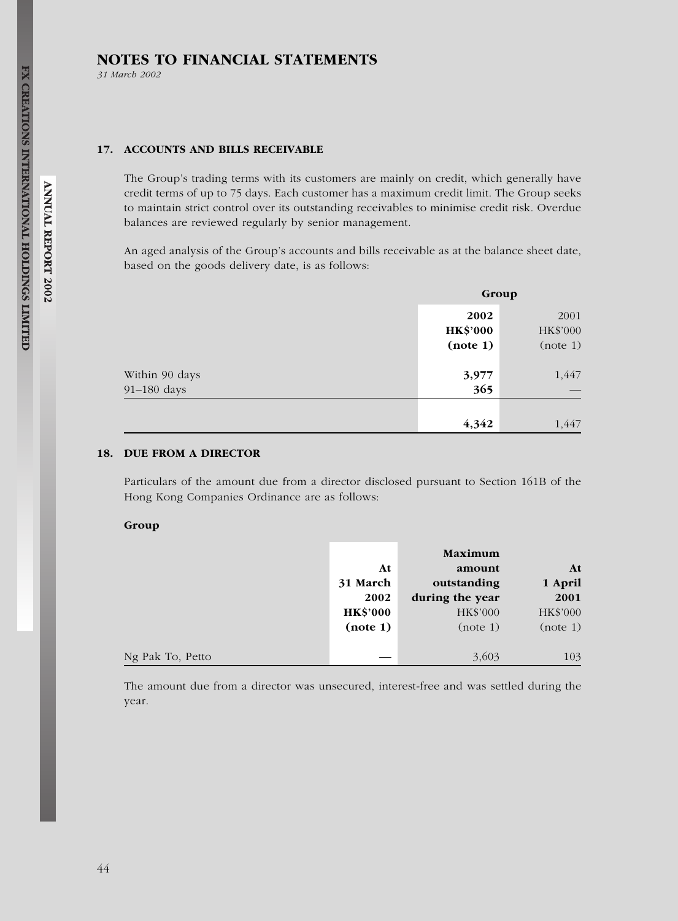# NOTES TO FINANCIAL STATEMENTS

*31 March 2002*

## 17. ACCOUNTS AND BILLS RECEIVABLE

The Group's trading terms with its customers are mainly on credit, which generally have credit terms of up to 75 days. Each customer has a maximum credit limit. The Group seeks to maintain strict control over its outstanding receivables to minimise credit risk. Overdue balances are reviewed regularly by senior management.

An aged analysis of the Group's accounts and bills receivable as at the balance sheet date, based on the goods delivery date, is as follows:

| | Group | |
|---|---|---|
| | **2002** | 2001 |
| | **HK$'000** | HK$'000 |
| | **(note 1)** | (note 1) |
| Within 90 days | **3,977** | 1,447 |
| 91–180 days | **365** | — |
| | **4,342** | 1,447 |

## 18. DUE FROM A DIRECTOR

Particulars of the amount due from a director disclosed pursuant to Section 161B of the Hong Kong Companies Ordinance are as follows:

**Group**

| | **At 31 March 2002** | **Maximum amount outstanding during the year** | **At 1 April 2001** |
|---|---|---|---|
| | **HK$'000** | HK$'000 | HK$'000 |
| | **(note 1)** | (note 1) | (note 1) |
| Ng Pak To, Petto | **—** | 3,603 | 103 |

The amount due from a director was unsecured, interest-free and was settled during the year.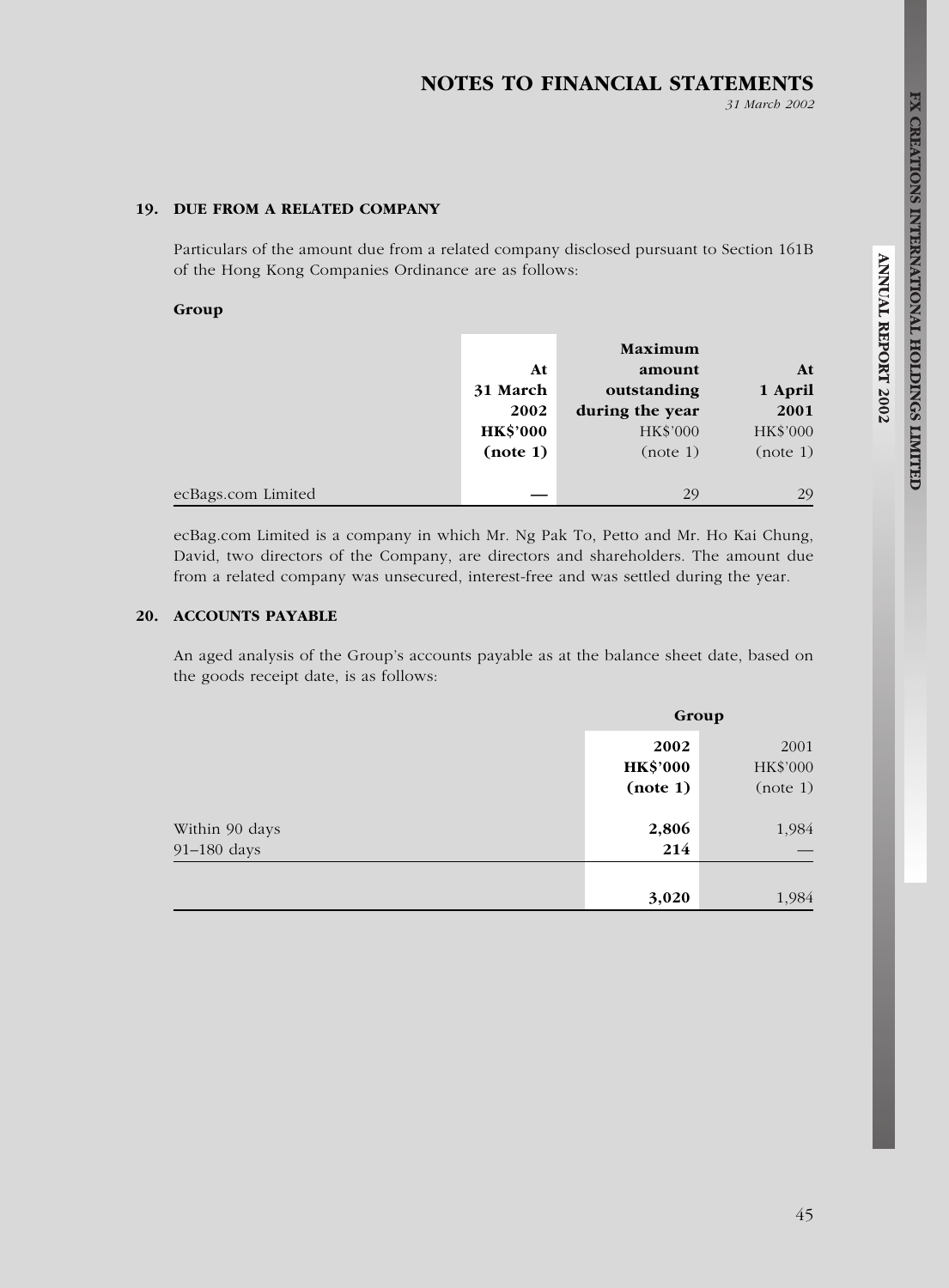# NOTES TO FINANCIAL STATEMENTS

*31 March 2002*

## 19. DUE FROM A RELATED COMPANY

Particulars of the amount due from a related company disclosed pursuant to Section 161B of the Hong Kong Companies Ordinance are as follows:

**Group**

| | **At 31 March 2002 HK$'000 (note 1)** | **Maximum amount outstanding during the year** HK$'000 (note 1) | **At 1 April 2001** HK$'000 (note 1) |
|---|---|---|---|
| ecBags.com Limited | — | 29 | 29 |

ecBag.com Limited is a company in which Mr. Ng Pak To, Petto and Mr. Ho Kai Chung, David, two directors of the Company, are directors and shareholders. The amount due from a related company was unsecured, interest-free and was settled during the year.

## 20. ACCOUNTS PAYABLE

An aged analysis of the Group's accounts payable as at the balance sheet date, based on the goods receipt date, is as follows:

| | **Group** | |
|---|---|---|
| | **2002 HK$'000 (note 1)** | 2001 HK$'000 (note 1) |
| Within 90 days | **2,806** | 1,984 |
| 91–180 days | **214** | — |
| | **3,020** | 1,984 |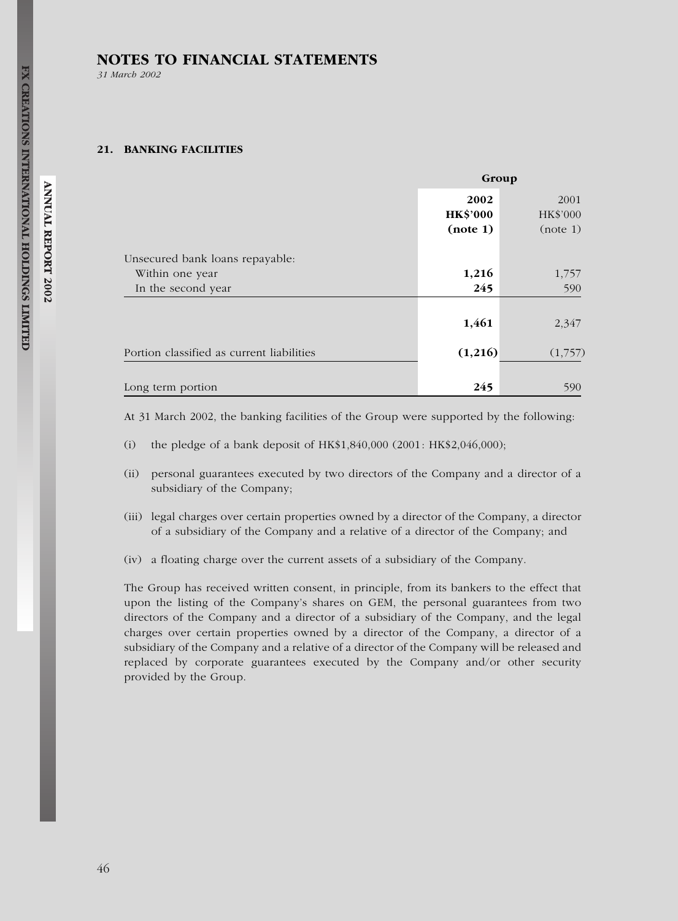# NOTES TO FINANCIAL STATEMENTS

*31 March 2002*

## 21. BANKING FACILITIES

| | Group | |
|---|---|---|
| | **2002** | 2001 |
| | **HK$'000** | HK$'000 |
| | **(note 1)** | (note 1) |
| Unsecured bank loans repayable: | | |
| Within one year | **1,216** | 1,757 |
| In the second year | **245** | 590 |
| | **1,461** | 2,347 |
| Portion classified as current liabilities | **(1,216)** | (1,757) |
| Long term portion | **245** | 590 |

At 31 March 2002, the banking facilities of the Group were supported by the following:

(i) the pledge of a bank deposit of HK$1,840,000 (2001: HK$2,046,000);

(ii) personal guarantees executed by two directors of the Company and a director of a subsidiary of the Company;

(iii) legal charges over certain properties owned by a director of the Company, a director of a subsidiary of the Company and a relative of a director of the Company; and

(iv) a floating charge over the current assets of a subsidiary of the Company.

The Group has received written consent, in principle, from its bankers to the effect that upon the listing of the Company's shares on GEM, the personal guarantees from two directors of the Company and a director of a subsidiary of the Company, and the legal charges over certain properties owned by a director of the Company, a director of a subsidiary of the Company and a relative of a director of the Company will be released and replaced by corporate guarantees executed by the Company and/or other security provided by the Group.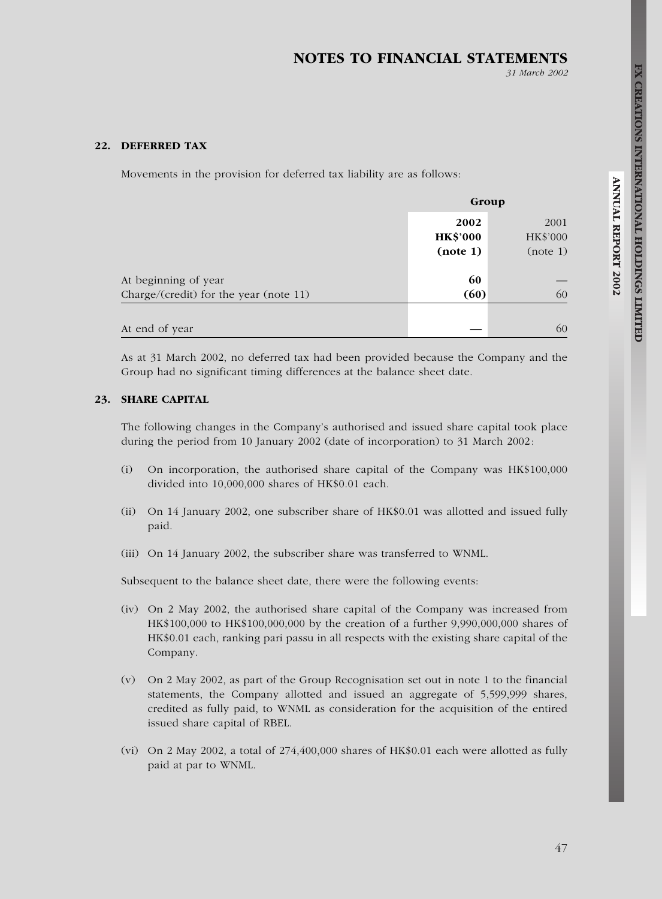# NOTES TO FINANCIAL STATEMENTS

*31 March 2002*

## 22. DEFERRED TAX

Movements in the provision for deferred tax liability are as follows:

| | Group | |
|---|---|---|
| | **2002** | 2001 |
| | **HK$'000** | HK$'000 |
| | **(note 1)** | (note 1) |
| At beginning of year | **60** | — |
| Charge/(credit) for the year (note 11) | **(60)** | 60 |
| At end of year | **—** | 60 |

As at 31 March 2002, no deferred tax had been provided because the Company and the Group had no significant timing differences at the balance sheet date.

## 23. SHARE CAPITAL

The following changes in the Company's authorised and issued share capital took place during the period from 10 January 2002 (date of incorporation) to 31 March 2002:

(i) On incorporation, the authorised share capital of the Company was HK$100,000 divided into 10,000,000 shares of HK$0.01 each.

(ii) On 14 January 2002, one subscriber share of HK$0.01 was allotted and issued fully paid.

(iii) On 14 January 2002, the subscriber share was transferred to WNML.

Subsequent to the balance sheet date, there were the following events:

(iv) On 2 May 2002, the authorised share capital of the Company was increased from HK$100,000 to HK$100,000,000 by the creation of a further 9,990,000,000 shares of HK$0.01 each, ranking pari passu in all respects with the existing share capital of the Company.

(v) On 2 May 2002, as part of the Group Recognisation set out in note 1 to the financial statements, the Company allotted and issued an aggregate of 5,599,999 shares, credited as fully paid, to WNML as consideration for the acquisition of the entired issued share capital of RBEL.

(vi) On 2 May 2002, a total of 274,400,000 shares of HK$0.01 each were allotted as fully paid at par to WNML.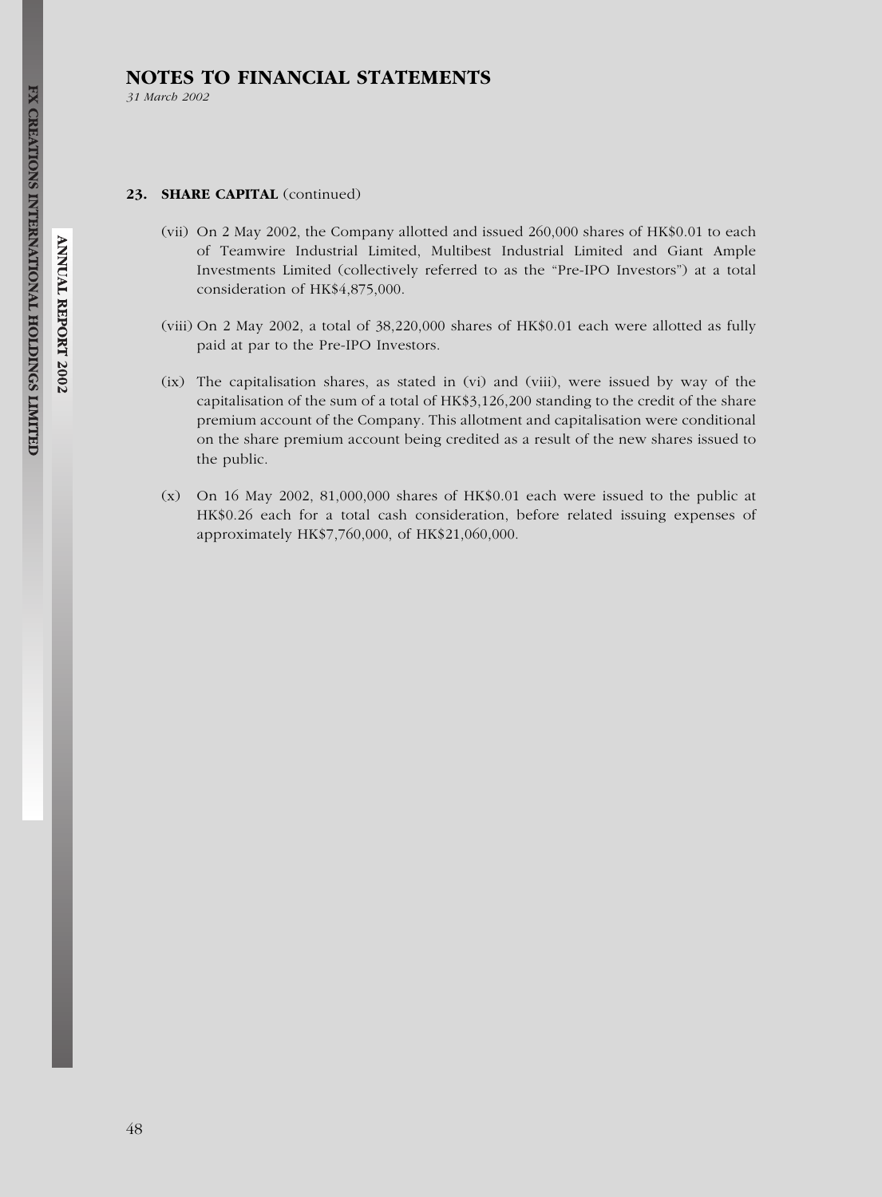# NOTES TO FINANCIAL STATEMENTS

*31 March 2002*

## 23. SHARE CAPITAL (continued)

(vii) On 2 May 2002, the Company allotted and issued 260,000 shares of HK$0.01 to each of Teamwire Industrial Limited, Multibest Industrial Limited and Giant Ample Investments Limited (collectively referred to as the "Pre-IPO Investors") at a total consideration of HK$4,875,000.

(viii) On 2 May 2002, a total of 38,220,000 shares of HK$0.01 each were allotted as fully paid at par to the Pre-IPO Investors.

(ix) The capitalisation shares, as stated in (vi) and (viii), were issued by way of the capitalisation of the sum of a total of HK$3,126,200 standing to the credit of the share premium account of the Company. This allotment and capitalisation were conditional on the share premium account being credited as a result of the new shares issued to the public.

(x) On 16 May 2002, 81,000,000 shares of HK$0.01 each were issued to the public at HK$0.26 each for a total cash consideration, before related issuing expenses of approximately HK$7,760,000, of HK$21,060,000.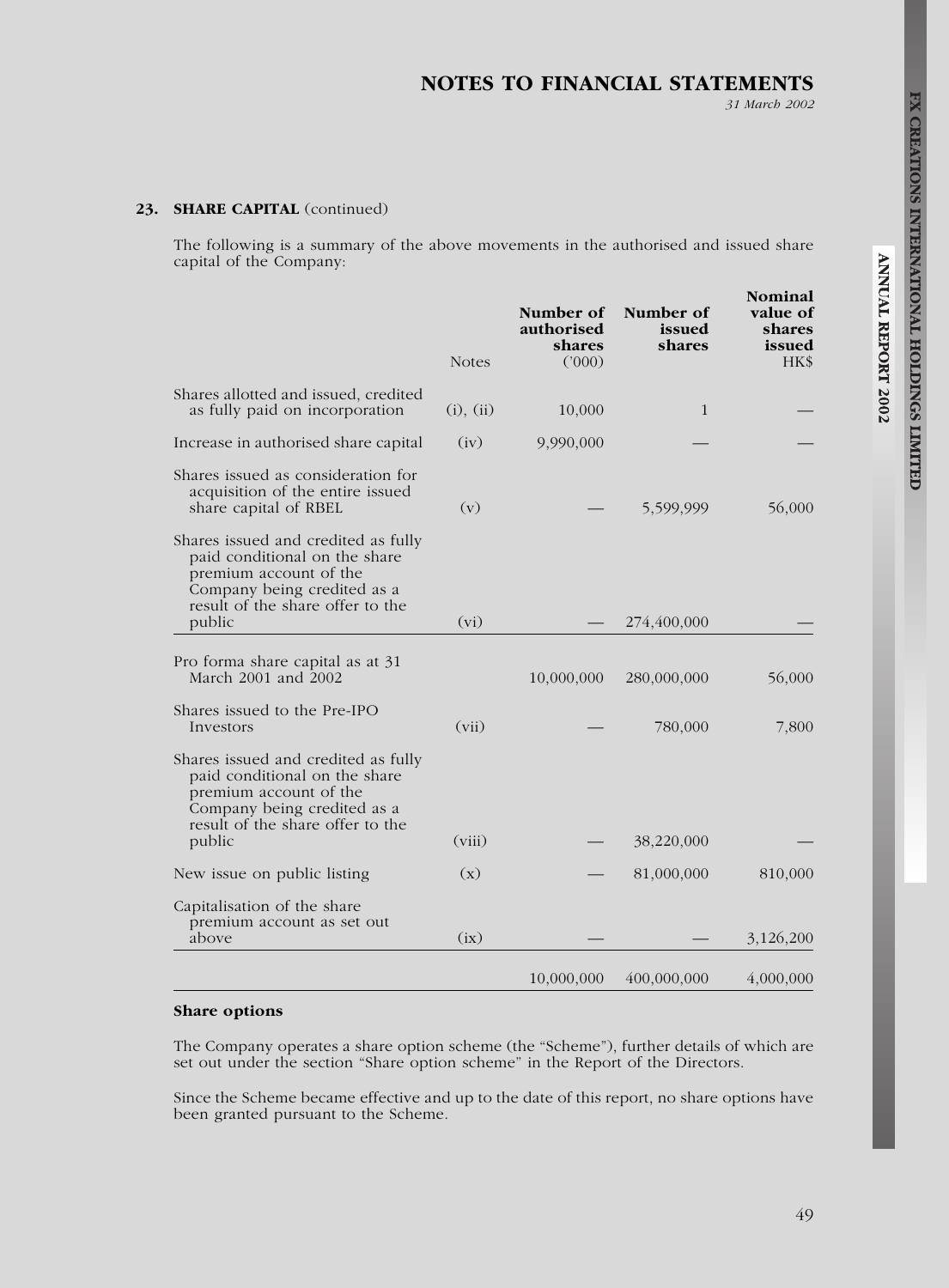## 23. SHARE CAPITAL (continued)

The following is a summary of the above movements in the authorised and issued share capital of the Company:

| | Notes | Number of authorised shares ('000) | Number of issued shares | Nominal value of shares issued HK$ |
|---|---|---|---|---|
| Shares allotted and issued, credited as fully paid on incorporation | (i), (ii) | 10,000 | 1 | — |
| Increase in authorised share capital | (iv) | 9,990,000 | — | — |
| Shares issued as consideration for acquisition of the entire issued share capital of RBEL | (v) | — | 5,599,999 | 56,000 |
| Shares issued and credited as fully paid conditional on the share premium account of the Company being credited as a result of the share offer to the public | (vi) | — | 274,400,000 | — |
| Pro forma share capital as at 31 March 2001 and 2002 | | 10,000,000 | 280,000,000 | 56,000 |
| Shares issued to the Pre-IPO Investors | (vii) | — | 780,000 | 7,800 |
| Shares issued and credited as fully paid conditional on the share premium account of the Company being credited as a result of the share offer to the public | (viii) | — | 38,220,000 | — |
| New issue on public listing | (x) | — | 81,000,000 | 810,000 |
| Capitalisation of the share premium account as set out above | (ix) | — | — | 3,126,200 |
| | | 10,000,000 | 400,000,000 | 4,000,000 |

### Share options

The Company operates a share option scheme (the "Scheme"), further details of which are set out under the section "Share option scheme" in the Report of the Directors.

Since the Scheme became effective and up to the date of this report, no share options have been granted pursuant to the Scheme.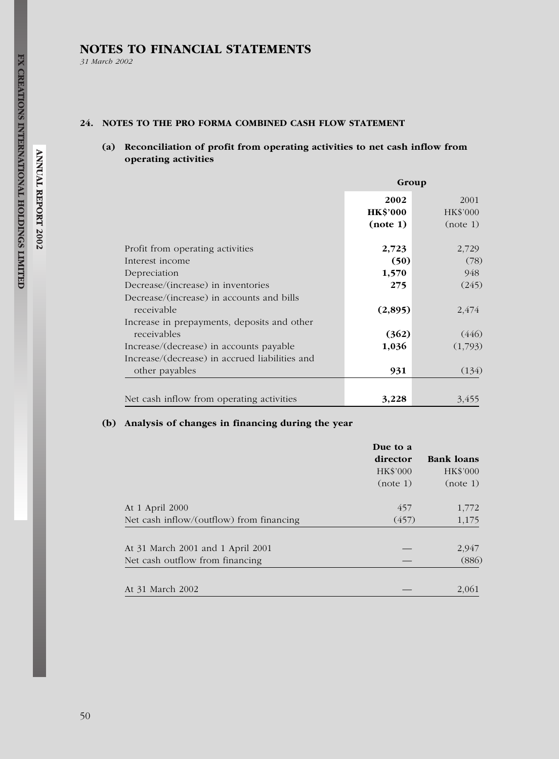# NOTES TO FINANCIAL STATEMENTS

*31 March 2002*

## 24. NOTES TO THE PRO FORMA COMBINED CASH FLOW STATEMENT

### (a) Reconciliation of profit from operating activities to net cash inflow from operating activities

| | Group | |
|---|---|---|
| | **2002** | 2001 |
| | **HK$'000** | HK$'000 |
| | **(note 1)** | (note 1) |
| Profit from operating activities | **2,723** | 2,729 |
| Interest income | **(50)** | (78) |
| Depreciation | **1,570** | 948 |
| Decrease/(increase) in inventories | **275** | (245) |
| Decrease/(increase) in accounts and bills receivable | **(2,895)** | 2,474 |
| Increase in prepayments, deposits and other receivables | **(362)** | (446) |
| Increase/(decrease) in accounts payable | **1,036** | (1,793) |
| Increase/(decrease) in accrued liabilities and other payables | **931** | (134) |
| Net cash inflow from operating activities | **3,228** | 3,455 |

### (b) Analysis of changes in financing during the year

| | **Due to a director** | **Bank loans** |
|---|---|---|
| | HK$'000 | HK$'000 |
| | (note 1) | (note 1) |
| At 1 April 2000 | 457 | 1,772 |
| Net cash inflow/(outflow) from financing | (457) | 1,175 |
| At 31 March 2001 and 1 April 2001 | — | 2,947 |
| Net cash outflow from financing | — | (886) |
| At 31 March 2002 | — | 2,061 |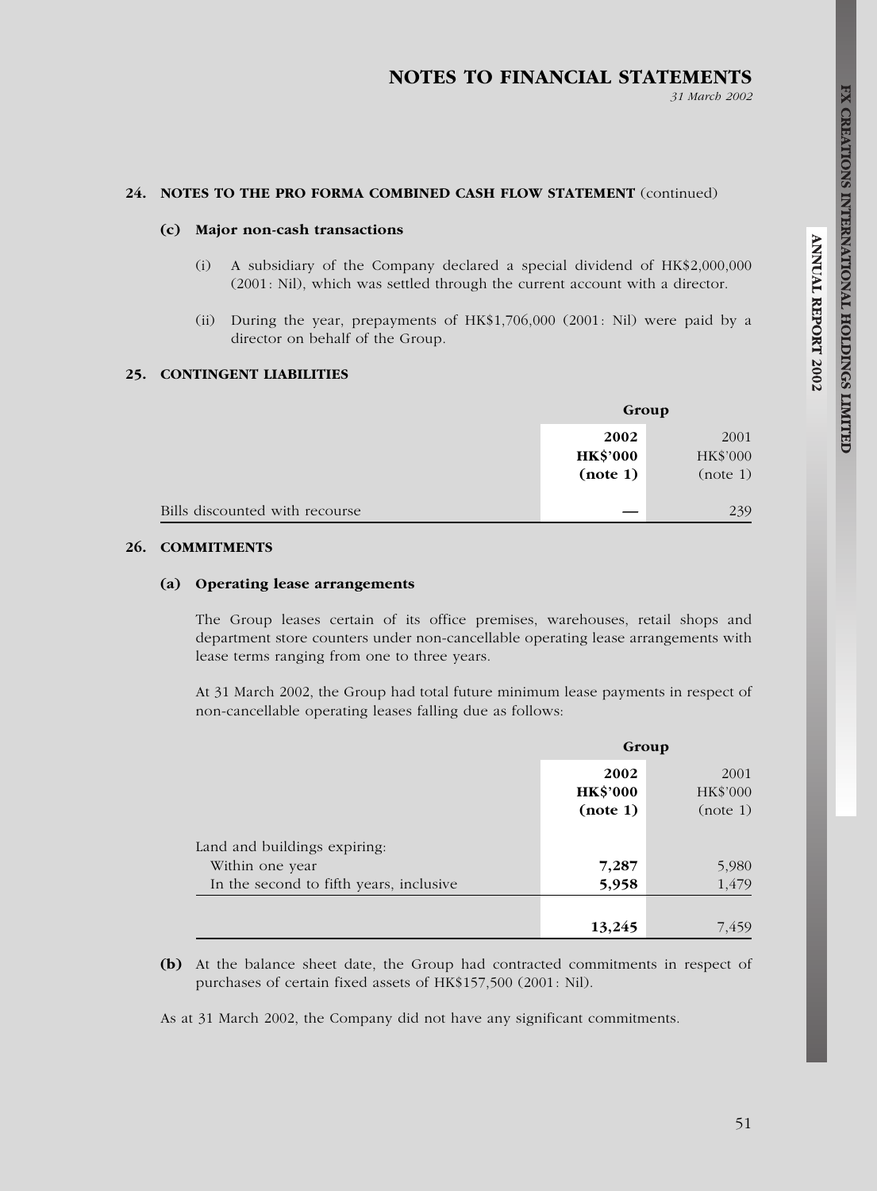# NOTES TO FINANCIAL STATEMENTS

*31 March 2002*

## 24. NOTES TO THE PRO FORMA COMBINED CASH FLOW STATEMENT (continued)

### (c) Major non-cash transactions

(i) A subsidiary of the Company declared a special dividend of HK$2,000,000 (2001: Nil), which was settled through the current account with a director.

(ii) During the year, prepayments of HK$1,706,000 (2001: Nil) were paid by a director on behalf of the Group.

## 25. CONTINGENT LIABILITIES

| | Group | |
|---|---|---|
| | **2002** | 2001 |
| | **HK$'000** | HK$'000 |
| | **(note 1)** | (note 1) |
| Bills discounted with recourse | **—** | 239 |

## 26. COMMITMENTS

### (a) Operating lease arrangements

The Group leases certain of its office premises, warehouses, retail shops and department store counters under non-cancellable operating lease arrangements with lease terms ranging from one to three years.

At 31 March 2002, the Group had total future minimum lease payments in respect of non-cancellable operating leases falling due as follows:

| | Group | |
|---|---|---|
| | **2002** | 2001 |
| | **HK$'000** | HK$'000 |
| | **(note 1)** | (note 1) |
| Land and buildings expiring: | | |
| Within one year | **7,287** | 5,980 |
| In the second to fifth years, inclusive | **5,958** | 1,479 |
| | **13,245** | 7,459 |

**(b)** At the balance sheet date, the Group had contracted commitments in respect of purchases of certain fixed assets of HK$157,500 (2001: Nil).

As at 31 March 2002, the Company did not have any significant commitments.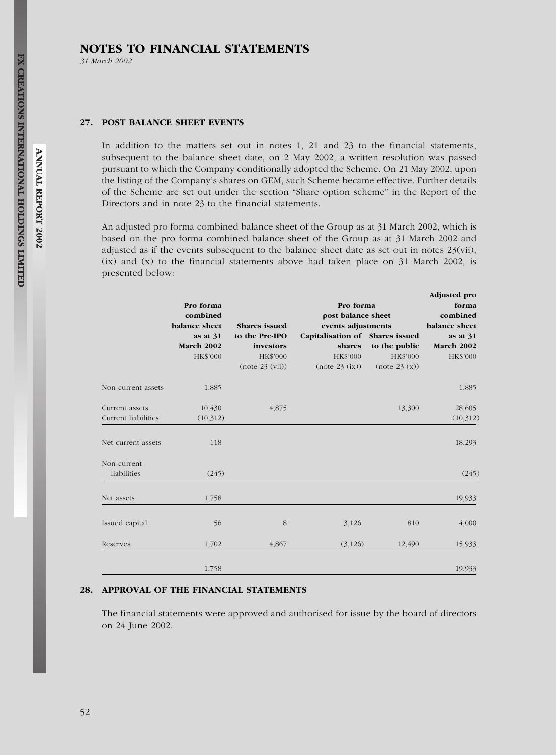# NOTES TO FINANCIAL STATEMENTS

*31 March 2002*

## 27. POST BALANCE SHEET EVENTS

In addition to the matters set out in notes 1, 21 and 23 to the financial statements, subsequent to the balance sheet date, on 2 May 2002, a written resolution was passed pursuant to which the Company conditionally adopted the Scheme. On 21 May 2002, upon the listing of the Company's shares on GEM, such Scheme became effective. Further details of the Scheme are set out under the section "Share option scheme" in the Report of the Directors and in note 23 to the financial statements.

An adjusted pro forma combined balance sheet of the Group as at 31 March 2002, which is based on the pro forma combined balance sheet of the Group as at 31 March 2002 and adjusted as if the events subsequent to the balance sheet date as set out in notes 23(vii), (ix) and (x) to the financial statements above had taken place on 31 March 2002, is presented below:

| | Pro forma combined balance sheet as at 31 March 2002 | Shares issued to the Pre-IPO investors | Pro forma post balance sheet events adjustments | | Adjusted pro forma combined balance sheet as at 31 March 2002 |
|---|---|---|---|---|---|
| | | | Capitalisation of shares | Shares issued to the public | |
| | HK$'000 | HK$'000 | HK$'000 | HK$'000 | HK$'000 |
| | | (note 23 (vii)) | (note 23 (ix)) | (note 23 (x)) | |
| Non-current assets | 1,885 | | | | 1,885 |
| Current assets | 10,430 | 4,875 | | 13,300 | 28,605 |
| Current liabilities | (10,312) | | | | (10,312) |
| Net current assets | 118 | | | | 18,293 |
| Non-current liabilities | (245) | | | | (245) |
| Net assets | 1,758 | | | | 19,933 |
| Issued capital | 56 | 8 | 3,126 | 810 | 4,000 |
| Reserves | 1,702 | 4,867 | (3,126) | 12,490 | 15,933 |
| | 1,758 | | | | 19,933 |

## 28. APPROVAL OF THE FINANCIAL STATEMENTS

The financial statements were approved and authorised for issue by the board of directors on 24 June 2002.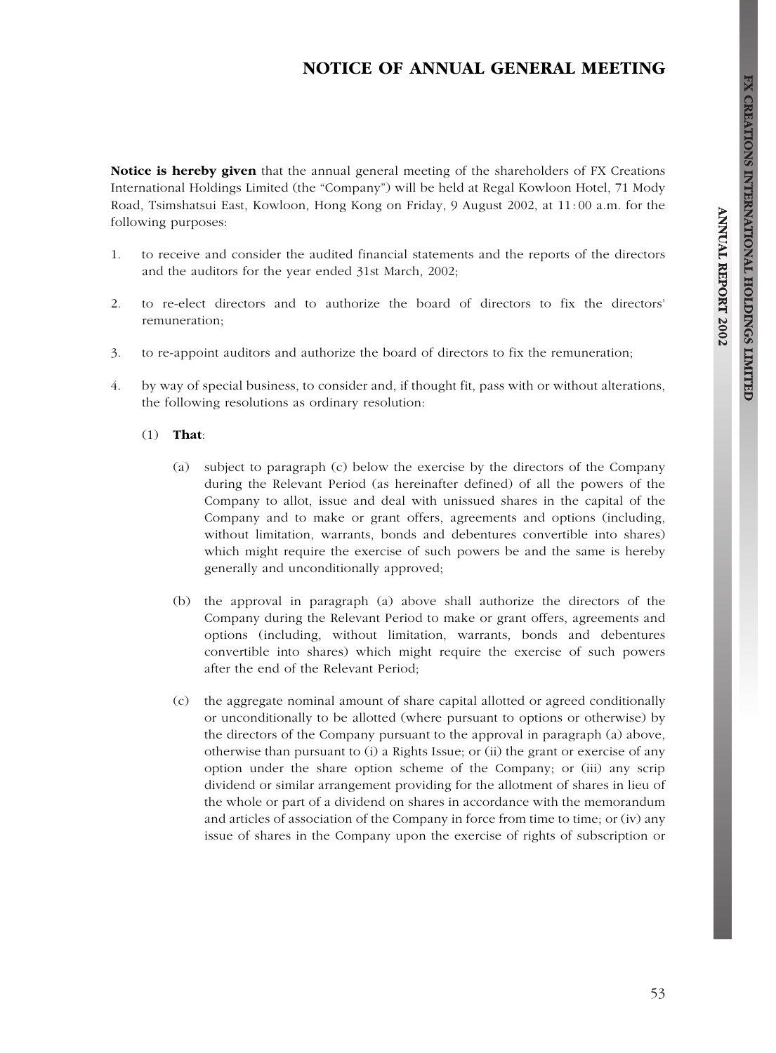# NOTICE OF ANNUAL GENERAL MEETING

**Notice is hereby given** that the annual general meeting of the shareholders of FX Creations International Holdings Limited (the "Company") will be held at Regal Kowloon Hotel, 71 Mody Road, Tsimshatsui East, Kowloon, Hong Kong on Friday, 9 August 2002, at 11: 00 a.m. for the following purposes:

1. to receive and consider the audited financial statements and the reports of the directors and the auditors for the year ended 31st March, 2002;

2. to re-elect directors and to authorize the board of directors to fix the directors' remuneration;

3. to re-appoint auditors and authorize the board of directors to fix the remuneration;

4. by way of special business, to consider and, if thought fit, pass with or without alterations, the following resolutions as ordinary resolution:

   (1) **That**:

   (a) subject to paragraph (c) below the exercise by the directors of the Company during the Relevant Period (as hereinafter defined) of all the powers of the Company to allot, issue and deal with unissued shares in the capital of the Company and to make or grant offers, agreements and options (including, without limitation, warrants, bonds and debentures convertible into shares) which might require the exercise of such powers be and the same is hereby generally and unconditionally approved;

   (b) the approval in paragraph (a) above shall authorize the directors of the Company during the Relevant Period to make or grant offers, agreements and options (including, without limitation, warrants, bonds and debentures convertible into shares) which might require the exercise of such powers after the end of the Relevant Period;

   (c) the aggregate nominal amount of share capital allotted or agreed conditionally or unconditionally to be allotted (where pursuant to options or otherwise) by the directors of the Company pursuant to the approval in paragraph (a) above, otherwise than pursuant to (i) a Rights Issue; or (ii) the grant or exercise of any option under the share option scheme of the Company; or (iii) any scrip dividend or similar arrangement providing for the allotment of shares in lieu of the whole or part of a dividend on shares in accordance with the memorandum and articles of association of the Company in force from time to time; or (iv) any issue of shares in the Company upon the exercise of rights of subscription or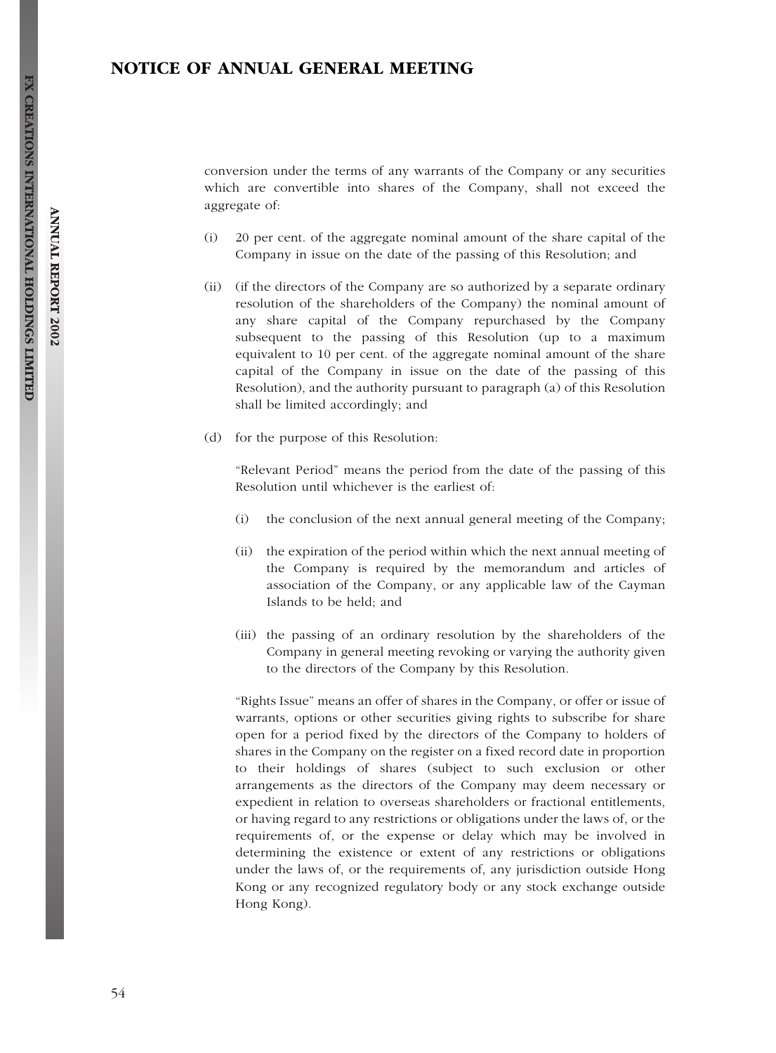# NOTICE OF ANNUAL GENERAL MEETING

conversion under the terms of any warrants of the Company or any securities which are convertible into shares of the Company, shall not exceed the aggregate of:

(i) 20 per cent. of the aggregate nominal amount of the share capital of the Company in issue on the date of the passing of this Resolution; and

(ii) (if the directors of the Company are so authorized by a separate ordinary resolution of the shareholders of the Company) the nominal amount of any share capital of the Company repurchased by the Company subsequent to the passing of this Resolution (up to a maximum equivalent to 10 per cent. of the aggregate nominal amount of the share capital of the Company in issue on the date of the passing of this Resolution), and the authority pursuant to paragraph (a) of this Resolution shall be limited accordingly; and

(d) for the purpose of this Resolution:

"Relevant Period" means the period from the date of the passing of this Resolution until whichever is the earliest of:

(i) the conclusion of the next annual general meeting of the Company;

(ii) the expiration of the period within which the next annual meeting of the Company is required by the memorandum and articles of association of the Company, or any applicable law of the Cayman Islands to be held; and

(iii) the passing of an ordinary resolution by the shareholders of the Company in general meeting revoking or varying the authority given to the directors of the Company by this Resolution.

"Rights Issue" means an offer of shares in the Company, or offer or issue of warrants, options or other securities giving rights to subscribe for share open for a period fixed by the directors of the Company to holders of shares in the Company on the register on a fixed record date in proportion to their holdings of shares (subject to such exclusion or other arrangements as the directors of the Company may deem necessary or expedient in relation to overseas shareholders or fractional entitlements, or having regard to any restrictions or obligations under the laws of, or the requirements of, or the expense or delay which may be involved in determining the existence or extent of any restrictions or obligations under the laws of, or the requirements of, any jurisdiction outside Hong Kong or any recognized regulatory body or any stock exchange outside Hong Kong).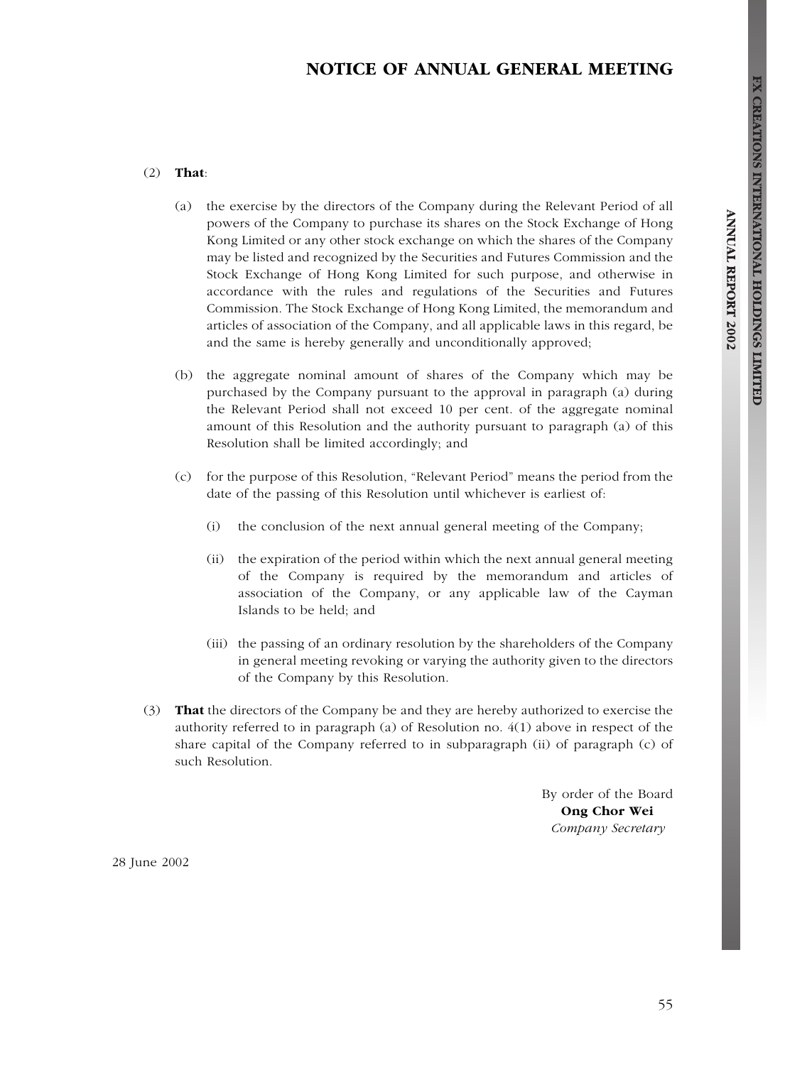# NOTICE OF ANNUAL GENERAL MEETING

(2) **That**:

(a) the exercise by the directors of the Company during the Relevant Period of all powers of the Company to purchase its shares on the Stock Exchange of Hong Kong Limited or any other stock exchange on which the shares of the Company may be listed and recognized by the Securities and Futures Commission and the Stock Exchange of Hong Kong Limited for such purpose, and otherwise in accordance with the rules and regulations of the Securities and Futures Commission. The Stock Exchange of Hong Kong Limited, the memorandum and articles of association of the Company, and all applicable laws in this regard, be and the same is hereby generally and unconditionally approved;

(b) the aggregate nominal amount of shares of the Company which may be purchased by the Company pursuant to the approval in paragraph (a) during the Relevant Period shall not exceed 10 per cent. of the aggregate nominal amount of this Resolution and the authority pursuant to paragraph (a) of this Resolution shall be limited accordingly; and

(c) for the purpose of this Resolution, "Relevant Period" means the period from the date of the passing of this Resolution until whichever is earliest of:

(i) the conclusion of the next annual general meeting of the Company;

(ii) the expiration of the period within which the next annual general meeting of the Company is required by the memorandum and articles of association of the Company, or any applicable law of the Cayman Islands to be held; and

(iii) the passing of an ordinary resolution by the shareholders of the Company in general meeting revoking or varying the authority given to the directors of the Company by this Resolution.

(3) **That** the directors of the Company be and they are hereby authorized to exercise the authority referred to in paragraph (a) of Resolution no. 4(1) above in respect of the share capital of the Company referred to in subparagraph (ii) of paragraph (c) of such Resolution.

By order of the Board
**Ong Chor Wei**
*Company Secretary*

28 June 2002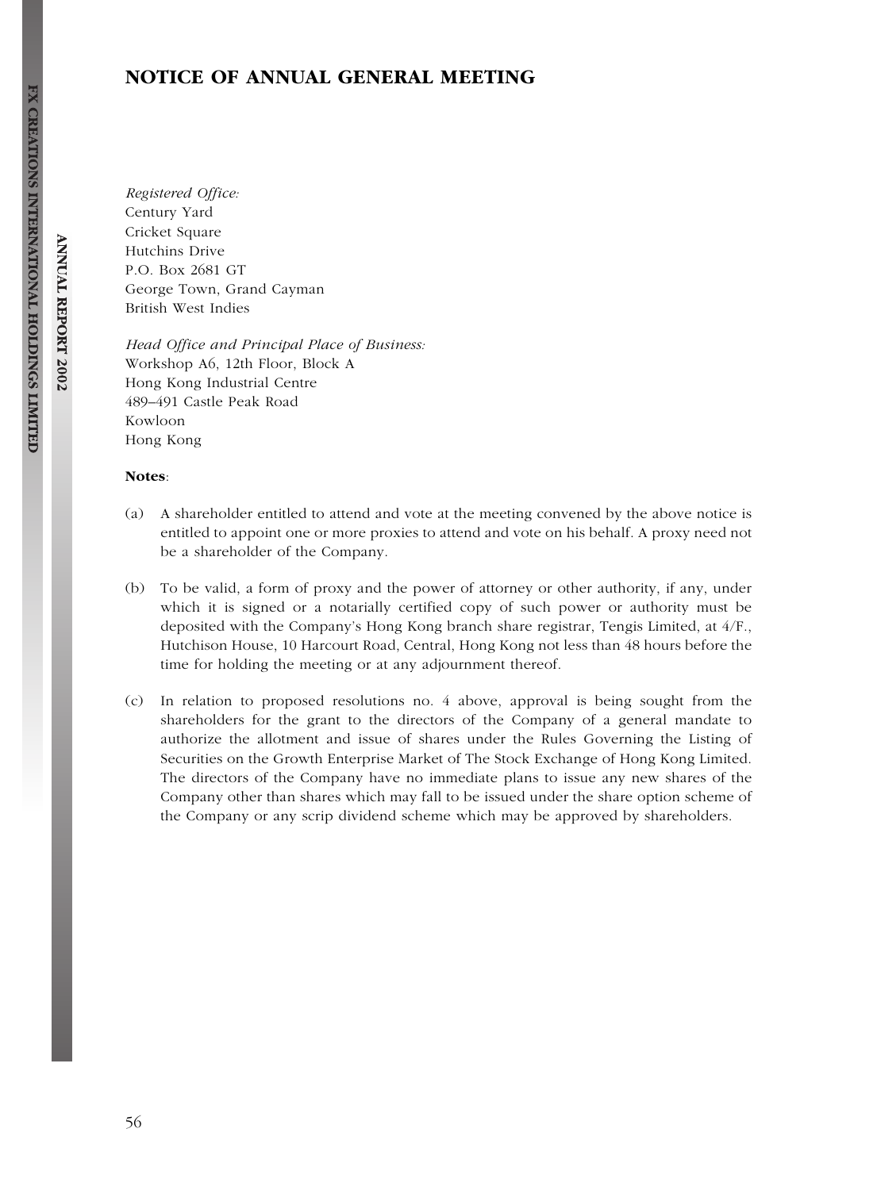# NOTICE OF ANNUAL GENERAL MEETING

*Registered Office:*
Century Yard
Cricket Square
Hutchins Drive
P.O. Box 2681 GT
George Town, Grand Cayman
British West Indies

*Head Office and Principal Place of Business:*
Workshop A6, 12th Floor, Block A
Hong Kong Industrial Centre
489–491 Castle Peak Road
Kowloon
Hong Kong

**Notes**:

(a) A shareholder entitled to attend and vote at the meeting convened by the above notice is entitled to appoint one or more proxies to attend and vote on his behalf. A proxy need not be a shareholder of the Company.

(b) To be valid, a form of proxy and the power of attorney or other authority, if any, under which it is signed or a notarially certified copy of such power or authority must be deposited with the Company's Hong Kong branch share registrar, Tengis Limited, at 4/F., Hutchison House, 10 Harcourt Road, Central, Hong Kong not less than 48 hours before the time for holding the meeting or at any adjournment thereof.

(c) In relation to proposed resolutions no. 4 above, approval is being sought from the shareholders for the grant to the directors of the Company of a general mandate to authorize the allotment and issue of shares under the Rules Governing the Listing of Securities on the Growth Enterprise Market of The Stock Exchange of Hong Kong Limited. The directors of the Company have no immediate plans to issue any new shares of the Company other than shares which may fall to be issued under the share option scheme of the Company or any scrip dividend scheme which may be approved by shareholders.